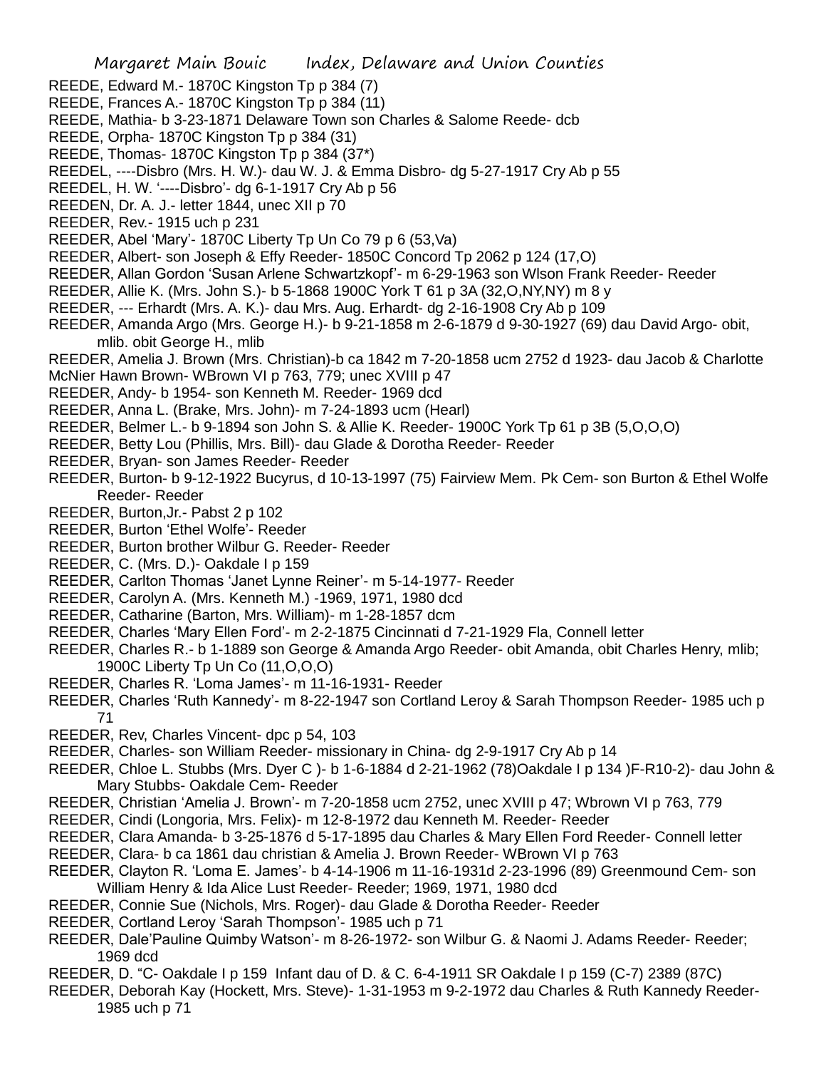REEDE, Edward M.- 1870C Kingston Tp p 384 (7)
REEDE, Frances A.- 1870C Kingston Tp p 384 (11)
REEDE, Mathia- b 3-23-1871 Delaware Town son Charles & Salome Reede- dcb
REEDE, Orpha- 1870C Kingston Tp p 384 (31)
REEDE, Thomas- 1870C Kingston Tp p 384 (37*)
REEDEL, ----Disbro (Mrs. H. W.)- dau W. J. & Emma Disbro- dg 5-27-1917 Cry Ab p 55
REEDEL, H. W. '----Disbro'- dg 6-1-1917 Cry Ab p 56
REEDEN, Dr. A. J.- letter 1844, unec XII p 70
REEDER, Rev.- 1915 uch p 231
REEDER, Abel 'Mary'- 1870C Liberty Tp Un Co 79 p 6 (53,Va)
REEDER, Albert- son Joseph & Effy Reeder- 1850C Concord Tp 2062 p 124 (17,O)
REEDER, Allan Gordon 'Susan Arlene Schwartzkopf'- m 6-29-1963 son Wlson Frank Reeder- Reeder
REEDER, Allie K. (Mrs. John S.)- b 5-1868 1900C York T 61 p 3A (32,O,NY,NY) m 8 y
REEDER, --- Erhardt (Mrs. A. K.)- dau Mrs. Aug. Erhardt- dg 2-16-1908 Cry Ab p 109
REEDER, Amanda Argo (Mrs. George H.)- b 9-21-1858 m 2-6-1879 d 9-30-1927 (69) dau David Argo- obit, mlib. obit George H., mlib
REEDER, Amelia J. Brown (Mrs. Christian)-b ca 1842 m 7-20-1858 ucm 2752 d 1923- dau Jacob & Charlotte McNier Hawn Brown- WBrown VI p 763, 779; unec XVIII p 47
REEDER, Andy- b 1954- son Kenneth M. Reeder- 1969 dcd
REEDER, Anna L. (Brake, Mrs. John)- m 7-24-1893 ucm (Hearl)
REEDER, Belmer L.- b 9-1894 son John S. & Allie K. Reeder- 1900C York Tp 61 p 3B (5,O,O,O)
REEDER, Betty Lou (Phillis, Mrs. Bill)- dau Glade & Dorotha Reeder- Reeder
REEDER, Bryan- son James Reeder- Reeder
REEDER, Burton- b 9-12-1922 Bucyrus, d 10-13-1997 (75) Fairview Mem. Pk Cem- son Burton & Ethel Wolfe Reeder- Reeder
REEDER, Burton,Jr.- Pabst 2 p 102
REEDER, Burton 'Ethel Wolfe'- Reeder
REEDER, Burton brother Wilbur G. Reeder- Reeder
REEDER, C. (Mrs. D.)- Oakdale I p 159
REEDER, Carlton Thomas 'Janet Lynne Reiner'- m 5-14-1977- Reeder
REEDER, Carolyn A. (Mrs. Kenneth M.) -1969, 1971, 1980 dcd
REEDER, Catharine (Barton, Mrs. William)- m 1-28-1857 dcm
REEDER, Charles 'Mary Ellen Ford'- m 2-2-1875 Cincinnati d 7-21-1929 Fla, Connell letter
REEDER, Charles R.- b 1-1889 son George & Amanda Argo Reeder- obit Amanda, obit Charles Henry, mlib; 1900C Liberty Tp Un Co (11,O,O,O)
REEDER, Charles R. 'Loma James'- m 11-16-1931- Reeder
REEDER, Charles 'Ruth Kannedy'- m 8-22-1947 son Cortland Leroy & Sarah Thompson Reeder- 1985 uch p 71
REEDER, Rev, Charles Vincent- dpc p 54, 103
REEDER, Charles- son William Reeder- missionary in China- dg 2-9-1917 Cry Ab p 14
REEDER, Chloe L. Stubbs (Mrs. Dyer C )- b 1-6-1884 d 2-21-1962 (78)Oakdale I p 134 )F-R10-2)- dau John & Mary Stubbs- Oakdale Cem- Reeder
REEDER, Christian 'Amelia J. Brown'- m 7-20-1858 ucm 2752, unec XVIII p 47; Wbrown VI p 763, 779
REEDER, Cindi (Longoria, Mrs. Felix)- m 12-8-1972 dau Kenneth M. Reeder- Reeder
REEDER, Clara Amanda- b 3-25-1876 d 5-17-1895 dau Charles & Mary Ellen Ford Reeder- Connell letter
REEDER, Clara- b ca 1861 dau christian & Amelia J. Brown Reeder- WBrown VI p 763
REEDER, Clayton R. 'Loma E. James'- b 4-14-1906 m 11-16-1931d 2-23-1996 (89) Greenmound Cem- son William Henry & Ida Alice Lust Reeder- Reeder; 1969, 1971, 1980 dcd
REEDER, Connie Sue (Nichols, Mrs. Roger)- dau Glade & Dorotha Reeder- Reeder
REEDER, Cortland Leroy 'Sarah Thompson'- 1985 uch p 71
REEDER, Dale'Pauline Quimby Watson'- m 8-26-1972- son Wilbur G. & Naomi J. Adams Reeder- Reeder; 1969 dcd
REEDER, D. "C- Oakdale I p 159 Infant dau of D. & C. 6-4-1911 SR Oakdale I p 159 (C-7) 2389 (87C)
REEDER, Deborah Kay (Hockett, Mrs. Steve)- 1-31-1953 m 9-2-1972 dau Charles & Ruth Kannedy Reeder- 1985 uch p 71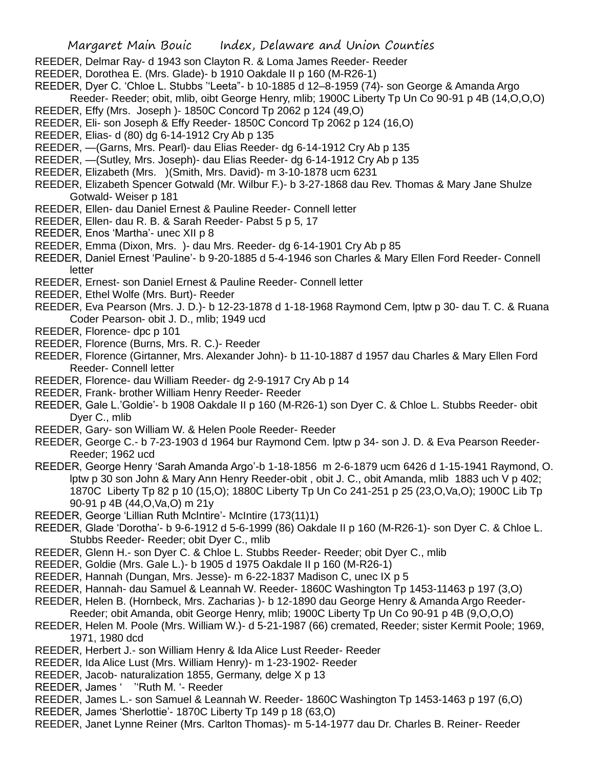REEDER, Delmar Ray- d 1943 son Clayton R. & Loma James Reeder- Reeder

REEDER, Dorothea E. (Mrs. Glade)- b 1910 Oakdale II p 160 (M-R26-1)

REEDER, Dyer C. 'Chloe L. Stubbs ''Leeta"- b 10-1885 d 12–8-1959 (74)- son George & Amanda Argo Reeder- Reeder; obit, mlib, oibt George Henry, mlib; 1900C Liberty Tp Un Co 90-91 p 4B (14,O,O,O)

REEDER, Effy (Mrs. Joseph )- 1850C Concord Tp 2062 p 124 (49,O)

REEDER, Eli- son Joseph & Effy Reeder- 1850C Concord Tp 2062 p 124 (16,O)

REEDER, Elias- d (80) dg 6-14-1912 Cry Ab p 135

REEDER, —(Garns, Mrs. Pearl)- dau Elias Reeder- dg 6-14-1912 Cry Ab p 135

REEDER, —(Sutley, Mrs. Joseph)- dau Elias Reeder- dg 6-14-1912 Cry Ab p 135

REEDER, Elizabeth (Mrs. )(Smith, Mrs. David)- m 3-10-1878 ucm 6231

REEDER, Elizabeth Spencer Gotwald (Mr. Wilbur F.)- b 3-27-1868 dau Rev. Thomas & Mary Jane Shulze Gotwald- Weiser p 181

REEDER, Ellen- dau Daniel Ernest & Pauline Reeder- Connell letter

REEDER, Ellen- dau R. B. & Sarah Reeder- Pabst 5 p 5, 17

REEDER, Enos 'Martha'- unec XII p 8

REEDER, Emma (Dixon, Mrs. )- dau Mrs. Reeder- dg 6-14-1901 Cry Ab p 85

REEDER, Daniel Ernest 'Pauline'- b 9-20-1885 d 5-4-1946 son Charles & Mary Ellen Ford Reeder- Connell letter

REEDER, Ernest- son Daniel Ernest & Pauline Reeder- Connell letter

REEDER, Ethel Wolfe (Mrs. Burt)- Reeder

REEDER, Eva Pearson (Mrs. J. D.)- b 12-23-1878 d 1-18-1968 Raymond Cem, lptw p 30- dau T. C. & Ruana Coder Pearson- obit J. D., mlib; 1949 ucd

REEDER, Florence- dpc p 101

REEDER, Florence (Burns, Mrs. R. C.)- Reeder

REEDER, Florence (Girtanner, Mrs. Alexander John)- b 11-10-1887 d 1957 dau Charles & Mary Ellen Ford Reeder- Connell letter

REEDER, Florence- dau William Reeder- dg 2-9-1917 Cry Ab p 14

REEDER, Frank- brother William Henry Reeder- Reeder

REEDER, Gale L.'Goldie'- b 1908 Oakdale II p 160 (M-R26-1) son Dyer C. & Chloe L. Stubbs Reeder- obit Dyer C., mlib

REEDER, Gary- son William W. & Helen Poole Reeder- Reeder

REEDER, George C.- b 7-23-1903 d 1964 bur Raymond Cem. lptw p 34- son J. D. & Eva Pearson Reeder-Reeder; 1962 ucd

REEDER, George Henry 'Sarah Amanda Argo'-b 1-18-1856 m 2-6-1879 ucm 6426 d 1-15-1941 Raymond, O. lptw p 30 son John & Mary Ann Henry Reeder-obit , obit J. C., obit Amanda, mlib 1883 uch V p 402; 1870C Liberty Tp 82 p 10 (15,O); 1880C Liberty Tp Un Co 241-251 p 25 (23,O,Va,O); 1900C Lib Tp 90-91 p 4B (44,O,Va,O) m 21y

REEDER, George 'Lillian Ruth McIntire'- McIntire (173(11)1)

REEDER, Glade 'Dorotha'- b 9-6-1912 d 5-6-1999 (86) Oakdale II p 160 (M-R26-1)- son Dyer C. & Chloe L. Stubbs Reeder- Reeder; obit Dyer C., mlib

REEDER, Glenn H.- son Dyer C. & Chloe L. Stubbs Reeder- Reeder; obit Dyer C., mlib

REEDER, Goldie (Mrs. Gale L.)- b 1905 d 1975 Oakdale II p 160 (M-R26-1)

REEDER, Hannah (Dungan, Mrs. Jesse)- m 6-22-1837 Madison C, unec IX p 5

REEDER, Hannah- dau Samuel & Leannah W. Reeder- 1860C Washington Tp 1453-11463 p 197 (3,O)

REEDER, Helen B. (Hornbeck, Mrs. Zacharias )- b 12-1890 dau George Henry & Amanda Argo Reeder-Reeder; obit Amanda, obit George Henry, mlib; 1900C Liberty Tp Un Co 90-91 p 4B (9,O,O,O)

REEDER, Helen M. Poole (Mrs. William W.)- d 5-21-1987 (66) cremated, Reeder; sister Kermit Poole; 1969, 1971, 1980 dcd

REEDER, Herbert J.- son William Henry & Ida Alice Lust Reeder- Reeder

REEDER, Ida Alice Lust (Mrs. William Henry)- m 1-23-1902- Reeder

REEDER, Jacob- naturalization 1855, Germany, delge X p 13

REEDER, James ' ''Ruth M. '- Reeder

REEDER, James L.- son Samuel & Leannah W. Reeder- 1860C Washington Tp 1453-1463 p 197 (6,O)

REEDER, James 'Sherlottie'- 1870C Liberty Tp 149 p 18 (63,O)

REEDER, Janet Lynne Reiner (Mrs. Carlton Thomas)- m 5-14-1977 dau Dr. Charles B. Reiner- Reeder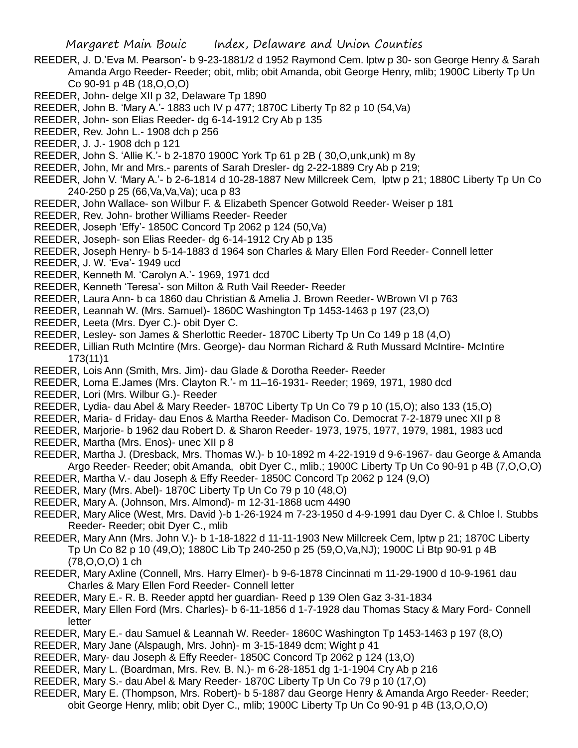REEDER, J. D.'Eva M. Pearson'- b 9-23-1881/2 d 1952 Raymond Cem. lptw p 30- son George Henry & Sarah Amanda Argo Reeder- Reeder; obit, mlib; obit Amanda, obit George Henry, mlib; 1900C Liberty Tp Un Co 90-91 p 4B (18,O,O,O)

REEDER, John- delge XII p 32, Delaware Tp 1890

REEDER, John B. 'Mary A.'- 1883 uch IV p 477; 1870C Liberty Tp 82 p 10 (54,Va)

REEDER, John- son Elias Reeder- dg 6-14-1912 Cry Ab p 135

REEDER, Rev. John L.- 1908 dch p 256

REEDER, J. J.- 1908 dch p 121

REEDER, John S. 'Allie K.'- b 2-1870 1900C York Tp 61 p 2B ( 30,O,unk,unk) m 8y

REEDER, John, Mr and Mrs.- parents of Sarah Dresler- dg 2-22-1889 Cry Ab p 219;

REEDER, John V. 'Mary A.'- b 2-6-1814 d 10-28-1887 New Millcreek Cem, lptw p 21; 1880C Liberty Tp Un Co 240-250 p 25 (66,Va,Va,Va); uca p 83

REEDER, John Wallace- son Wilbur F. & Elizabeth Spencer Gotwold Reeder- Weiser p 181

REEDER, Rev. John- brother Williams Reeder- Reeder

REEDER, Joseph 'Effy'- 1850C Concord Tp 2062 p 124 (50,Va)

REEDER, Joseph- son Elias Reeder- dg 6-14-1912 Cry Ab p 135

REEDER, Joseph Henry- b 5-14-1883 d 1964 son Charles & Mary Ellen Ford Reeder- Connell letter

REEDER, J. W. 'Eva'- 1949 ucd

REEDER, Kenneth M. 'Carolyn A.'- 1969, 1971 dcd

REEDER, Kenneth 'Teresa'- son Milton & Ruth Vail Reeder- Reeder

REEDER, Laura Ann- b ca 1860 dau Christian & Amelia J. Brown Reeder- WBrown VI p 763

REEDER, Leannah W. (Mrs. Samuel)- 1860C Washington Tp 1453-1463 p 197 (23,O)

REEDER, Leeta (Mrs. Dyer C.)- obit Dyer C.

REEDER, Lesley- son James & Sherlottic Reeder- 1870C Liberty Tp Un Co 149 p 18 (4,O)

REEDER, Lillian Ruth McIntire (Mrs. George)- dau Norman Richard & Ruth Mussard McIntire- McIntire 173(11)1

REEDER, Lois Ann (Smith, Mrs. Jim)- dau Glade & Dorotha Reeder- Reeder

REEDER, Loma E.James (Mrs. Clayton R.'- m 11–16-1931- Reeder; 1969, 1971, 1980 dcd

REEDER, Lori (Mrs. Wilbur G.)- Reeder

REEDER, Lydia- dau Abel & Mary Reeder- 1870C Liberty Tp Un Co 79 p 10 (15,O); also 133 (15,O)

REEDER, Maria- d Friday- dau Enos & Martha Reeder- Madison Co. Democrat 7-2-1879 unec XII p 8

REEDER, Marjorie- b 1962 dau Robert D. & Sharon Reeder- 1973, 1975, 1977, 1979, 1981, 1983 ucd

REEDER, Martha (Mrs. Enos)- unec XII p 8

REEDER, Martha J. (Dresback, Mrs. Thomas W.)- b 10-1892 m 4-22-1919 d 9-6-1967- dau George & Amanda Argo Reeder- Reeder; obit Amanda, obit Dyer C., mlib.; 1900C Liberty Tp Un Co 90-91 p 4B (7,O,O,O)

REEDER, Martha V.- dau Joseph & Effy Reeder- 1850C Concord Tp 2062 p 124 (9,O)

REEDER, Mary (Mrs. Abel)- 1870C Liberty Tp Un Co 79 p 10 (48,O)

REEDER, Mary A. (Johnson, Mrs. Almond)- m 12-31-1868 ucm 4490

REEDER, Mary Alice (West, Mrs. David )-b 1-26-1924 m 7-23-1950 d 4-9-1991 dau Dyer C. & Chloe l. Stubbs Reeder- Reeder; obit Dyer C., mlib

REEDER, Mary Ann (Mrs. John V.)- b 1-18-1822 d 11-11-1903 New Millcreek Cem, lptw p 21; 1870C Liberty Tp Un Co 82 p 10 (49,O); 1880C Lib Tp 240-250 p 25 (59,O,Va,NJ); 1900C Li Btp 90-91 p 4B (78,O,O,O)

REEDER, Mary Axline (Connell, Mrs. Harry Elmer)- b 9-6-1878 Cincinnati m 11-29-1900 d 10-9-1961 dau Charles & Mary Ellen Ford Reeder- Connell letter

REEDER, Mary E.- R. B. Reeder apptd her guardian- Reed p 139 Olen Gaz 3-31-1834

REEDER, Mary Ellen Ford (Mrs. Charles)- b 6-11-1856 d 1-7-1928 dau Thomas Stacy & Mary Ford- Connell letter

REEDER, Mary E.- dau Samuel & Leannah W. Reeder- 1860C Washington Tp 1453-1463 p 197 (8,O)

REEDER, Mary Jane (Alspaugh, Mrs. John)- m 3-15-1849 dcm; Wight p 41

REEDER, Mary- dau Joseph & Effy Reeder- 1850C Concord Tp 2062 p 124 (13,O)

REEDER, Mary L. (Boardman, Mrs. Rev. B. N.)- m 6-28-1851 dg 1-1-1904 Cry Ab p 216

REEDER, Mary S.- dau Abel & Mary Reeder- 1870C Liberty Tp Un Co 79 p 10 (17,O)

REEDER, Mary E. (Thompson, Mrs. Robert)- b 5-1887 dau George Henry & Amanda Argo Reeder- Reeder; obit George Henry, mlib; obit Dyer C., mlib; 1900C Liberty Tp Un Co 90-91 p 4B (13,O,O,O)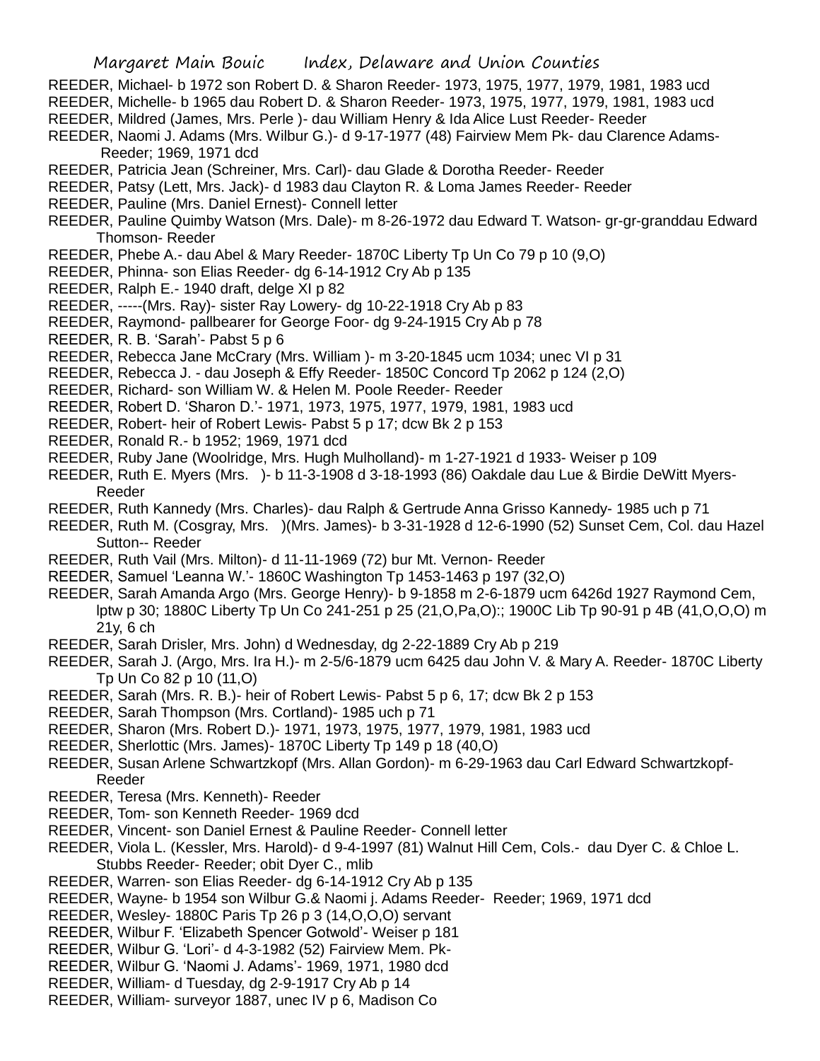REEDER, Michael- b 1972 son Robert D. & Sharon Reeder- 1973, 1975, 1977, 1979, 1981, 1983 ucd

REEDER, Michelle- b 1965 dau Robert D. & Sharon Reeder- 1973, 1975, 1977, 1979, 1981, 1983 ucd

REEDER, Mildred (James, Mrs. Perle )- dau William Henry & Ida Alice Lust Reeder- Reeder

REEDER, Naomi J. Adams (Mrs. Wilbur G.)- d 9-17-1977 (48) Fairview Mem Pk- dau Clarence Adams- Reeder; 1969, 1971 dcd

REEDER, Patricia Jean (Schreiner, Mrs. Carl)- dau Glade & Dorotha Reeder- Reeder

REEDER, Patsy (Lett, Mrs. Jack)- d 1983 dau Clayton R. & Loma James Reeder- Reeder

REEDER, Pauline (Mrs. Daniel Ernest)- Connell letter

REEDER, Pauline Quimby Watson (Mrs. Dale)- m 8-26-1972 dau Edward T. Watson- gr-gr-granddau Edward Thomson- Reeder

REEDER, Phebe A.- dau Abel & Mary Reeder- 1870C Liberty Tp Un Co 79 p 10 (9,O)

REEDER, Phinna- son Elias Reeder- dg 6-14-1912 Cry Ab p 135

REEDER, Ralph E.- 1940 draft, delge XI p 82

REEDER, -----(Mrs. Ray)- sister Ray Lowery- dg 10-22-1918 Cry Ab p 83

REEDER, Raymond- pallbearer for George Foor- dg 9-24-1915 Cry Ab p 78

REEDER, R. B. 'Sarah'- Pabst 5 p 6

REEDER, Rebecca Jane McCrary (Mrs. William )- m 3-20-1845 ucm 1034; unec VI p 31

REEDER, Rebecca J. - dau Joseph & Effy Reeder- 1850C Concord Tp 2062 p 124 (2,O)

REEDER, Richard- son William W. & Helen M. Poole Reeder- Reeder

REEDER, Robert D. 'Sharon D.'- 1971, 1973, 1975, 1977, 1979, 1981, 1983 ucd

REEDER, Robert- heir of Robert Lewis- Pabst 5 p 17; dcw Bk 2 p 153

REEDER, Ronald R.- b 1952; 1969, 1971 dcd

REEDER, Ruby Jane (Woolridge, Mrs. Hugh Mulholland)- m 1-27-1921 d 1933- Weiser p 109

REEDER, Ruth E. Myers (Mrs. )- b 11-3-1908 d 3-18-1993 (86) Oakdale dau Lue & Birdie DeWitt Myers- Reeder

REEDER, Ruth Kannedy (Mrs. Charles)- dau Ralph & Gertrude Anna Grisso Kannedy- 1985 uch p 71

REEDER, Ruth M. (Cosgray, Mrs. )(Mrs. James)- b 3-31-1928 d 12-6-1990 (52) Sunset Cem, Col. dau Hazel Sutton-- Reeder

REEDER, Ruth Vail (Mrs. Milton)- d 11-11-1969 (72) bur Mt. Vernon- Reeder

REEDER, Samuel 'Leanna W.'- 1860C Washington Tp 1453-1463 p 197 (32,O)

REEDER, Sarah Amanda Argo (Mrs. George Henry)- b 9-1858 m 2-6-1879 ucm 6426d 1927 Raymond Cem, lptw p 30; 1880C Liberty Tp Un Co 241-251 p 25 (21,O,Pa,O):; 1900C Lib Tp 90-91 p 4B (41,O,O,O) m 21y, 6 ch

REEDER, Sarah Drisler, Mrs. John) d Wednesday, dg 2-22-1889 Cry Ab p 219

REEDER, Sarah J. (Argo, Mrs. Ira H.)- m 2-5/6-1879 ucm 6425 dau John V. & Mary A. Reeder- 1870C Liberty Tp Un Co 82 p 10 (11,O)

REEDER, Sarah (Mrs. R. B.)- heir of Robert Lewis- Pabst 5 p 6, 17; dcw Bk 2 p 153

REEDER, Sarah Thompson (Mrs. Cortland)- 1985 uch p 71

REEDER, Sharon (Mrs. Robert D.)- 1971, 1973, 1975, 1977, 1979, 1981, 1983 ucd

REEDER, Sherlottic (Mrs. James)- 1870C Liberty Tp 149 p 18 (40,O)

REEDER, Susan Arlene Schwartzkopf (Mrs. Allan Gordon)- m 6-29-1963 dau Carl Edward Schwartzkopf- Reeder

REEDER, Teresa (Mrs. Kenneth)- Reeder

REEDER, Tom- son Kenneth Reeder- 1969 dcd

REEDER, Vincent- son Daniel Ernest & Pauline Reeder- Connell letter

REEDER, Viola L. (Kessler, Mrs. Harold)- d 9-4-1997 (81) Walnut Hill Cem, Cols.- dau Dyer C. & Chloe L. Stubbs Reeder- Reeder; obit Dyer C., mlib

REEDER, Warren- son Elias Reeder- dg 6-14-1912 Cry Ab p 135

REEDER, Wayne- b 1954 son Wilbur G.& Naomi j. Adams Reeder- Reeder; 1969, 1971 dcd

REEDER, Wesley- 1880C Paris Tp 26 p 3 (14,O,O,O) servant

REEDER, Wilbur F. 'Elizabeth Spencer Gotwold'- Weiser p 181

REEDER, Wilbur G. 'Lori'- d 4-3-1982 (52) Fairview Mem. Pk-

REEDER, Wilbur G. 'Naomi J. Adams'- 1969, 1971, 1980 dcd

REEDER, William- d Tuesday, dg 2-9-1917 Cry Ab p 14

REEDER, William- surveyor 1887, unec IV p 6, Madison Co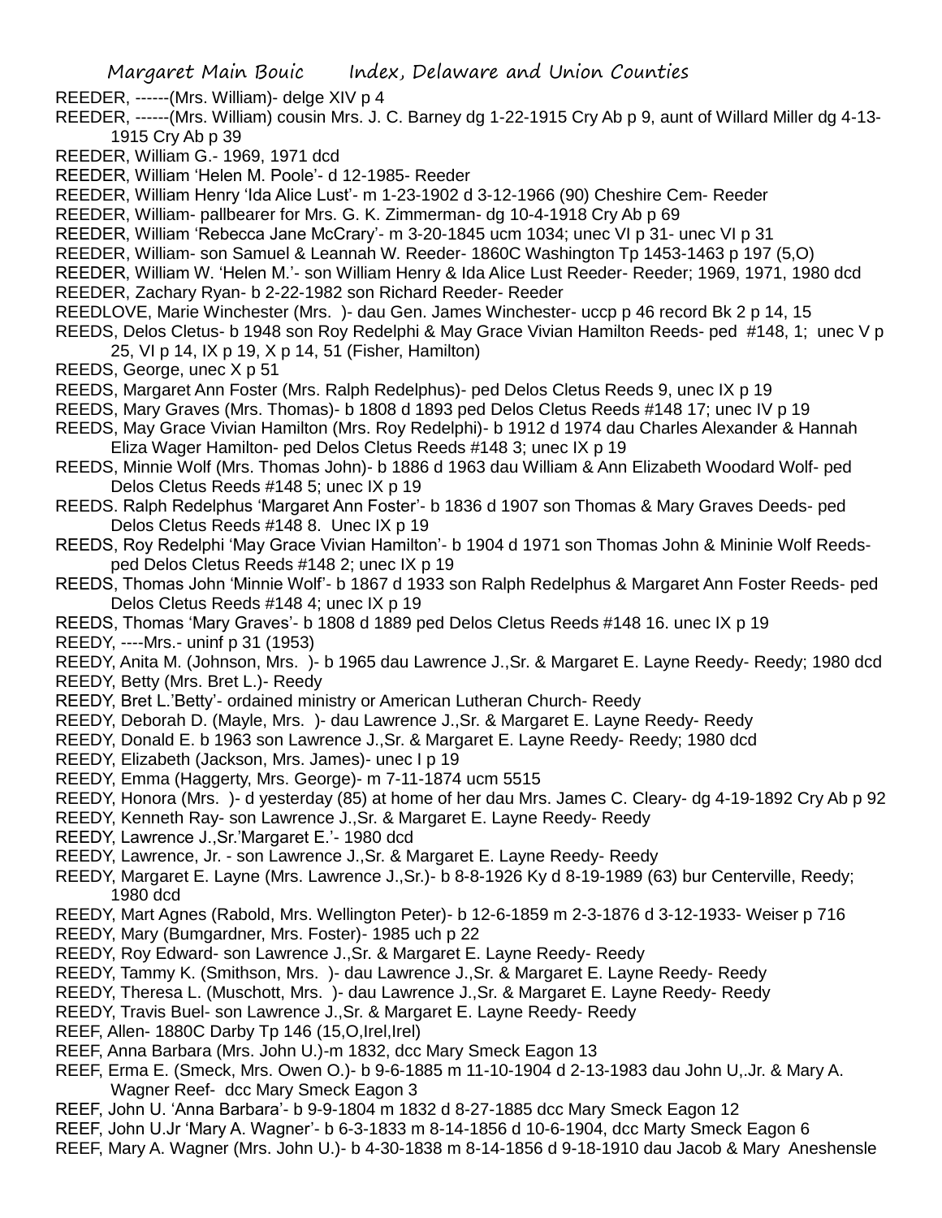REEDER, ------(Mrs. William)- delge XIV p 4

REEDER, ------(Mrs. William) cousin Mrs. J. C. Barney dg 1-22-1915 Cry Ab p 9, aunt of Willard Miller dg 4-13-1915 Cry Ab p 39

REEDER, William G.- 1969, 1971 dcd

REEDER, William 'Helen M. Poole'- d 12-1985- Reeder

REEDER, William Henry 'Ida Alice Lust'- m 1-23-1902 d 3-12-1966 (90) Cheshire Cem- Reeder

REEDER, William- pallbearer for Mrs. G. K. Zimmerman- dg 10-4-1918 Cry Ab p 69

REEDER, William 'Rebecca Jane McCrary'- m 3-20-1845 ucm 1034; unec VI p 31- unec VI p 31

REEDER, William- son Samuel & Leannah W. Reeder- 1860C Washington Tp 1453-1463 p 197 (5,O)

REEDER, William W. 'Helen M.'- son William Henry & Ida Alice Lust Reeder- Reeder; 1969, 1971, 1980 dcd

REEDER, Zachary Ryan- b 2-22-1982 son Richard Reeder- Reeder

REEDLOVE, Marie Winchester (Mrs. )- dau Gen. James Winchester- uccp p 46 record Bk 2 p 14, 15

REEDS, Delos Cletus- b 1948 son Roy Redelphi & May Grace Vivian Hamilton Reeds- ped #148, 1; unec V p 25, VI p 14, IX p 19, X p 14, 51 (Fisher, Hamilton)

REEDS, George, unec X p 51

REEDS, Margaret Ann Foster (Mrs. Ralph Redelphus)- ped Delos Cletus Reeds 9, unec IX p 19

REEDS, Mary Graves (Mrs. Thomas)- b 1808 d 1893 ped Delos Cletus Reeds #148 17; unec IV p 19

REEDS, May Grace Vivian Hamilton (Mrs. Roy Redelphi)- b 1912 d 1974 dau Charles Alexander & Hannah Eliza Wager Hamilton- ped Delos Cletus Reeds #148 3; unec IX p 19

REEDS, Minnie Wolf (Mrs. Thomas John)- b 1886 d 1963 dau William & Ann Elizabeth Woodard Wolf- ped Delos Cletus Reeds #148 5; unec IX p 19

REEDS. Ralph Redelphus 'Margaret Ann Foster'- b 1836 d 1907 son Thomas & Mary Graves Deeds- ped Delos Cletus Reeds #148 8. Unec IX p 19

REEDS, Roy Redelphi 'May Grace Vivian Hamilton'- b 1904 d 1971 son Thomas John & Mininie Wolf Reeds- ped Delos Cletus Reeds #148 2; unec IX p 19

REEDS, Thomas John 'Minnie Wolf'- b 1867 d 1933 son Ralph Redelphus & Margaret Ann Foster Reeds- ped Delos Cletus Reeds #148 4; unec IX p 19

REEDS, Thomas 'Mary Graves'- b 1808 d 1889 ped Delos Cletus Reeds #148 16. unec IX p 19

REEDY, ----Mrs.- uninf p 31 (1953)

REEDY, Anita M. (Johnson, Mrs. )- b 1965 dau Lawrence J.,Sr. & Margaret E. Layne Reedy- Reedy; 1980 dcd

REEDY, Betty (Mrs. Bret L.)- Reedy

REEDY, Bret L.'Betty'- ordained ministry or American Lutheran Church- Reedy

REEDY, Deborah D. (Mayle, Mrs. )- dau Lawrence J.,Sr. & Margaret E. Layne Reedy- Reedy

REEDY, Donald E. b 1963 son Lawrence J.,Sr. & Margaret E. Layne Reedy- Reedy; 1980 dcd

REEDY, Elizabeth (Jackson, Mrs. James)- unec I p 19

REEDY, Emma (Haggerty, Mrs. George)- m 7-11-1874 ucm 5515

REEDY, Honora (Mrs. )- d yesterday (85) at home of her dau Mrs. James C. Cleary- dg 4-19-1892 Cry Ab p 92

REEDY, Kenneth Ray- son Lawrence J.,Sr. & Margaret E. Layne Reedy- Reedy

REEDY, Lawrence J.,Sr.'Margaret E.'- 1980 dcd

REEDY, Lawrence, Jr. - son Lawrence J.,Sr. & Margaret E. Layne Reedy- Reedy

REEDY, Margaret E. Layne (Mrs. Lawrence J.,Sr.)- b 8-8-1926 Ky d 8-19-1989 (63) bur Centerville, Reedy; 1980 dcd

REEDY, Mart Agnes (Rabold, Mrs. Wellington Peter)- b 12-6-1859 m 2-3-1876 d 3-12-1933- Weiser p 716

REEDY, Mary (Bumgardner, Mrs. Foster)- 1985 uch p 22

REEDY, Roy Edward- son Lawrence J.,Sr. & Margaret E. Layne Reedy- Reedy

REEDY, Tammy K. (Smithson, Mrs. )- dau Lawrence J.,Sr. & Margaret E. Layne Reedy- Reedy

REEDY, Theresa L. (Muschott, Mrs. )- dau Lawrence J.,Sr. & Margaret E. Layne Reedy- Reedy

REEDY, Travis Buel- son Lawrence J.,Sr. & Margaret E. Layne Reedy- Reedy

REEF, Allen- 1880C Darby Tp 146 (15,O,Irel,Irel)

REEF, Anna Barbara (Mrs. John U.)-m 1832, dcc Mary Smeck Eagon 13

REEF, Erma E. (Smeck, Mrs. Owen O.)- b 9-6-1885 m 11-10-1904 d 2-13-1983 dau John U,.Jr. & Mary A. Wagner Reef- dcc Mary Smeck Eagon 3

REEF, John U. 'Anna Barbara'- b 9-9-1804 m 1832 d 8-27-1885 dcc Mary Smeck Eagon 12

REEF, John U.Jr 'Mary A. Wagner'- b 6-3-1833 m 8-14-1856 d 10-6-1904, dcc Marty Smeck Eagon 6

REEF, Mary A. Wagner (Mrs. John U.)- b 4-30-1838 m 8-14-1856 d 9-18-1910 dau Jacob & Mary Aneshensle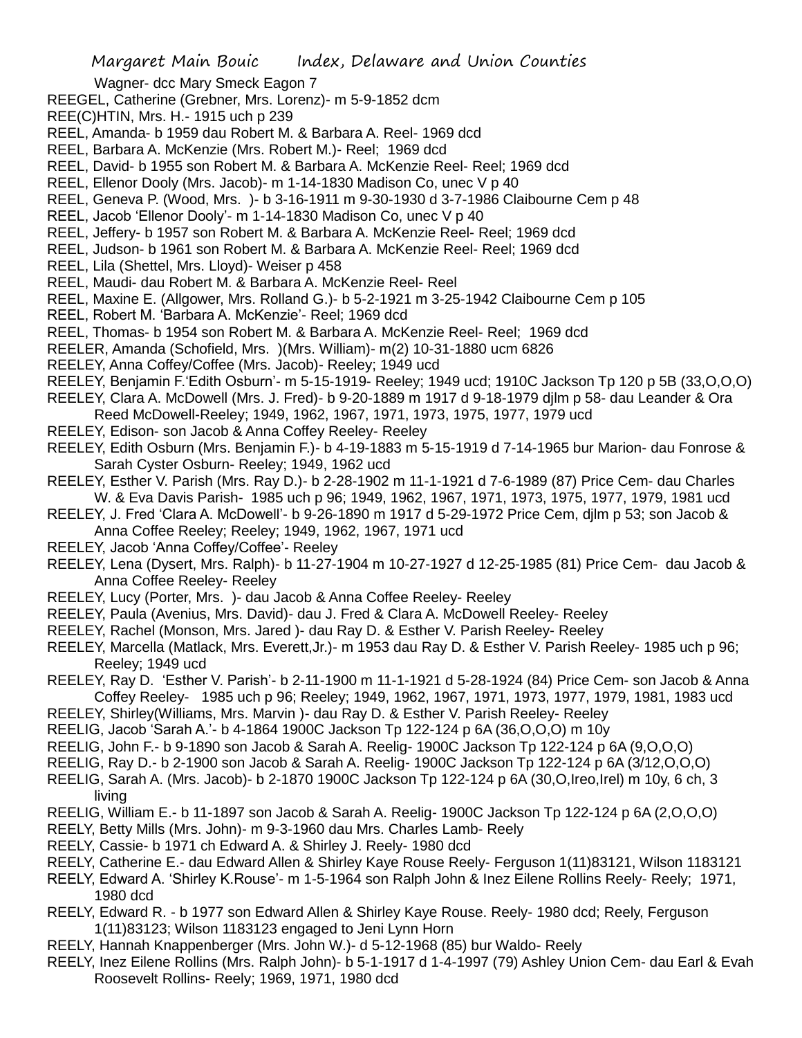Wagner- dcc Mary Smeck Eagon 7

REEGEL, Catherine (Grebner, Mrs. Lorenz)- m 5-9-1852 dcm

REE(C)HTIN, Mrs. H.- 1915 uch p 239

REEL, Amanda- b 1959 dau Robert M. & Barbara A. Reel- 1969 dcd

REEL, Barbara A. McKenzie (Mrs. Robert M.)- Reel; 1969 dcd

REEL, David- b 1955 son Robert M. & Barbara A. McKenzie Reel- Reel; 1969 dcd

REEL, Ellenor Dooly (Mrs. Jacob)- m 1-14-1830 Madison Co, unec V p 40

REEL, Geneva P. (Wood, Mrs. )- b 3-16-1911 m 9-30-1930 d 3-7-1986 Claibourne Cem p 48

REEL, Jacob 'Ellenor Dooly'- m 1-14-1830 Madison Co, unec V p 40

REEL, Jeffery- b 1957 son Robert M. & Barbara A. McKenzie Reel- Reel; 1969 dcd

REEL, Judson- b 1961 son Robert M. & Barbara A. McKenzie Reel- Reel; 1969 dcd

REEL, Lila (Shettel, Mrs. Lloyd)- Weiser p 458

REEL, Maudi- dau Robert M. & Barbara A. McKenzie Reel- Reel

REEL, Maxine E. (Allgower, Mrs. Rolland G.)- b 5-2-1921 m 3-25-1942 Claibourne Cem p 105

REEL, Robert M. 'Barbara A. McKenzie'- Reel; 1969 dcd

REEL, Thomas- b 1954 son Robert M. & Barbara A. McKenzie Reel- Reel; 1969 dcd

REELER, Amanda (Schofield, Mrs. )(Mrs. William)- m(2) 10-31-1880 ucm 6826

REELEY, Anna Coffey/Coffee (Mrs. Jacob)- Reeley; 1949 ucd

REELEY, Benjamin F.'Edith Osburn'- m 5-15-1919- Reeley; 1949 ucd; 1910C Jackson Tp 120 p 5B (33,O,O,O)

REELEY, Clara A. McDowell (Mrs. J. Fred)- b 9-20-1889 m 1917 d 9-18-1979 djlm p 58- dau Leander & Ora Reed McDowell-Reeley; 1949, 1962, 1967, 1971, 1973, 1975, 1977, 1979 ucd

REELEY, Edison- son Jacob & Anna Coffey Reeley- Reeley

REELEY, Edith Osburn (Mrs. Benjamin F.)- b 4-19-1883 m 5-15-1919 d 7-14-1965 bur Marion- dau Fonrose & Sarah Cyster Osburn- Reeley; 1949, 1962 ucd

REELEY, Esther V. Parish (Mrs. Ray D.)- b 2-28-1902 m 11-1-1921 d 7-6-1989 (87) Price Cem- dau Charles W. & Eva Davis Parish- 1985 uch p 96; 1949, 1962, 1967, 1971, 1973, 1975, 1977, 1979, 1981 ucd

REELEY, J. Fred 'Clara A. McDowell'- b 9-26-1890 m 1917 d 5-29-1972 Price Cem, djlm p 53; son Jacob & Anna Coffee Reeley; Reeley; 1949, 1962, 1967, 1971 ucd

REELEY, Jacob 'Anna Coffey/Coffee'- Reeley

REELEY, Lena (Dysert, Mrs. Ralph)- b 11-27-1904 m 10-27-1927 d 12-25-1985 (81) Price Cem- dau Jacob & Anna Coffee Reeley- Reeley

REELEY, Lucy (Porter, Mrs. )- dau Jacob & Anna Coffee Reeley- Reeley

REELEY, Paula (Avenius, Mrs. David)- dau J. Fred & Clara A. McDowell Reeley- Reeley

REELEY, Rachel (Monson, Mrs. Jared )- dau Ray D. & Esther V. Parish Reeley- Reeley

REELEY, Marcella (Matlack, Mrs. Everett,Jr.)- m 1953 dau Ray D. & Esther V. Parish Reeley- 1985 uch p 96; Reeley; 1949 ucd

REELEY, Ray D. 'Esther V. Parish'- b 2-11-1900 m 11-1-1921 d 5-28-1924 (84) Price Cem- son Jacob & Anna Coffey Reeley- 1985 uch p 96; Reeley; 1949, 1962, 1967, 1971, 1973, 1977, 1979, 1981, 1983 ucd

REELEY, Shirley(Williams, Mrs. Marvin )- dau Ray D. & Esther V. Parish Reeley- Reeley

REELIG, Jacob 'Sarah A.'- b 4-1864 1900C Jackson Tp 122-124 p 6A (36,O,O,O) m 10y

REELIG, John F.- b 9-1890 son Jacob & Sarah A. Reelig- 1900C Jackson Tp 122-124 p 6A (9,O,O,O)

REELIG, Ray D.- b 2-1900 son Jacob & Sarah A. Reelig- 1900C Jackson Tp 122-124 p 6A (3/12,O,O,O)

REELIG, Sarah A. (Mrs. Jacob)- b 2-1870 1900C Jackson Tp 122-124 p 6A (30,O,Ireo,Irel) m 10y, 6 ch, 3 living

REELIG, William E.- b 11-1897 son Jacob & Sarah A. Reelig- 1900C Jackson Tp 122-124 p 6A (2,O,O,O)

REELY, Betty Mills (Mrs. John)- m 9-3-1960 dau Mrs. Charles Lamb- Reely

REELY, Cassie- b 1971 ch Edward A. & Shirley J. Reely- 1980 dcd

REELY, Catherine E.- dau Edward Allen & Shirley Kaye Rouse Reely- Ferguson 1(11)83121, Wilson 1183121

REELY, Edward A. 'Shirley K.Rouse'- m 1-5-1964 son Ralph John & Inez Eilene Rollins Reely- Reely; 1971, 1980 dcd

REELY, Edward R. - b 1977 son Edward Allen & Shirley Kaye Rouse. Reely- 1980 dcd; Reely, Ferguson 1(11)83123; Wilson 1183123 engaged to Jeni Lynn Horn

REELY, Hannah Knappenberger (Mrs. John W.)- d 5-12-1968 (85) bur Waldo- Reely

REELY, Inez Eilene Rollins (Mrs. Ralph John)- b 5-1-1917 d 1-4-1997 (79) Ashley Union Cem- dau Earl & Evah Roosevelt Rollins- Reely; 1969, 1971, 1980 dcd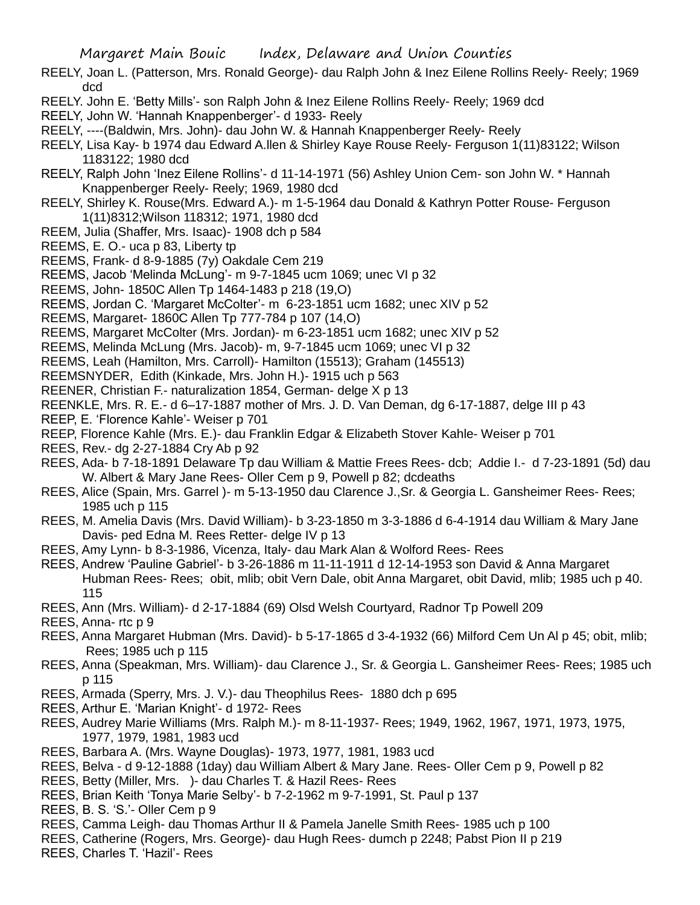REELY, Joan L. (Patterson, Mrs. Ronald George)- dau Ralph John & Inez Eilene Rollins Reely- Reely; 1969 dcd

REELY. John E. 'Betty Mills'- son Ralph John & Inez Eilene Rollins Reely- Reely; 1969 dcd

REELY, John W. 'Hannah Knappenberger'- d 1933- Reely

REELY, ----(Baldwin, Mrs. John)- dau John W. & Hannah Knappenberger Reely- Reely

REELY, Lisa Kay- b 1974 dau Edward A.llen & Shirley Kaye Rouse Reely- Ferguson 1(11)83122; Wilson 1183122; 1980 dcd

REELY, Ralph John 'Inez Eilene Rollins'- d 11-14-1971 (56) Ashley Union Cem- son John W. * Hannah Knappenberger Reely- Reely; 1969, 1980 dcd

REELY, Shirley K. Rouse(Mrs. Edward A.)- m 1-5-1964 dau Donald & Kathryn Potter Rouse- Ferguson 1(11)8312;Wilson 118312; 1971, 1980 dcd

REEM, Julia (Shaffer, Mrs. Isaac)- 1908 dch p 584

REEMS, E. O.- uca p 83, Liberty tp

REEMS, Frank- d 8-9-1885 (7y) Oakdale Cem 219

REEMS, Jacob 'Melinda McLung'- m 9-7-1845 ucm 1069; unec VI p 32

REEMS, John- 1850C Allen Tp 1464-1483 p 218 (19,O)

REEMS, Jordan C. 'Margaret McColter'- m 6-23-1851 ucm 1682; unec XIV p 52

REEMS, Margaret- 1860C Allen Tp 777-784 p 107 (14,O)

REEMS, Margaret McColter (Mrs. Jordan)- m 6-23-1851 ucm 1682; unec XIV p 52

REEMS, Melinda McLung (Mrs. Jacob)- m, 9-7-1845 ucm 1069; unec VI p 32

REEMS, Leah (Hamilton, Mrs. Carroll)- Hamilton (15513); Graham (145513)

REEMSNYDER, Edith (Kinkade, Mrs. John H.)- 1915 uch p 563

REENER, Christian F.- naturalization 1854, German- delge X p 13

REENKLE, Mrs. R. E.- d 6–17-1887 mother of Mrs. J. D. Van Deman, dg 6-17-1887, delge III p 43

REEP, E. 'Florence Kahle'- Weiser p 701

REEP, Florence Kahle (Mrs. E.)- dau Franklin Edgar & Elizabeth Stover Kahle- Weiser p 701

REES, Rev.- dg 2-27-1884 Cry Ab p 92

REES, Ada- b 7-18-1891 Delaware Tp dau William & Mattie Frees Rees- dcb; Addie I.- d 7-23-1891 (5d) dau W. Albert & Mary Jane Rees- Oller Cem p 9, Powell p 82; dcdeaths

REES, Alice (Spain, Mrs. Garrel )- m 5-13-1950 dau Clarence J.,Sr. & Georgia L. Gansheimer Rees- Rees; 1985 uch p 115

REES, M. Amelia Davis (Mrs. David William)- b 3-23-1850 m 3-3-1886 d 6-4-1914 dau William & Mary Jane Davis- ped Edna M. Rees Retter- delge IV p 13

REES, Amy Lynn- b 8-3-1986, Vicenza, Italy- dau Mark Alan & Wolford Rees- Rees

REES, Andrew 'Pauline Gabriel'- b 3-26-1886 m 11-11-1911 d 12-14-1953 son David & Anna Margaret Hubman Rees- Rees; obit, mlib; obit Vern Dale, obit Anna Margaret, obit David, mlib; 1985 uch p 40. 115

REES, Ann (Mrs. William)- d 2-17-1884 (69) Olsd Welsh Courtyard, Radnor Tp Powell 209

REES, Anna- rtc p 9

REES, Anna Margaret Hubman (Mrs. David)- b 5-17-1865 d 3-4-1932 (66) Milford Cem Un Al p 45; obit, mlib; Rees; 1985 uch p 115

REES, Anna (Speakman, Mrs. William)- dau Clarence J., Sr. & Georgia L. Gansheimer Rees- Rees; 1985 uch p 115

REES, Armada (Sperry, Mrs. J. V.)- dau Theophilus Rees- 1880 dch p 695

REES, Arthur E. 'Marian Knight'- d 1972- Rees

REES, Audrey Marie Williams (Mrs. Ralph M.)- m 8-11-1937- Rees; 1949, 1962, 1967, 1971, 1973, 1975, 1977, 1979, 1981, 1983 ucd

REES, Barbara A. (Mrs. Wayne Douglas)- 1973, 1977, 1981, 1983 ucd

REES, Belva - d 9-12-1888 (1day) dau William Albert & Mary Jane. Rees- Oller Cem p 9, Powell p 82

REES, Betty (Miller, Mrs. )- dau Charles T. & Hazil Rees- Rees

REES, Brian Keith 'Tonya Marie Selby'- b 7-2-1962 m 9-7-1991, St. Paul p 137

REES, B. S. 'S.'- Oller Cem p 9

REES, Camma Leigh- dau Thomas Arthur II & Pamela Janelle Smith Rees- 1985 uch p 100

REES, Catherine (Rogers, Mrs. George)- dau Hugh Rees- dumch p 2248; Pabst Pion II p 219

REES, Charles T. 'Hazil'- Rees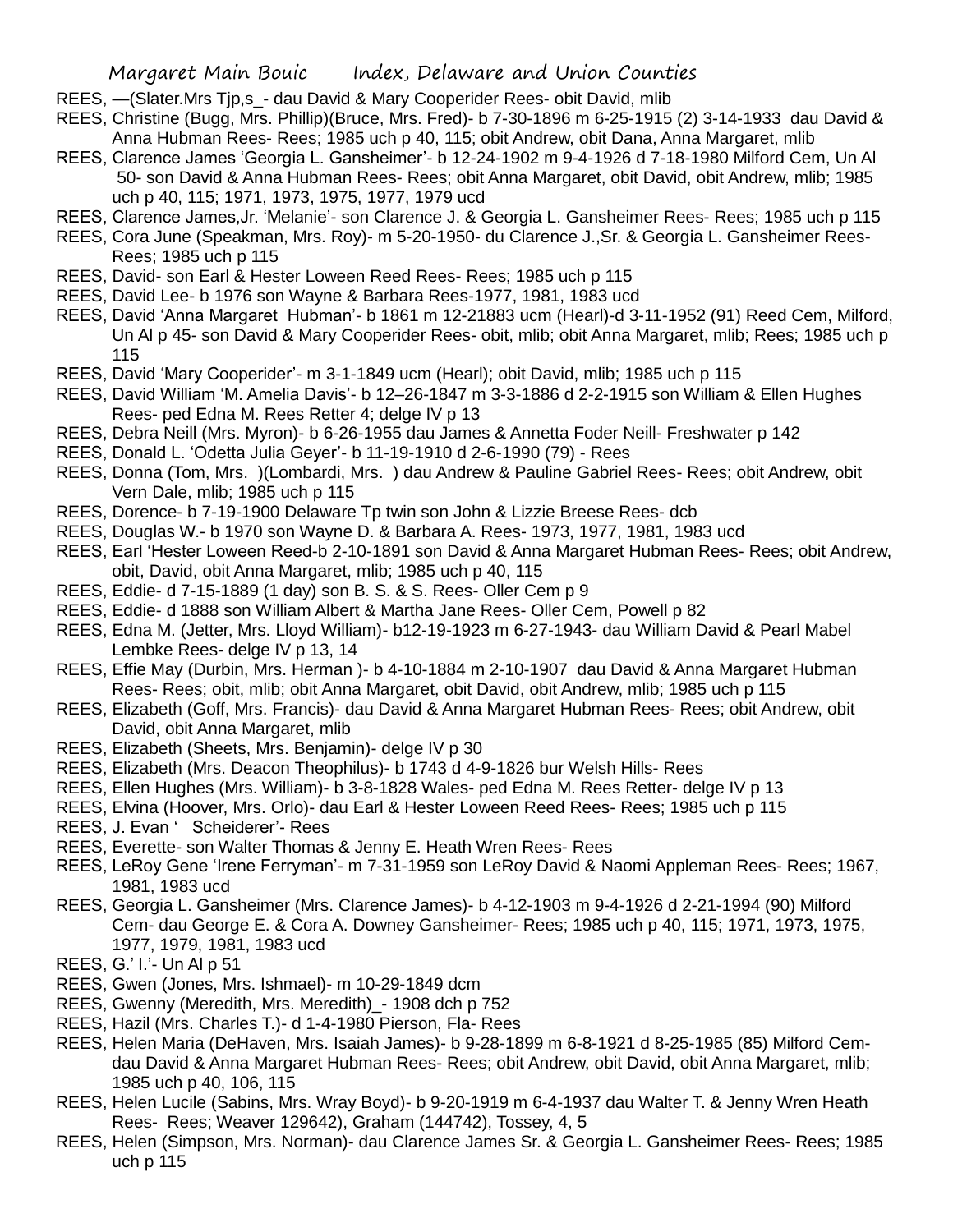REES, —(Slater.Mrs Tjp,s_- dau David & Mary Cooperider Rees- obit David, mlib

REES, Christine (Bugg, Mrs. Phillip)(Bruce, Mrs. Fred)- b 7-30-1896 m 6-25-1915 (2) 3-14-1933 dau David & Anna Hubman Rees- Rees; 1985 uch p 40, 115; obit Andrew, obit Dana, Anna Margaret, mlib

REES, Clarence James 'Georgia L. Gansheimer'- b 12-24-1902 m 9-4-1926 d 7-18-1980 Milford Cem, Un Al 50- son David & Anna Hubman Rees- Rees; obit Anna Margaret, obit David, obit Andrew, mlib; 1985 uch p 40, 115; 1971, 1973, 1975, 1977, 1979 ucd

REES, Clarence James,Jr. 'Melanie'- son Clarence J. & Georgia L. Gansheimer Rees- Rees; 1985 uch p 115

REES, Cora June (Speakman, Mrs. Roy)- m 5-20-1950- du Clarence J.,Sr. & Georgia L. Gansheimer Rees- Rees; 1985 uch p 115

REES, David- son Earl & Hester Loween Reed Rees- Rees; 1985 uch p 115

REES, David Lee- b 1976 son Wayne & Barbara Rees-1977, 1981, 1983 ucd

REES, David 'Anna Margaret Hubman'- b 1861 m 12-21883 ucm (Hearl)-d 3-11-1952 (91) Reed Cem, Milford, Un Al p 45- son David & Mary Cooperider Rees- obit, mlib; obit Anna Margaret, mlib; Rees; 1985 uch p 115

REES, David 'Mary Cooperider'- m 3-1-1849 ucm (Hearl); obit David, mlib; 1985 uch p 115

REES, David William 'M. Amelia Davis'- b 12–26-1847 m 3-3-1886 d 2-2-1915 son William & Ellen Hughes Rees- ped Edna M. Rees Retter 4; delge IV p 13

REES, Debra Neill (Mrs. Myron)- b 6-26-1955 dau James & Annetta Foder Neill- Freshwater p 142

REES, Donald L. 'Odetta Julia Geyer'- b 11-19-1910 d 2-6-1990 (79) - Rees

REES, Donna (Tom, Mrs. )(Lombardi, Mrs. ) dau Andrew & Pauline Gabriel Rees- Rees; obit Andrew, obit Vern Dale, mlib; 1985 uch p 115

REES, Dorence- b 7-19-1900 Delaware Tp twin son John & Lizzie Breese Rees- dcb

REES, Douglas W.- b 1970 son Wayne D. & Barbara A. Rees- 1973, 1977, 1981, 1983 ucd

REES, Earl 'Hester Loween Reed-b 2-10-1891 son David & Anna Margaret Hubman Rees- Rees; obit Andrew, obit, David, obit Anna Margaret, mlib; 1985 uch p 40, 115

REES, Eddie- d 7-15-1889 (1 day) son B. S. & S. Rees- Oller Cem p 9

REES, Eddie- d 1888 son William Albert & Martha Jane Rees- Oller Cem, Powell p 82

REES, Edna M. (Jetter, Mrs. Lloyd William)- b12-19-1923 m 6-27-1943- dau William David & Pearl Mabel Lembke Rees- delge IV p 13, 14

REES, Effie May (Durbin, Mrs. Herman )- b 4-10-1884 m 2-10-1907 dau David & Anna Margaret Hubman Rees- Rees; obit, mlib; obit Anna Margaret, obit David, obit Andrew, mlib; 1985 uch p 115

REES, Elizabeth (Goff, Mrs. Francis)- dau David & Anna Margaret Hubman Rees- Rees; obit Andrew, obit David, obit Anna Margaret, mlib

REES, Elizabeth (Sheets, Mrs. Benjamin)- delge IV p 30

REES, Elizabeth (Mrs. Deacon Theophilus)- b 1743 d 4-9-1826 bur Welsh Hills- Rees

REES, Ellen Hughes (Mrs. William)- b 3-8-1828 Wales- ped Edna M. Rees Retter- delge IV p 13

REES, Elvina (Hoover, Mrs. Orlo)- dau Earl & Hester Loween Reed Rees- Rees; 1985 uch p 115

REES, J. Evan ' Scheiderer'- Rees

REES, Everette- son Walter Thomas & Jenny E. Heath Wren Rees- Rees

REES, LeRoy Gene 'Irene Ferryman'- m 7-31-1959 son LeRoy David & Naomi Appleman Rees- Rees; 1967, 1981, 1983 ucd

REES, Georgia L. Gansheimer (Mrs. Clarence James)- b 4-12-1903 m 9-4-1926 d 2-21-1994 (90) Milford Cem- dau George E. & Cora A. Downey Gansheimer- Rees; 1985 uch p 40, 115; 1971, 1973, 1975, 1977, 1979, 1981, 1983 ucd

REES, G.' I.'- Un Al p 51

REES, Gwen (Jones, Mrs. Ishmael)- m 10-29-1849 dcm

REES, Gwenny (Meredith, Mrs. Meredith)_- 1908 dch p 752

REES, Hazil (Mrs. Charles T.)- d 1-4-1980 Pierson, Fla- Rees

REES, Helen Maria (DeHaven, Mrs. Isaiah James)- b 9-28-1899 m 6-8-1921 d 8-25-1985 (85) Milford Cem- dau David & Anna Margaret Hubman Rees- Rees; obit Andrew, obit David, obit Anna Margaret, mlib; 1985 uch p 40, 106, 115

REES, Helen Lucile (Sabins, Mrs. Wray Boyd)- b 9-20-1919 m 6-4-1937 dau Walter T. & Jenny Wren Heath Rees- Rees; Weaver 129642), Graham (144742), Tossey, 4, 5

REES, Helen (Simpson, Mrs. Norman)- dau Clarence James Sr. & Georgia L. Gansheimer Rees- Rees; 1985 uch p 115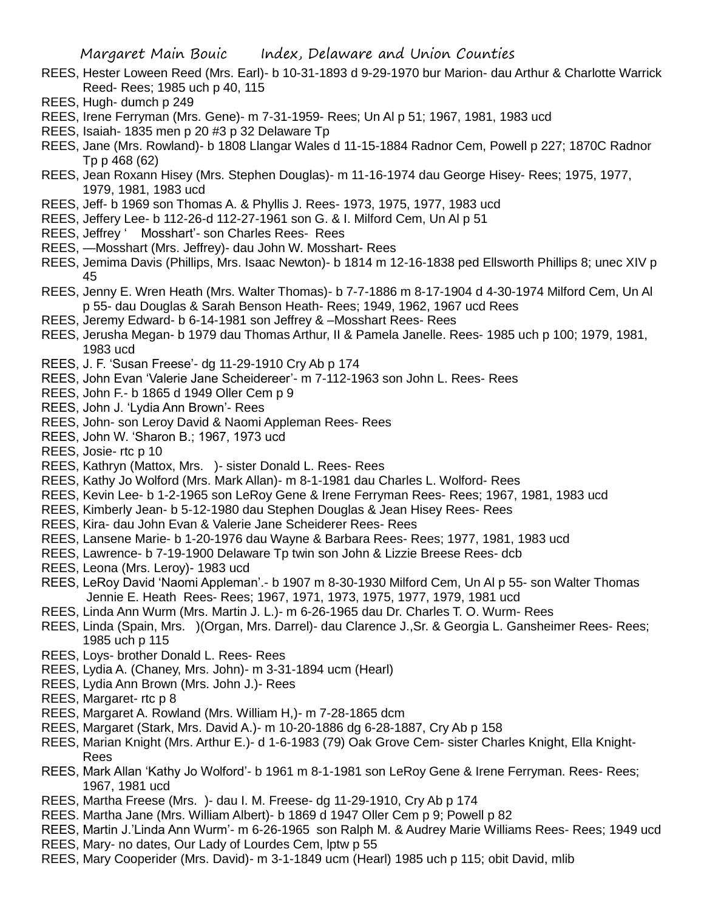REES, Hester Loween Reed (Mrs. Earl)- b 10-31-1893 d 9-29-1970 bur Marion- dau Arthur & Charlotte Warrick Reed- Rees; 1985 uch p 40, 115

REES, Hugh- dumch p 249

REES, Irene Ferryman (Mrs. Gene)- m 7-31-1959- Rees; Un Al p 51; 1967, 1981, 1983 ucd

REES, Isaiah- 1835 men p 20 #3 p 32 Delaware Tp

REES, Jane (Mrs. Rowland)- b 1808 Llangar Wales d 11-15-1884 Radnor Cem, Powell p 227; 1870C Radnor Tp p 468 (62)

REES, Jean Roxann Hisey (Mrs. Stephen Douglas)- m 11-16-1974 dau George Hisey- Rees; 1975, 1977, 1979, 1981, 1983 ucd

REES, Jeff- b 1969 son Thomas A. & Phyllis J. Rees- 1973, 1975, 1977, 1983 ucd

REES, Jeffery Lee- b 112-26-d 112-27-1961 son G. & I. Milford Cem, Un Al p 51

REES, Jeffrey ' Mosshart'- son Charles Rees- Rees

REES, —Mosshart (Mrs. Jeffrey)- dau John W. Mosshart- Rees

REES, Jemima Davis (Phillips, Mrs. Isaac Newton)- b 1814 m 12-16-1838 ped Ellsworth Phillips 8; unec XIV p 45

REES, Jenny E. Wren Heath (Mrs. Walter Thomas)- b 7-7-1886 m 8-17-1904 d 4-30-1974 Milford Cem, Un Al p 55- dau Douglas & Sarah Benson Heath- Rees; 1949, 1962, 1967 ucd Rees

REES, Jeremy Edward- b 6-14-1981 son Jeffrey & –Mosshart Rees- Rees

REES, Jerusha Megan- b 1979 dau Thomas Arthur, II & Pamela Janelle. Rees- 1985 uch p 100; 1979, 1981, 1983 ucd

REES, J. F. 'Susan Freese'- dg 11-29-1910 Cry Ab p 174

REES, John Evan 'Valerie Jane Scheidereer'- m 7-112-1963 son John L. Rees- Rees

REES, John F.- b 1865 d 1949 Oller Cem p 9

REES, John J. 'Lydia Ann Brown'- Rees

REES, John- son Leroy David & Naomi Appleman Rees- Rees

REES, John W. 'Sharon B.; 1967, 1973 ucd

REES, Josie- rtc p 10

REES, Kathryn (Mattox, Mrs. )- sister Donald L. Rees- Rees

REES, Kathy Jo Wolford (Mrs. Mark Allan)- m 8-1-1981 dau Charles L. Wolford- Rees

REES, Kevin Lee- b 1-2-1965 son LeRoy Gene & Irene Ferryman Rees- Rees; 1967, 1981, 1983 ucd

REES, Kimberly Jean- b 5-12-1980 dau Stephen Douglas & Jean Hisey Rees- Rees

REES, Kira- dau John Evan & Valerie Jane Scheiderer Rees- Rees

REES, Lansene Marie- b 1-20-1976 dau Wayne & Barbara Rees- Rees; 1977, 1981, 1983 ucd

REES, Lawrence- b 7-19-1900 Delaware Tp twin son John & Lizzie Breese Rees- dcb

REES, Leona (Mrs. Leroy)- 1983 ucd

REES, LeRoy David 'Naomi Appleman'.- b 1907 m 8-30-1930 Milford Cem, Un Al p 55- son Walter Thomas Jennie E. Heath Rees- Rees; 1967, 1971, 1973, 1975, 1977, 1979, 1981 ucd

REES, Linda Ann Wurm (Mrs. Martin J. L.)- m 6-26-1965 dau Dr. Charles T. O. Wurm- Rees

REES, Linda (Spain, Mrs. )(Organ, Mrs. Darrel)- dau Clarence J.,Sr. & Georgia L. Gansheimer Rees- Rees; 1985 uch p 115

REES, Loys- brother Donald L. Rees- Rees

REES, Lydia A. (Chaney, Mrs. John)- m 3-31-1894 ucm (Hearl)

REES, Lydia Ann Brown (Mrs. John J.)- Rees

REES, Margaret- rtc p 8

REES, Margaret A. Rowland (Mrs. William H,)- m 7-28-1865 dcm

REES, Margaret (Stark, Mrs. David A.)- m 10-20-1886 dg 6-28-1887, Cry Ab p 158

REES, Marian Knight (Mrs. Arthur E.)- d 1-6-1983 (79) Oak Grove Cem- sister Charles Knight, Ella Knight- Rees

REES, Mark Allan 'Kathy Jo Wolford'- b 1961 m 8-1-1981 son LeRoy Gene & Irene Ferryman. Rees- Rees; 1967, 1981 ucd

REES, Martha Freese (Mrs. )- dau I. M. Freese- dg 11-29-1910, Cry Ab p 174

REES. Martha Jane (Mrs. William Albert)- b 1869 d 1947 Oller Cem p 9; Powell p 82

REES, Martin J.'Linda Ann Wurm'- m 6-26-1965 son Ralph M. & Audrey Marie Williams Rees- Rees; 1949 ucd

REES, Mary- no dates, Our Lady of Lourdes Cem, lptw p 55

REES, Mary Cooperider (Mrs. David)- m 3-1-1849 ucm (Hearl) 1985 uch p 115; obit David, mlib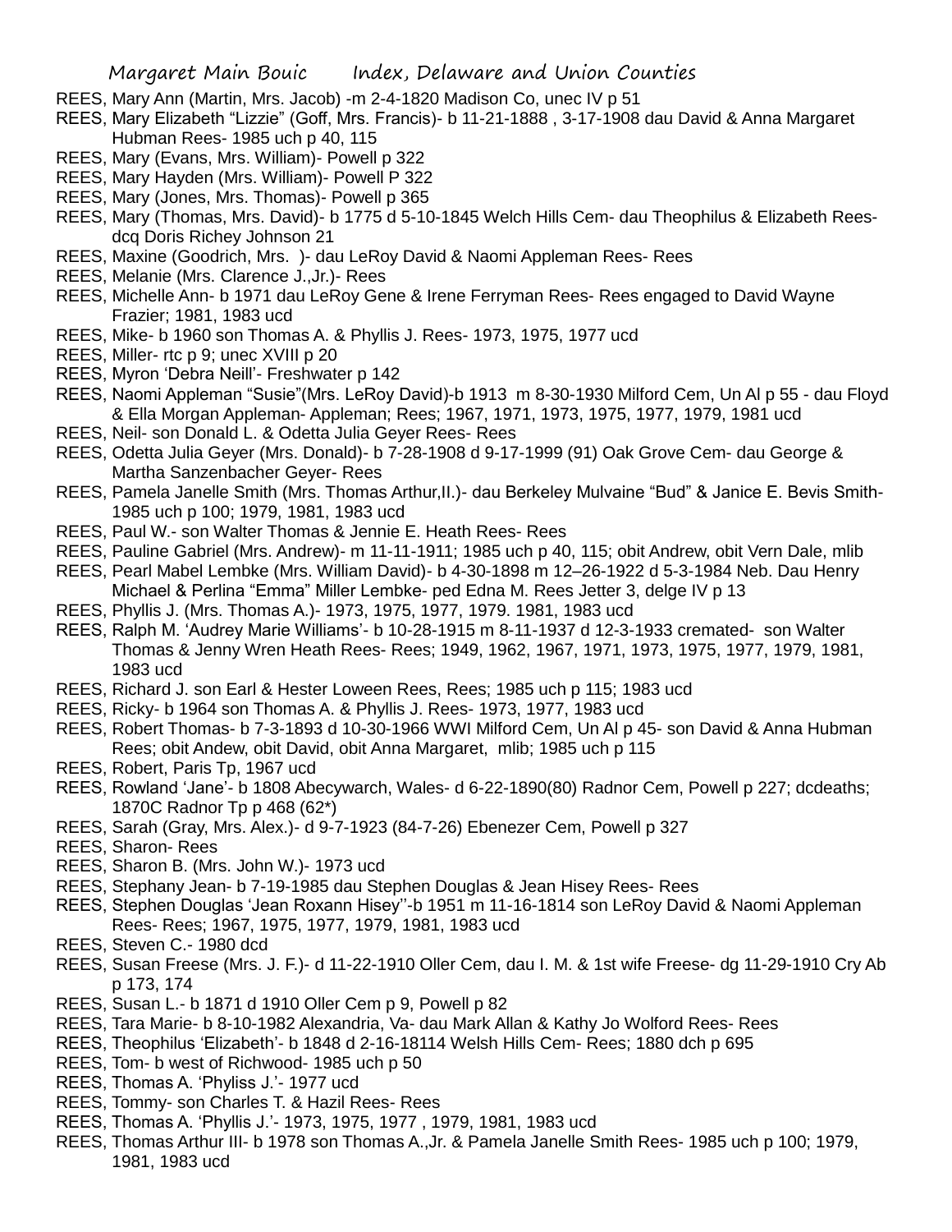REES, Mary Ann (Martin, Mrs. Jacob) -m 2-4-1820 Madison Co, unec IV p 51

REES, Mary Elizabeth "Lizzie" (Goff, Mrs. Francis)- b 11-21-1888 , 3-17-1908 dau David & Anna Margaret Hubman Rees- 1985 uch p 40, 115

REES, Mary (Evans, Mrs. William)- Powell p 322

REES, Mary Hayden (Mrs. William)- Powell P 322

REES, Mary (Jones, Mrs. Thomas)- Powell p 365

REES, Mary (Thomas, Mrs. David)- b 1775 d 5-10-1845 Welch Hills Cem- dau Theophilus & Elizabeth Rees- dcq Doris Richey Johnson 21

REES, Maxine (Goodrich, Mrs. )- dau LeRoy David & Naomi Appleman Rees- Rees

REES, Melanie (Mrs. Clarence J.,Jr.)- Rees

REES, Michelle Ann- b 1971 dau LeRoy Gene & Irene Ferryman Rees- Rees engaged to David Wayne Frazier; 1981, 1983 ucd

REES, Mike- b 1960 son Thomas A. & Phyllis J. Rees- 1973, 1975, 1977 ucd

REES, Miller- rtc p 9; unec XVIII p 20

REES, Myron 'Debra Neill'- Freshwater p 142

REES, Naomi Appleman "Susie"(Mrs. LeRoy David)-b 1913 m 8-30-1930 Milford Cem, Un Al p 55 - dau Floyd & Ella Morgan Appleman- Appleman; Rees; 1967, 1971, 1973, 1975, 1977, 1979, 1981 ucd

REES, Neil- son Donald L. & Odetta Julia Geyer Rees- Rees

REES, Odetta Julia Geyer (Mrs. Donald)- b 7-28-1908 d 9-17-1999 (91) Oak Grove Cem- dau George & Martha Sanzenbacher Geyer- Rees

REES, Pamela Janelle Smith (Mrs. Thomas Arthur,II.)- dau Berkeley Mulvaine "Bud" & Janice E. Bevis Smith- 1985 uch p 100; 1979, 1981, 1983 ucd

REES, Paul W.- son Walter Thomas & Jennie E. Heath Rees- Rees

REES, Pauline Gabriel (Mrs. Andrew)- m 11-11-1911; 1985 uch p 40, 115; obit Andrew, obit Vern Dale, mlib

REES, Pearl Mabel Lembke (Mrs. William David)- b 4-30-1898 m 12–26-1922 d 5-3-1984 Neb. Dau Henry Michael & Perlina "Emma" Miller Lembke- ped Edna M. Rees Jetter 3, delge IV p 13

REES, Phyllis J. (Mrs. Thomas A.)- 1973, 1975, 1977, 1979. 1981, 1983 ucd

REES, Ralph M. 'Audrey Marie Williams'- b 10-28-1915 m 8-11-1937 d 12-3-1933 cremated- son Walter Thomas & Jenny Wren Heath Rees- Rees; 1949, 1962, 1967, 1971, 1973, 1975, 1977, 1979, 1981, 1983 ucd

REES, Richard J. son Earl & Hester Loween Rees, Rees; 1985 uch p 115; 1983 ucd

REES, Ricky- b 1964 son Thomas A. & Phyllis J. Rees- 1973, 1977, 1983 ucd

REES, Robert Thomas- b 7-3-1893 d 10-30-1966 WWI Milford Cem, Un Al p 45- son David & Anna Hubman Rees; obit Andew, obit David, obit Anna Margaret, mlib; 1985 uch p 115

REES, Robert, Paris Tp, 1967 ucd

REES, Rowland 'Jane'- b 1808 Abecywarch, Wales- d 6-22-1890(80) Radnor Cem, Powell p 227; dcdeaths; 1870C Radnor Tp p 468 (62*)

REES, Sarah (Gray, Mrs. Alex.)- d 9-7-1923 (84-7-26) Ebenezer Cem, Powell p 327

REES, Sharon- Rees

REES, Sharon B. (Mrs. John W.)- 1973 ucd

REES, Stephany Jean- b 7-19-1985 dau Stephen Douglas & Jean Hisey Rees- Rees

REES, Stephen Douglas 'Jean Roxann Hisey''-b 1951 m 11-16-1814 son LeRoy David & Naomi Appleman Rees- Rees; 1967, 1975, 1977, 1979, 1981, 1983 ucd

REES, Steven C.- 1980 dcd

REES, Susan Freese (Mrs. J. F.)- d 11-22-1910 Oller Cem, dau I. M. & 1st wife Freese- dg 11-29-1910 Cry Ab p 173, 174

REES, Susan L.- b 1871 d 1910 Oller Cem p 9, Powell p 82

REES, Tara Marie- b 8-10-1982 Alexandria, Va- dau Mark Allan & Kathy Jo Wolford Rees- Rees

REES, Theophilus 'Elizabeth'- b 1848 d 2-16-18114 Welsh Hills Cem- Rees; 1880 dch p 695

REES, Tom- b west of Richwood- 1985 uch p 50

REES, Thomas A. 'Phyliss J.'- 1977 ucd

REES, Tommy- son Charles T. & Hazil Rees- Rees

REES, Thomas A. 'Phyllis J.'- 1973, 1975, 1977 , 1979, 1981, 1983 ucd

REES, Thomas Arthur III- b 1978 son Thomas A.,Jr. & Pamela Janelle Smith Rees- 1985 uch p 100; 1979, 1981, 1983 ucd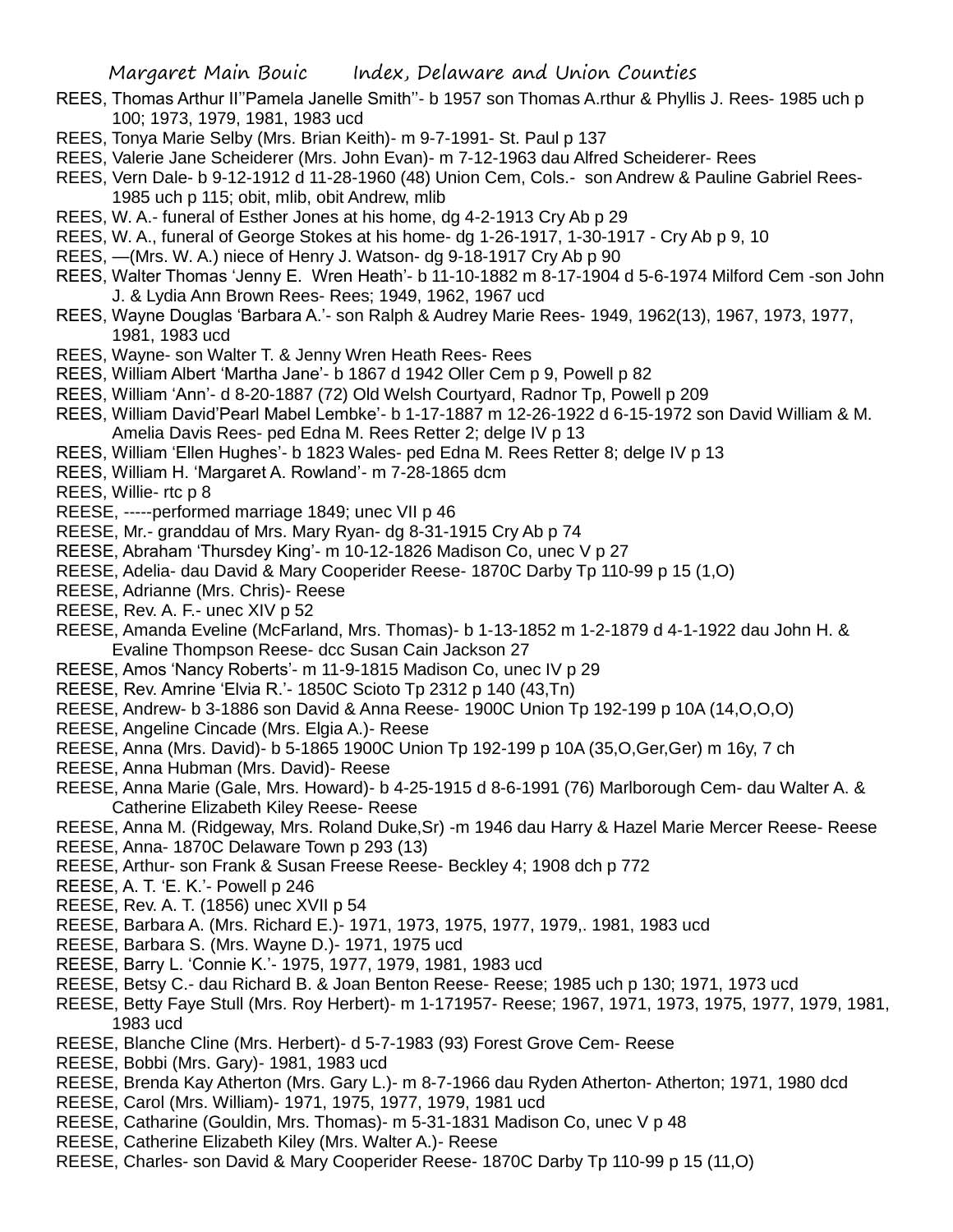REES, Thomas Arthur II''Pamela Janelle Smith''- b 1957 son Thomas A.rthur & Phyllis J. Rees- 1985 uch p 100; 1973, 1979, 1981, 1983 ucd

REES, Tonya Marie Selby (Mrs. Brian Keith)- m 9-7-1991- St. Paul p 137

REES, Valerie Jane Scheiderer (Mrs. John Evan)- m 7-12-1963 dau Alfred Scheiderer- Rees

REES, Vern Dale- b 9-12-1912 d 11-28-1960 (48) Union Cem, Cols.- son Andrew & Pauline Gabriel Rees- 1985 uch p 115; obit, mlib, obit Andrew, mlib

REES, W. A.- funeral of Esther Jones at his home, dg 4-2-1913 Cry Ab p 29

REES, W. A., funeral of George Stokes at his home- dg 1-26-1917, 1-30-1917 - Cry Ab p 9, 10

REES, —(Mrs. W. A.) niece of Henry J. Watson- dg 9-18-1917 Cry Ab p 90

REES, Walter Thomas 'Jenny E. Wren Heath'- b 11-10-1882 m 8-17-1904 d 5-6-1974 Milford Cem -son John J. & Lydia Ann Brown Rees- Rees; 1949, 1962, 1967 ucd

REES, Wayne Douglas 'Barbara A.'- son Ralph & Audrey Marie Rees- 1949, 1962(13), 1967, 1973, 1977, 1981, 1983 ucd

REES, Wayne- son Walter T. & Jenny Wren Heath Rees- Rees

REES, William Albert 'Martha Jane'- b 1867 d 1942 Oller Cem p 9, Powell p 82

REES, William 'Ann'- d 8-20-1887 (72) Old Welsh Courtyard, Radnor Tp, Powell p 209

REES, William David'Pearl Mabel Lembke'- b 1-17-1887 m 12-26-1922 d 6-15-1972 son David William & M. Amelia Davis Rees- ped Edna M. Rees Retter 2; delge IV p 13

REES, William 'Ellen Hughes'- b 1823 Wales- ped Edna M. Rees Retter 8; delge IV p 13

REES, William H. 'Margaret A. Rowland'- m 7-28-1865 dcm

REES, Willie- rtc p 8

REESE, -----performed marriage 1849; unec VII p 46

REESE, Mr.- granddau of Mrs. Mary Ryan- dg 8-31-1915 Cry Ab p 74

REESE, Abraham 'Thursdey King'- m 10-12-1826 Madison Co, unec V p 27

REESE, Adelia- dau David & Mary Cooperider Reese- 1870C Darby Tp 110-99 p 15 (1,O)

REESE, Adrianne (Mrs. Chris)- Reese

REESE, Rev. A. F.- unec XIV p 52

REESE, Amanda Eveline (McFarland, Mrs. Thomas)- b 1-13-1852 m 1-2-1879 d 4-1-1922 dau John H. & Evaline Thompson Reese- dcc Susan Cain Jackson 27

REESE, Amos 'Nancy Roberts'- m 11-9-1815 Madison Co, unec IV p 29

REESE, Rev. Amrine 'Elvia R.'- 1850C Scioto Tp 2312 p 140 (43,Tn)

REESE, Andrew- b 3-1886 son David & Anna Reese- 1900C Union Tp 192-199 p 10A (14,O,O,O)

REESE, Angeline Cincade (Mrs. Elgia A.)- Reese

REESE, Anna (Mrs. David)- b 5-1865 1900C Union Tp 192-199 p 10A (35,O,Ger,Ger) m 16y, 7 ch

REESE, Anna Hubman (Mrs. David)- Reese

REESE, Anna Marie (Gale, Mrs. Howard)- b 4-25-1915 d 8-6-1991 (76) Marlborough Cem- dau Walter A. & Catherine Elizabeth Kiley Reese- Reese

REESE, Anna M. (Ridgeway, Mrs. Roland Duke,Sr) -m 1946 dau Harry & Hazel Marie Mercer Reese- Reese

REESE, Anna- 1870C Delaware Town p 293 (13)

REESE, Arthur- son Frank & Susan Freese Reese- Beckley 4; 1908 dch p 772

REESE, A. T. 'E. K.'- Powell p 246

REESE, Rev. A. T. (1856) unec XVII p 54

REESE, Barbara A. (Mrs. Richard E.)- 1971, 1973, 1975, 1977, 1979,. 1981, 1983 ucd

REESE, Barbara S. (Mrs. Wayne D.)- 1971, 1975 ucd

REESE, Barry L. 'Connie K.'- 1975, 1977, 1979, 1981, 1983 ucd

REESE, Betsy C.- dau Richard B. & Joan Benton Reese- Reese; 1985 uch p 130; 1971, 1973 ucd

REESE, Betty Faye Stull (Mrs. Roy Herbert)- m 1-171957- Reese; 1967, 1971, 1973, 1975, 1977, 1979, 1981, 1983 ucd

REESE, Blanche Cline (Mrs. Herbert)- d 5-7-1983 (93) Forest Grove Cem- Reese

REESE, Bobbi (Mrs. Gary)- 1981, 1983 ucd

REESE, Brenda Kay Atherton (Mrs. Gary L.)- m 8-7-1966 dau Ryden Atherton- Atherton; 1971, 1980 dcd

REESE, Carol (Mrs. William)- 1971, 1975, 1977, 1979, 1981 ucd

REESE, Catharine (Gouldin, Mrs. Thomas)- m 5-31-1831 Madison Co, unec V p 48

REESE, Catherine Elizabeth Kiley (Mrs. Walter A.)- Reese

REESE, Charles- son David & Mary Cooperider Reese- 1870C Darby Tp 110-99 p 15 (11,O)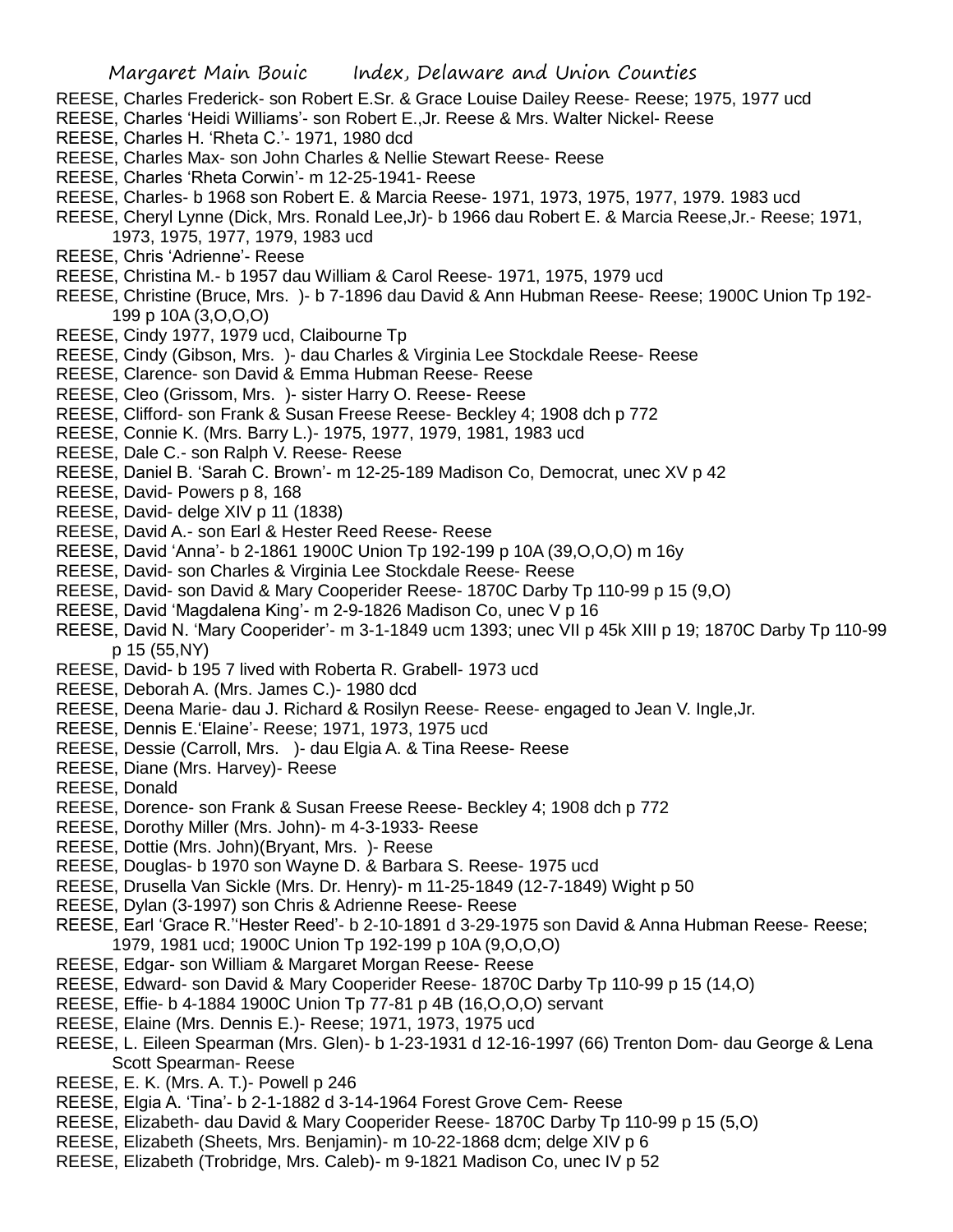REESE, Charles Frederick- son Robert E.Sr. & Grace Louise Dailey Reese- Reese; 1975, 1977 ucd
REESE, Charles 'Heidi Williams'- son Robert E.,Jr. Reese & Mrs. Walter Nickel- Reese
REESE, Charles H. 'Rheta C.'- 1971, 1980 dcd
REESE, Charles Max- son John Charles & Nellie Stewart Reese- Reese
REESE, Charles 'Rheta Corwin'- m 12-25-1941- Reese
REESE, Charles- b 1968 son Robert E. & Marcia Reese- 1971, 1973, 1975, 1977, 1979. 1983 ucd
REESE, Cheryl Lynne (Dick, Mrs. Ronald Lee,Jr)- b 1966 dau Robert E. & Marcia Reese,Jr.- Reese; 1971, 1973, 1975, 1977, 1979, 1983 ucd
REESE, Chris 'Adrienne'- Reese
REESE, Christina M.- b 1957 dau William & Carol Reese- 1971, 1975, 1979 ucd
REESE, Christine (Bruce, Mrs. )- b 7-1896 dau David & Ann Hubman Reese- Reese; 1900C Union Tp 192-199 p 10A (3,O,O,O)
REESE, Cindy 1977, 1979 ucd, Claibourne Tp
REESE, Cindy (Gibson, Mrs. )- dau Charles & Virginia Lee Stockdale Reese- Reese
REESE, Clarence- son David & Emma Hubman Reese- Reese
REESE, Cleo (Grissom, Mrs. )- sister Harry O. Reese- Reese
REESE, Clifford- son Frank & Susan Freese Reese- Beckley 4; 1908 dch p 772
REESE, Connie K. (Mrs. Barry L.)- 1975, 1977, 1979, 1981, 1983 ucd
REESE, Dale C.- son Ralph V. Reese- Reese
REESE, Daniel B. 'Sarah C. Brown'- m 12-25-189 Madison Co, Democrat, unec XV p 42
REESE, David- Powers p 8, 168
REESE, David- delge XIV p 11 (1838)
REESE, David A.- son Earl & Hester Reed Reese- Reese
REESE, David 'Anna'- b 2-1861 1900C Union Tp 192-199 p 10A (39,O,O,O) m 16y
REESE, David- son Charles & Virginia Lee Stockdale Reese- Reese
REESE, David- son David & Mary Cooperider Reese- 1870C Darby Tp 110-99 p 15 (9,O)
REESE, David 'Magdalena King'- m 2-9-1826 Madison Co, unec V p 16
REESE, David N. 'Mary Cooperider'- m 3-1-1849 ucm 1393; unec VII p 45k XIII p 19; 1870C Darby Tp 110-99 p 15 (55,NY)
REESE, David- b 195 7 lived with Roberta R. Grabell- 1973 ucd
REESE, Deborah A. (Mrs. James C.)- 1980 dcd
REESE, Deena Marie- dau J. Richard & Rosilyn Reese- Reese- engaged to Jean V. Ingle,Jr.
REESE, Dennis E.'Elaine'- Reese; 1971, 1973, 1975 ucd
REESE, Dessie (Carroll, Mrs. )- dau Elgia A. & Tina Reese- Reese
REESE, Diane (Mrs. Harvey)- Reese
REESE, Donald
REESE, Dorence- son Frank & Susan Freese Reese- Beckley 4; 1908 dch p 772
REESE, Dorothy Miller (Mrs. John)- m 4-3-1933- Reese
REESE, Dottie (Mrs. John)(Bryant, Mrs. )- Reese
REESE, Douglas- b 1970 son Wayne D. & Barbara S. Reese- 1975 ucd
REESE, Drusella Van Sickle (Mrs. Dr. Henry)- m 11-25-1849 (12-7-1849) Wight p 50
REESE, Dylan (3-1997) son Chris & Adrienne Reese- Reese
REESE, Earl 'Grace R.''Hester Reed'- b 2-10-1891 d 3-29-1975 son David & Anna Hubman Reese- Reese; 1979, 1981 ucd; 1900C Union Tp 192-199 p 10A (9,O,O,O)
REESE, Edgar- son William & Margaret Morgan Reese- Reese
REESE, Edward- son David & Mary Cooperider Reese- 1870C Darby Tp 110-99 p 15 (14,O)
REESE, Effie- b 4-1884 1900C Union Tp 77-81 p 4B (16,O,O,O) servant
REESE, Elaine (Mrs. Dennis E.)- Reese; 1971, 1973, 1975 ucd
REESE, L. Eileen Spearman (Mrs. Glen)- b 1-23-1931 d 12-16-1997 (66) Trenton Dom- dau George & Lena Scott Spearman- Reese
REESE, E. K. (Mrs. A. T.)- Powell p 246
REESE, Elgia A. 'Tina'- b 2-1-1882 d 3-14-1964 Forest Grove Cem- Reese
REESE, Elizabeth- dau David & Mary Cooperider Reese- 1870C Darby Tp 110-99 p 15 (5,O)
REESE, Elizabeth (Sheets, Mrs. Benjamin)- m 10-22-1868 dcm; delge XIV p 6
REESE, Elizabeth (Trobridge, Mrs. Caleb)- m 9-1821 Madison Co, unec IV p 52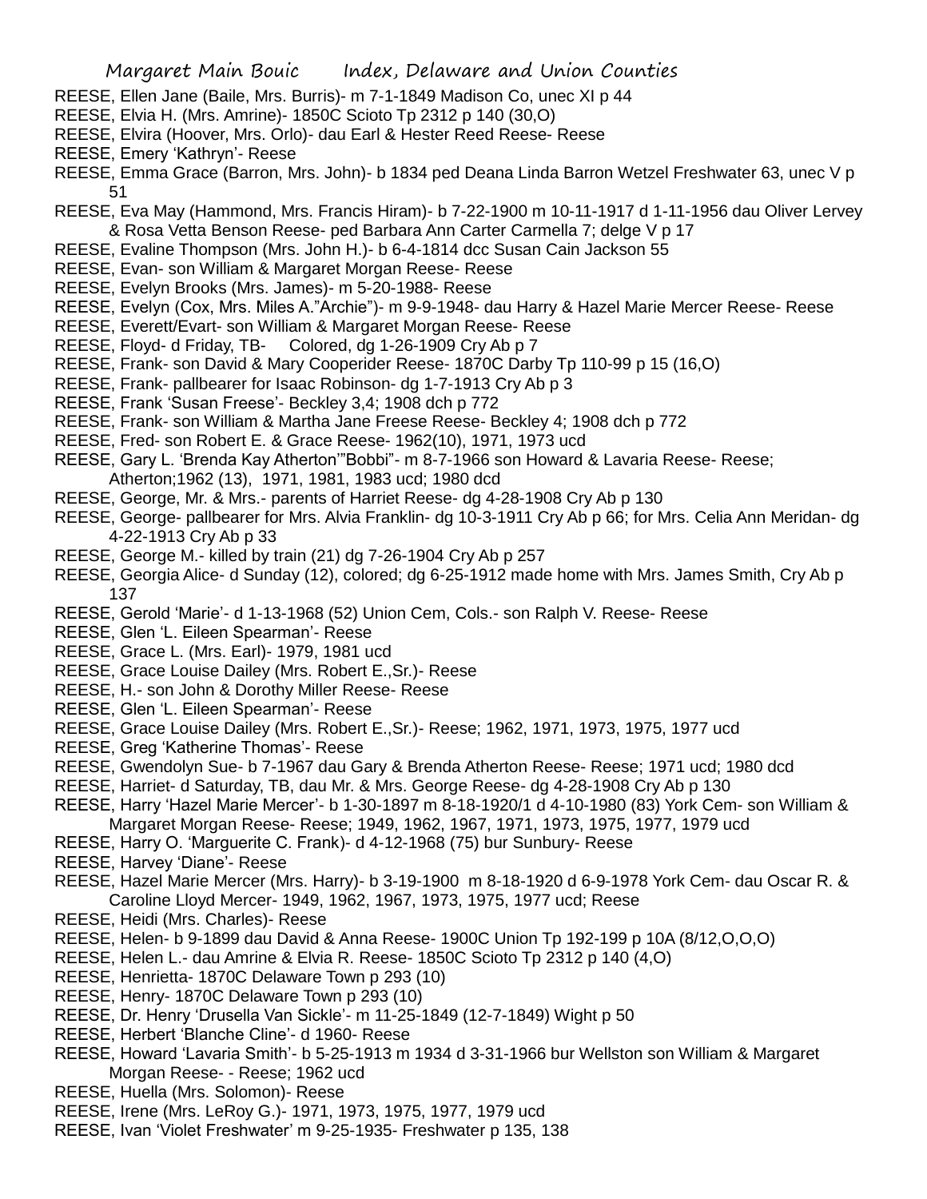REESE, Ellen Jane (Baile, Mrs. Burris)- m 7-1-1849 Madison Co, unec XI p 44

REESE, Elvia H. (Mrs. Amrine)- 1850C Scioto Tp 2312 p 140 (30,O)

REESE, Elvira (Hoover, Mrs. Orlo)- dau Earl & Hester Reed Reese- Reese

REESE, Emery 'Kathryn'- Reese

REESE, Emma Grace (Barron, Mrs. John)- b 1834 ped Deana Linda Barron Wetzel Freshwater 63, unec V p 51

REESE, Eva May (Hammond, Mrs. Francis Hiram)- b 7-22-1900 m 10-11-1917 d 1-11-1956 dau Oliver Lervey & Rosa Vetta Benson Reese- ped Barbara Ann Carter Carmella 7; delge V p 17

REESE, Evaline Thompson (Mrs. John H.)- b 6-4-1814 dcc Susan Cain Jackson 55

REESE, Evan- son William & Margaret Morgan Reese- Reese

REESE, Evelyn Brooks (Mrs. James)- m 5-20-1988- Reese

REESE, Evelyn (Cox, Mrs. Miles A."Archie")- m 9-9-1948- dau Harry & Hazel Marie Mercer Reese- Reese

REESE, Everett/Evart- son William & Margaret Morgan Reese- Reese

REESE, Floyd- d Friday, TB- Colored, dg 1-26-1909 Cry Ab p 7

REESE, Frank- son David & Mary Cooperider Reese- 1870C Darby Tp 110-99 p 15 (16,O)

REESE, Frank- pallbearer for Isaac Robinson- dg 1-7-1913 Cry Ab p 3

REESE, Frank 'Susan Freese'- Beckley 3,4; 1908 dch p 772

REESE, Frank- son William & Martha Jane Freese Reese- Beckley 4; 1908 dch p 772

REESE, Fred- son Robert E. & Grace Reese- 1962(10), 1971, 1973 ucd

REESE, Gary L. 'Brenda Kay Atherton'"Bobbi"- m 8-7-1966 son Howard & Lavaria Reese- Reese; Atherton;1962 (13), 1971, 1981, 1983 ucd; 1980 dcd

REESE, George, Mr. & Mrs.- parents of Harriet Reese- dg 4-28-1908 Cry Ab p 130

REESE, George- pallbearer for Mrs. Alvia Franklin- dg 10-3-1911 Cry Ab p 66; for Mrs. Celia Ann Meridan- dg 4-22-1913 Cry Ab p 33

REESE, George M.- killed by train (21) dg 7-26-1904 Cry Ab p 257

REESE, Georgia Alice- d Sunday (12), colored; dg 6-25-1912 made home with Mrs. James Smith, Cry Ab p 137

REESE, Gerold 'Marie'- d 1-13-1968 (52) Union Cem, Cols.- son Ralph V. Reese- Reese

REESE, Glen 'L. Eileen Spearman'- Reese

REESE, Grace L. (Mrs. Earl)- 1979, 1981 ucd

REESE, Grace Louise Dailey (Mrs. Robert E.,Sr.)- Reese

REESE, H.- son John & Dorothy Miller Reese- Reese

REESE, Glen 'L. Eileen Spearman'- Reese

REESE, Grace Louise Dailey (Mrs. Robert E.,Sr.)- Reese; 1962, 1971, 1973, 1975, 1977 ucd

REESE, Greg 'Katherine Thomas'- Reese

REESE, Gwendolyn Sue- b 7-1967 dau Gary & Brenda Atherton Reese- Reese; 1971 ucd; 1980 dcd

REESE, Harriet- d Saturday, TB, dau Mr. & Mrs. George Reese- dg 4-28-1908 Cry Ab p 130

REESE, Harry 'Hazel Marie Mercer'- b 1-30-1897 m 8-18-1920/1 d 4-10-1980 (83) York Cem- son William & Margaret Morgan Reese- Reese; 1949, 1962, 1967, 1971, 1973, 1975, 1977, 1979 ucd

REESE, Harry O. 'Marguerite C. Frank)- d 4-12-1968 (75) bur Sunbury- Reese

REESE, Harvey 'Diane'- Reese

REESE, Hazel Marie Mercer (Mrs. Harry)- b 3-19-1900 m 8-18-1920 d 6-9-1978 York Cem- dau Oscar R. & Caroline Lloyd Mercer- 1949, 1962, 1967, 1973, 1975, 1977 ucd; Reese

REESE, Heidi (Mrs. Charles)- Reese

REESE, Helen- b 9-1899 dau David & Anna Reese- 1900C Union Tp 192-199 p 10A (8/12,O,O,O)

REESE, Helen L.- dau Amrine & Elvia R. Reese- 1850C Scioto Tp 2312 p 140 (4,O)

REESE, Henrietta- 1870C Delaware Town p 293 (10)

REESE, Henry- 1870C Delaware Town p 293 (10)

REESE, Dr. Henry 'Drusella Van Sickle'- m 11-25-1849 (12-7-1849) Wight p 50

REESE, Herbert 'Blanche Cline'- d 1960- Reese

REESE, Howard 'Lavaria Smith'- b 5-25-1913 m 1934 d 3-31-1966 bur Wellston son William & Margaret Morgan Reese- - Reese; 1962 ucd

REESE, Huella (Mrs. Solomon)- Reese

REESE, Irene (Mrs. LeRoy G.)- 1971, 1973, 1975, 1977, 1979 ucd

REESE, Ivan 'Violet Freshwater' m 9-25-1935- Freshwater p 135, 138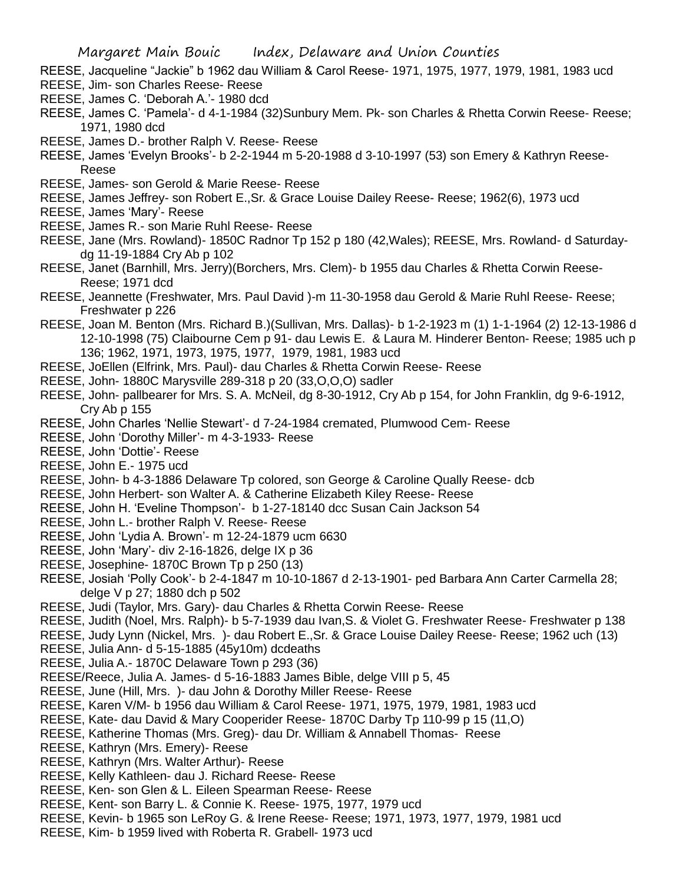REESE, Jacqueline "Jackie" b 1962 dau William & Carol Reese- 1971, 1975, 1977, 1979, 1981, 1983 ucd

REESE, Jim- son Charles Reese- Reese

REESE, James C. 'Deborah A.'- 1980 dcd

REESE, James C. 'Pamela'- d 4-1-1984 (32)Sunbury Mem. Pk- son Charles & Rhetta Corwin Reese- Reese; 1971, 1980 dcd

REESE, James D.- brother Ralph V. Reese- Reese

REESE, James 'Evelyn Brooks'- b 2-2-1944 m 5-20-1988 d 3-10-1997 (53) son Emery & Kathryn Reese- Reese

REESE, James- son Gerold & Marie Reese- Reese

REESE, James Jeffrey- son Robert E.,Sr. & Grace Louise Dailey Reese- Reese; 1962(6), 1973 ucd

REESE, James 'Mary'- Reese

REESE, James R.- son Marie Ruhl Reese- Reese

REESE, Jane (Mrs. Rowland)- 1850C Radnor Tp 152 p 180 (42,Wales); REESE, Mrs. Rowland- d Saturday- dg 11-19-1884 Cry Ab p 102

REESE, Janet (Barnhill, Mrs. Jerry)(Borchers, Mrs. Clem)- b 1955 dau Charles & Rhetta Corwin Reese- Reese; 1971 dcd

REESE, Jeannette (Freshwater, Mrs. Paul David )-m 11-30-1958 dau Gerold & Marie Ruhl Reese- Reese; Freshwater p 226

REESE, Joan M. Benton (Mrs. Richard B.)(Sullivan, Mrs. Dallas)- b 1-2-1923 m (1) 1-1-1964 (2) 12-13-1986 d 12-10-1998 (75) Claibourne Cem p 91- dau Lewis E. & Laura M. Hinderer Benton- Reese; 1985 uch p 136; 1962, 1971, 1973, 1975, 1977, 1979, 1981, 1983 ucd

REESE, JoEllen (Elfrink, Mrs. Paul)- dau Charles & Rhetta Corwin Reese- Reese

REESE, John- 1880C Marysville 289-318 p 20 (33,O,O,O) sadler

REESE, John- pallbearer for Mrs. S. A. McNeil, dg 8-30-1912, Cry Ab p 154, for John Franklin, dg 9-6-1912, Cry Ab p 155

REESE, John Charles 'Nellie Stewart'- d 7-24-1984 cremated, Plumwood Cem- Reese

REESE, John 'Dorothy Miller'- m 4-3-1933- Reese

REESE, John 'Dottie'- Reese

REESE, John E.- 1975 ucd

REESE, John- b 4-3-1886 Delaware Tp colored, son George & Caroline Qually Reese- dcb

REESE, John Herbert- son Walter A. & Catherine Elizabeth Kiley Reese- Reese

REESE, John H. 'Eveline Thompson'- b 1-27-18140 dcc Susan Cain Jackson 54

REESE, John L.- brother Ralph V. Reese- Reese

REESE, John 'Lydia A. Brown'- m 12-24-1879 ucm 6630

REESE, John 'Mary'- div 2-16-1826, delge IX p 36

REESE, Josephine- 1870C Brown Tp p 250 (13)

REESE, Josiah 'Polly Cook'- b 2-4-1847 m 10-10-1867 d 2-13-1901- ped Barbara Ann Carter Carmella 28; delge V p 27; 1880 dch p 502

REESE, Judi (Taylor, Mrs. Gary)- dau Charles & Rhetta Corwin Reese- Reese

REESE, Judith (Noel, Mrs. Ralph)- b 5-7-1939 dau Ivan,S. & Violet G. Freshwater Reese- Freshwater p 138

REESE, Judy Lynn (Nickel, Mrs. )- dau Robert E.,Sr. & Grace Louise Dailey Reese- Reese; 1962 uch (13)

REESE, Julia Ann- d 5-15-1885 (45y10m) dcdeaths

REESE, Julia A.- 1870C Delaware Town p 293 (36)

REESE/Reece, Julia A. James- d 5-16-1883 James Bible, delge VIII p 5, 45

REESE, June (Hill, Mrs. )- dau John & Dorothy Miller Reese- Reese

REESE, Karen V/M- b 1956 dau William & Carol Reese- 1971, 1975, 1979, 1981, 1983 ucd

REESE, Kate- dau David & Mary Cooperider Reese- 1870C Darby Tp 110-99 p 15 (11,O)

REESE, Katherine Thomas (Mrs. Greg)- dau Dr. William & Annabell Thomas- Reese

REESE, Kathryn (Mrs. Emery)- Reese

REESE, Kathryn (Mrs. Walter Arthur)- Reese

REESE, Kelly Kathleen- dau J. Richard Reese- Reese

REESE, Ken- son Glen & L. Eileen Spearman Reese- Reese

REESE, Kent- son Barry L. & Connie K. Reese- 1975, 1977, 1979 ucd

REESE, Kevin- b 1965 son LeRoy G. & Irene Reese- Reese; 1971, 1973, 1977, 1979, 1981 ucd

REESE, Kim- b 1959 lived with Roberta R. Grabell- 1973 ucd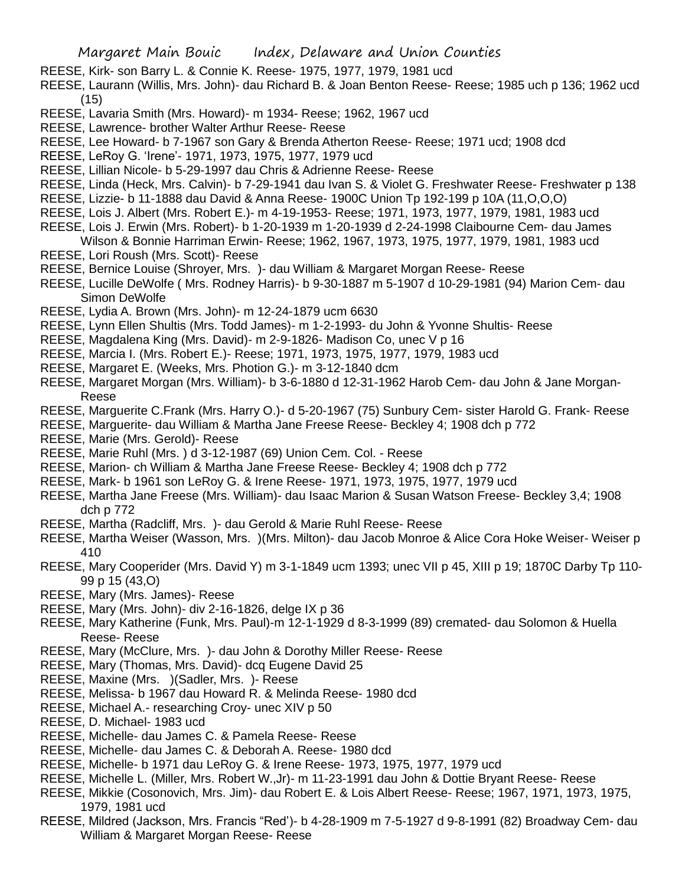REESE, Kirk- son Barry L. & Connie K. Reese- 1975, 1977, 1979, 1981 ucd

REESE, Laurann (Willis, Mrs. John)- dau Richard B. & Joan Benton Reese- Reese; 1985 uch p 136; 1962 ucd (15)

REESE, Lavaria Smith (Mrs. Howard)- m 1934- Reese; 1962, 1967 ucd

REESE, Lawrence- brother Walter Arthur Reese- Reese

REESE, Lee Howard- b 7-1967 son Gary & Brenda Atherton Reese- Reese; 1971 ucd; 1908 dcd

REESE, LeRoy G. 'Irene'- 1971, 1973, 1975, 1977, 1979 ucd

REESE, Lillian Nicole- b 5-29-1997 dau Chris & Adrienne Reese- Reese

REESE, Linda (Heck, Mrs. Calvin)- b 7-29-1941 dau Ivan S. & Violet G. Freshwater Reese- Freshwater p 138

REESE, Lizzie- b 11-1888 dau David & Anna Reese- 1900C Union Tp 192-199 p 10A (11,O,O,O)

REESE, Lois J. Albert (Mrs. Robert E.)- m 4-19-1953- Reese; 1971, 1973, 1977, 1979, 1981, 1983 ucd

REESE, Lois J. Erwin (Mrs. Robert)- b 1-20-1939 m 1-20-1939 d 2-24-1998 Claibourne Cem- dau James Wilson & Bonnie Harriman Erwin- Reese; 1962, 1967, 1973, 1975, 1977, 1979, 1981, 1983 ucd

REESE, Lori Roush (Mrs. Scott)- Reese

REESE, Bernice Louise (Shroyer, Mrs. )- dau William & Margaret Morgan Reese- Reese

REESE, Lucille DeWolfe ( Mrs. Rodney Harris)- b 9-30-1887 m 5-1907 d 10-29-1981 (94) Marion Cem- dau Simon DeWolfe

REESE, Lydia A. Brown (Mrs. John)- m 12-24-1879 ucm 6630

REESE, Lynn Ellen Shultis (Mrs. Todd James)- m 1-2-1993- du John & Yvonne Shultis- Reese

REESE, Magdalena King (Mrs. David)- m 2-9-1826- Madison Co, unec V p 16

REESE, Marcia I. (Mrs. Robert E.)- Reese; 1971, 1973, 1975, 1977, 1979, 1983 ucd

REESE, Margaret E. (Weeks, Mrs. Photion G.)- m 3-12-1840 dcm

REESE, Margaret Morgan (Mrs. William)- b 3-6-1880 d 12-31-1962 Harob Cem- dau John & Jane Morgan- Reese

REESE, Marguerite C.Frank (Mrs. Harry O.)- d 5-20-1967 (75) Sunbury Cem- sister Harold G. Frank- Reese

REESE, Marguerite- dau William & Martha Jane Freese Reese- Beckley 4; 1908 dch p 772

REESE, Marie (Mrs. Gerold)- Reese

REESE, Marie Ruhl (Mrs. ) d 3-12-1987 (69) Union Cem. Col. - Reese

REESE, Marion- ch William & Martha Jane Freese Reese- Beckley 4; 1908 dch p 772

REESE, Mark- b 1961 son LeRoy G. & Irene Reese- 1971, 1973, 1975, 1977, 1979 ucd

REESE, Martha Jane Freese (Mrs. William)- dau Isaac Marion & Susan Watson Freese- Beckley 3,4; 1908 dch p 772

REESE, Martha (Radcliff, Mrs. )- dau Gerold & Marie Ruhl Reese- Reese

REESE, Martha Weiser (Wasson, Mrs. )(Mrs. Milton)- dau Jacob Monroe & Alice Cora Hoke Weiser- Weiser p 410

REESE, Mary Cooperider (Mrs. David Y) m 3-1-1849 ucm 1393; unec VII p 45, XIII p 19; 1870C Darby Tp 110-99 p 15 (43,O)

REESE, Mary (Mrs. James)- Reese

REESE, Mary (Mrs. John)- div 2-16-1826, delge IX p 36

REESE, Mary Katherine (Funk, Mrs. Paul)-m 12-1-1929 d 8-3-1999 (89) cremated- dau Solomon & Huella Reese- Reese

REESE, Mary (McClure, Mrs. )- dau John & Dorothy Miller Reese- Reese

REESE, Mary (Thomas, Mrs. David)- dcq Eugene David 25

REESE, Maxine (Mrs. )(Sadler, Mrs. )- Reese

REESE, Melissa- b 1967 dau Howard R. & Melinda Reese- 1980 dcd

REESE, Michael A.- researching Croy- unec XIV p 50

REESE, D. Michael- 1983 ucd

REESE, Michelle- dau James C. & Pamela Reese- Reese

REESE, Michelle- dau James C. & Deborah A. Reese- 1980 dcd

REESE, Michelle- b 1971 dau LeRoy G. & Irene Reese- 1973, 1975, 1977, 1979 ucd

REESE, Michelle L. (Miller, Mrs. Robert W.,Jr)- m 11-23-1991 dau John & Dottie Bryant Reese- Reese

REESE, Mikkie (Cosonovich, Mrs. Jim)- dau Robert E. & Lois Albert Reese- Reese; 1967, 1971, 1973, 1975, 1979, 1981 ucd

REESE, Mildred (Jackson, Mrs. Francis "Red')- b 4-28-1909 m 7-5-1927 d 9-8-1991 (82) Broadway Cem- dau William & Margaret Morgan Reese- Reese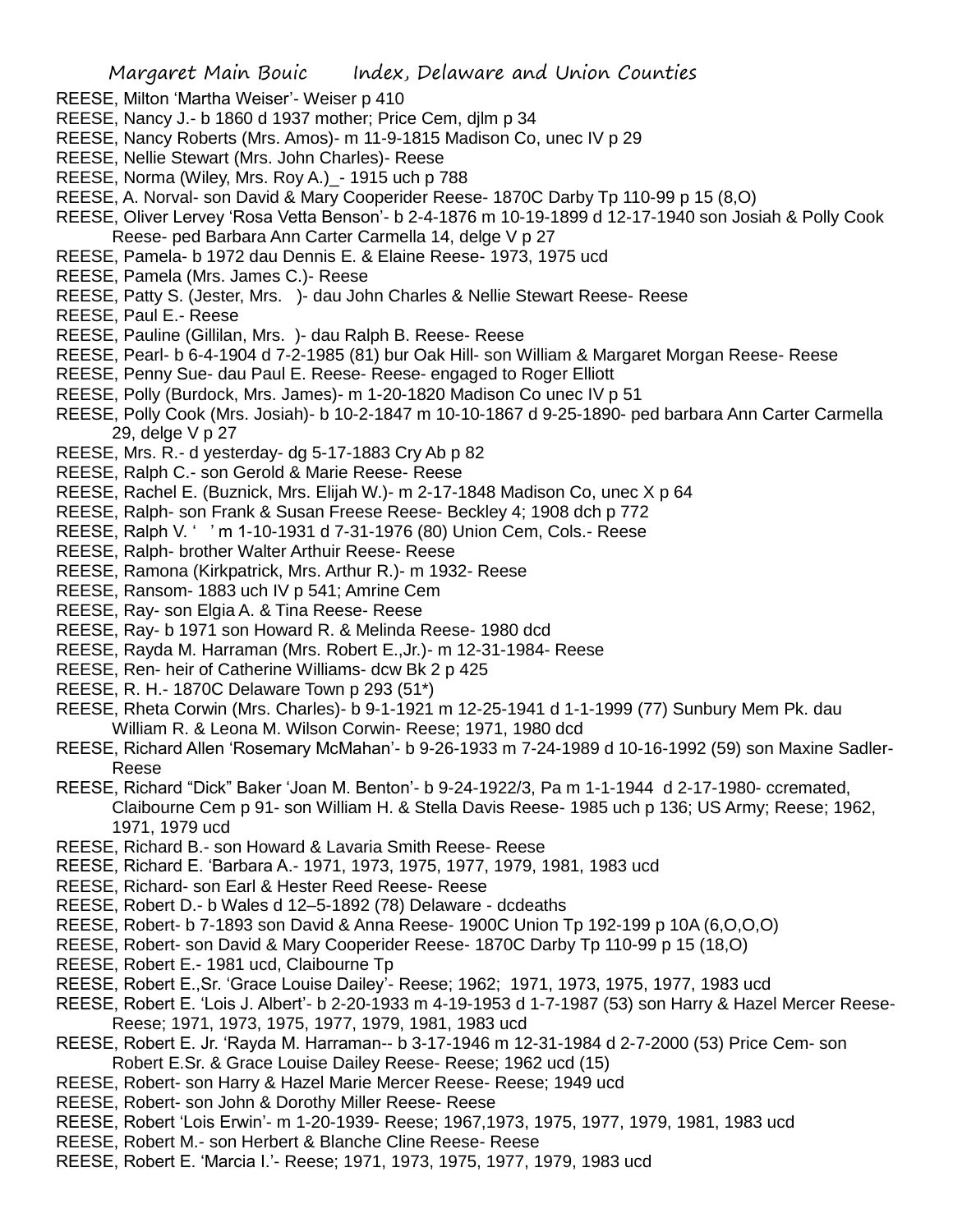REESE, Milton 'Martha Weiser'- Weiser p 410

REESE, Nancy J.- b 1860 d 1937 mother; Price Cem, djlm p 34

REESE, Nancy Roberts (Mrs. Amos)- m 11-9-1815 Madison Co, unec IV p 29

REESE, Nellie Stewart (Mrs. John Charles)- Reese

REESE, Norma (Wiley, Mrs. Roy A.)_- 1915 uch p 788

REESE, A. Norval- son David & Mary Cooperider Reese- 1870C Darby Tp 110-99 p 15 (8,O)

REESE, Oliver Lervey 'Rosa Vetta Benson'- b 2-4-1876 m 10-19-1899 d 12-17-1940 son Josiah & Polly Cook Reese- ped Barbara Ann Carter Carmella 14, delge V p 27

REESE, Pamela- b 1972 dau Dennis E. & Elaine Reese- 1973, 1975 ucd

REESE, Pamela (Mrs. James C.)- Reese

REESE, Patty S. (Jester, Mrs. )- dau John Charles & Nellie Stewart Reese- Reese

REESE, Paul E.- Reese

REESE, Pauline (Gillilan, Mrs. )- dau Ralph B. Reese- Reese

REESE, Pearl- b 6-4-1904 d 7-2-1985 (81) bur Oak Hill- son William & Margaret Morgan Reese- Reese

REESE, Penny Sue- dau Paul E. Reese- Reese- engaged to Roger Elliott

REESE, Polly (Burdock, Mrs. James)- m 1-20-1820 Madison Co unec IV p 51

REESE, Polly Cook (Mrs. Josiah)- b 10-2-1847 m 10-10-1867 d 9-25-1890- ped barbara Ann Carter Carmella 29, delge V p 27

REESE, Mrs. R.- d yesterday- dg 5-17-1883 Cry Ab p 82

REESE, Ralph C.- son Gerold & Marie Reese- Reese

REESE, Rachel E. (Buznick, Mrs. Elijah W.)- m 2-17-1848 Madison Co, unec X p 64

REESE, Ralph- son Frank & Susan Freese Reese- Beckley 4; 1908 dch p 772

REESE, Ralph V. ' ' m 1-10-1931 d 7-31-1976 (80) Union Cem, Cols.- Reese

REESE, Ralph- brother Walter Arthuir Reese- Reese

REESE, Ramona (Kirkpatrick, Mrs. Arthur R.)- m 1932- Reese

REESE, Ransom- 1883 uch IV p 541; Amrine Cem

REESE, Ray- son Elgia A. & Tina Reese- Reese

REESE, Ray- b 1971 son Howard R. & Melinda Reese- 1980 dcd

REESE, Rayda M. Harraman (Mrs. Robert E.,Jr.)- m 12-31-1984- Reese

REESE, Ren- heir of Catherine Williams- dcw Bk 2 p 425

REESE, R. H.- 1870C Delaware Town p 293 (51*)

REESE, Rheta Corwin (Mrs. Charles)- b 9-1-1921 m 12-25-1941 d 1-1-1999 (77) Sunbury Mem Pk. dau William R. & Leona M. Wilson Corwin- Reese; 1971, 1980 dcd

REESE, Richard Allen 'Rosemary McMahan'- b 9-26-1933 m 7-24-1989 d 10-16-1992 (59) son Maxine Sadler- Reese

REESE, Richard "Dick" Baker 'Joan M. Benton'- b 9-24-1922/3, Pa m 1-1-1944 d 2-17-1980- ccremated, Claibourne Cem p 91- son William H. & Stella Davis Reese- 1985 uch p 136; US Army; Reese; 1962, 1971, 1979 ucd

REESE, Richard B.- son Howard & Lavaria Smith Reese- Reese

REESE, Richard E. 'Barbara A.- 1971, 1973, 1975, 1977, 1979, 1981, 1983 ucd

REESE, Richard- son Earl & Hester Reed Reese- Reese

REESE, Robert D.- b Wales d 12–5-1892 (78) Delaware - dcdeaths

REESE, Robert- b 7-1893 son David & Anna Reese- 1900C Union Tp 192-199 p 10A (6,O,O,O)

REESE, Robert- son David & Mary Cooperider Reese- 1870C Darby Tp 110-99 p 15 (18,O)

REESE, Robert E.- 1981 ucd, Claibourne Tp

REESE, Robert E.,Sr. 'Grace Louise Dailey'- Reese; 1962; 1971, 1973, 1975, 1977, 1983 ucd

REESE, Robert E. 'Lois J. Albert'- b 2-20-1933 m 4-19-1953 d 1-7-1987 (53) son Harry & Hazel Mercer Reese- Reese; 1971, 1973, 1975, 1977, 1979, 1981, 1983 ucd

REESE, Robert E. Jr. 'Rayda M. Harraman-- b 3-17-1946 m 12-31-1984 d 2-7-2000 (53) Price Cem- son Robert E.Sr. & Grace Louise Dailey Reese- Reese; 1962 ucd (15)

REESE, Robert- son Harry & Hazel Marie Mercer Reese- Reese; 1949 ucd

REESE, Robert- son John & Dorothy Miller Reese- Reese

REESE, Robert 'Lois Erwin'- m 1-20-1939- Reese; 1967,1973, 1975, 1977, 1979, 1981, 1983 ucd

REESE, Robert M.- son Herbert & Blanche Cline Reese- Reese

REESE, Robert E. 'Marcia I.'- Reese; 1971, 1973, 1975, 1977, 1979, 1983 ucd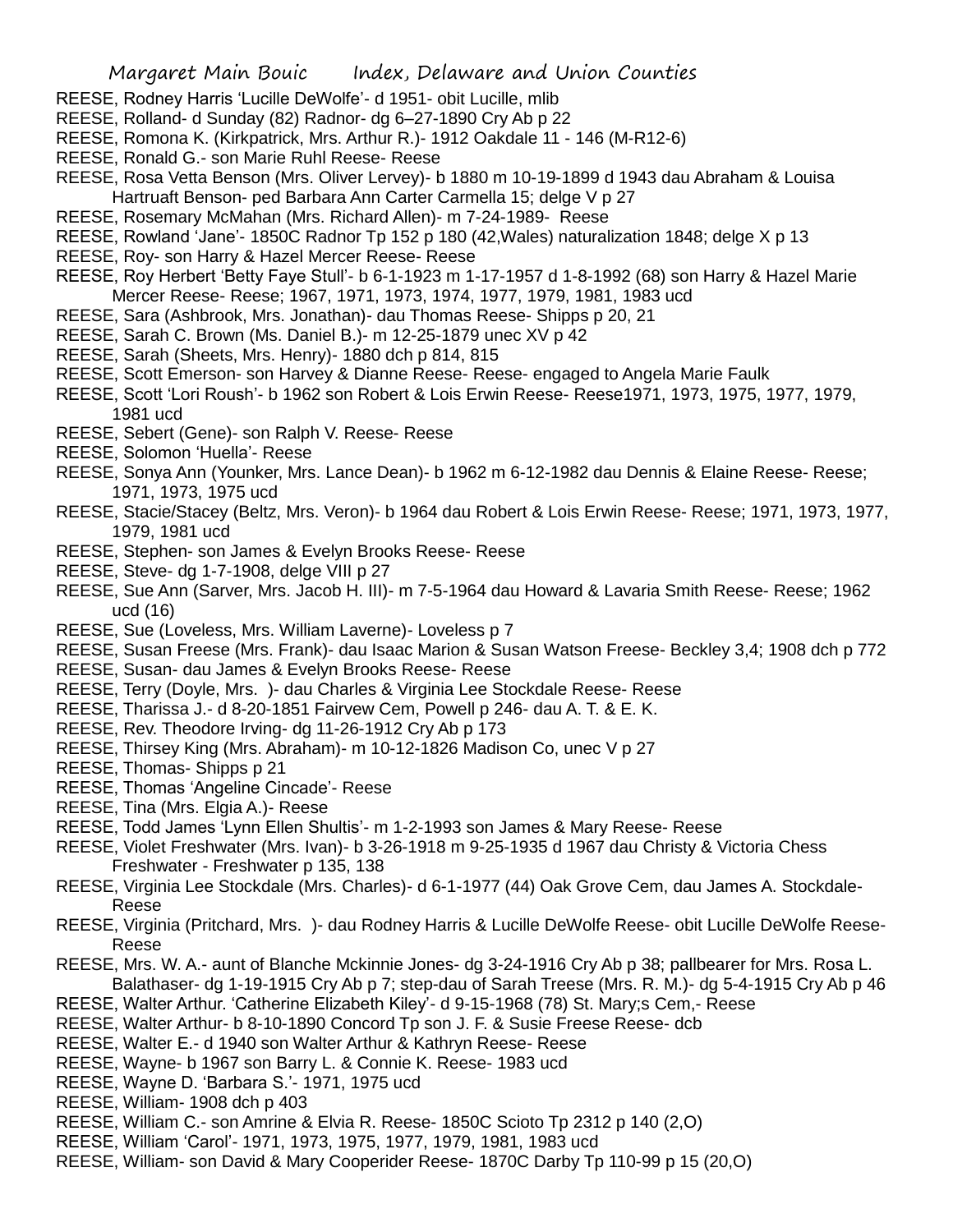REESE, Rodney Harris 'Lucille DeWolfe'- d 1951- obit Lucille, mlib

REESE, Rolland- d Sunday (82) Radnor- dg 6–27-1890 Cry Ab p 22

REESE, Romona K. (Kirkpatrick, Mrs. Arthur R.)- 1912 Oakdale 11 - 146 (M-R12-6)

REESE, Ronald G.- son Marie Ruhl Reese- Reese

REESE, Rosa Vetta Benson (Mrs. Oliver Lervey)- b 1880 m 10-19-1899 d 1943 dau Abraham & Louisa Hartruaft Benson- ped Barbara Ann Carter Carmella 15; delge V p 27

REESE, Rosemary McMahan (Mrs. Richard Allen)- m 7-24-1989- Reese

REESE, Rowland 'Jane'- 1850C Radnor Tp 152 p 180 (42,Wales) naturalization 1848; delge X p 13

REESE, Roy- son Harry & Hazel Mercer Reese- Reese

REESE, Roy Herbert 'Betty Faye Stull'- b 6-1-1923 m 1-17-1957 d 1-8-1992 (68) son Harry & Hazel Marie Mercer Reese- Reese; 1967, 1971, 1973, 1974, 1977, 1979, 1981, 1983 ucd

REESE, Sara (Ashbrook, Mrs. Jonathan)- dau Thomas Reese- Shipps p 20, 21

REESE, Sarah C. Brown (Ms. Daniel B.)- m 12-25-1879 unec XV p 42

REESE, Sarah (Sheets, Mrs. Henry)- 1880 dch p 814, 815

REESE, Scott Emerson- son Harvey & Dianne Reese- Reese- engaged to Angela Marie Faulk

REESE, Scott 'Lori Roush'- b 1962 son Robert & Lois Erwin Reese- Reese1971, 1973, 1975, 1977, 1979, 1981 ucd

REESE, Sebert (Gene)- son Ralph V. Reese- Reese

REESE, Solomon 'Huella'- Reese

REESE, Sonya Ann (Younker, Mrs. Lance Dean)- b 1962 m 6-12-1982 dau Dennis & Elaine Reese- Reese; 1971, 1973, 1975 ucd

REESE, Stacie/Stacey (Beltz, Mrs. Veron)- b 1964 dau Robert & Lois Erwin Reese- Reese; 1971, 1973, 1977, 1979, 1981 ucd

REESE, Stephen- son James & Evelyn Brooks Reese- Reese

REESE, Steve- dg 1-7-1908, delge VIII p 27

REESE, Sue Ann (Sarver, Mrs. Jacob H. III)- m 7-5-1964 dau Howard & Lavaria Smith Reese- Reese; 1962 ucd (16)

REESE, Sue (Loveless, Mrs. William Laverne)- Loveless p 7

REESE, Susan Freese (Mrs. Frank)- dau Isaac Marion & Susan Watson Freese- Beckley 3,4; 1908 dch p 772

REESE, Susan- dau James & Evelyn Brooks Reese- Reese

REESE, Terry (Doyle, Mrs. )- dau Charles & Virginia Lee Stockdale Reese- Reese

REESE, Tharissa J.- d 8-20-1851 Fairvew Cem, Powell p 246- dau A. T. & E. K.

REESE, Rev. Theodore Irving- dg 11-26-1912 Cry Ab p 173

REESE, Thirsey King (Mrs. Abraham)- m 10-12-1826 Madison Co, unec V p 27

REESE, Thomas- Shipps p 21

REESE, Thomas 'Angeline Cincade'- Reese

REESE, Tina (Mrs. Elgia A.)- Reese

REESE, Todd James 'Lynn Ellen Shultis'- m 1-2-1993 son James & Mary Reese- Reese

REESE, Violet Freshwater (Mrs. Ivan)- b 3-26-1918 m 9-25-1935 d 1967 dau Christy & Victoria Chess Freshwater - Freshwater p 135, 138

REESE, Virginia Lee Stockdale (Mrs. Charles)- d 6-1-1977 (44) Oak Grove Cem, dau James A. Stockdale- Reese

REESE, Virginia (Pritchard, Mrs. )- dau Rodney Harris & Lucille DeWolfe Reese- obit Lucille DeWolfe Reese- Reese

REESE, Mrs. W. A.- aunt of Blanche Mckinnie Jones- dg 3-24-1916 Cry Ab p 38; pallbearer for Mrs. Rosa L. Balathaser- dg 1-19-1915 Cry Ab p 7; step-dau of Sarah Treese (Mrs. R. M.)- dg 5-4-1915 Cry Ab p 46

REESE, Walter Arthur. 'Catherine Elizabeth Kiley'- d 9-15-1968 (78) St. Mary;s Cem,- Reese

REESE, Walter Arthur- b 8-10-1890 Concord Tp son J. F. & Susie Freese Reese- dcb

REESE, Walter E.- d 1940 son Walter Arthur & Kathryn Reese- Reese

REESE, Wayne- b 1967 son Barry L. & Connie K. Reese- 1983 ucd

REESE, Wayne D. 'Barbara S.'- 1971, 1975 ucd

REESE, William- 1908 dch p 403

REESE, William C.- son Amrine & Elvia R. Reese- 1850C Scioto Tp 2312 p 140 (2,O)

REESE, William 'Carol'- 1971, 1973, 1975, 1977, 1979, 1981, 1983 ucd

REESE, William- son David & Mary Cooperider Reese- 1870C Darby Tp 110-99 p 15 (20,O)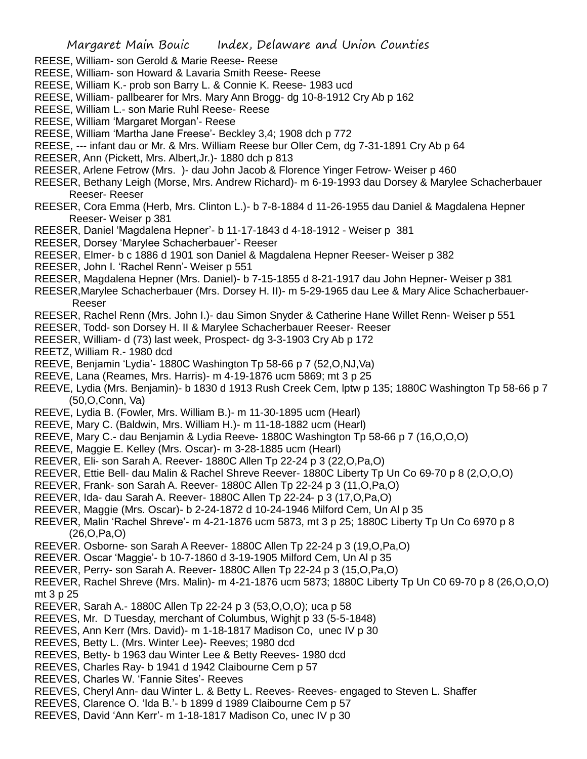REESE, William- son Gerold & Marie Reese- Reese

REESE, William- son Howard & Lavaria Smith Reese- Reese

REESE, William K.- prob son Barry L. & Connie K. Reese- 1983 ucd

REESE, William- pallbearer for Mrs. Mary Ann Brogg- dg 10-8-1912 Cry Ab p 162

REESE, William L.- son Marie Ruhl Reese- Reese

REESE, William 'Margaret Morgan'- Reese

REESE, William 'Martha Jane Freese'- Beckley 3,4; 1908 dch p 772

REESE, --- infant dau or Mr. & Mrs. William Reese bur Oller Cem, dg 7-31-1891 Cry Ab p 64

REESER, Ann (Pickett, Mrs. Albert,Jr.)- 1880 dch p 813

REESER, Arlene Fetrow (Mrs. )- dau John Jacob & Florence Yinger Fetrow- Weiser p 460

REESER, Bethany Leigh (Morse, Mrs. Andrew Richard)- m 6-19-1993 dau Dorsey & Marylee Schacherbauer Reeser- Reeser

REESER, Cora Emma (Herb, Mrs. Clinton L.)- b 7-8-1884 d 11-26-1955 dau Daniel & Magdalena Hepner Reeser- Weiser p 381

REESER, Daniel 'Magdalena Hepner'- b 11-17-1843 d 4-18-1912 - Weiser p 381

REESER, Dorsey 'Marylee Schacherbauer'- Reeser

REESER, Elmer- b c 1886 d 1901 son Daniel & Magdalena Hepner Reeser- Weiser p 382

REESER, John I. 'Rachel Renn'- Weiser p 551

REESER, Magdalena Hepner (Mrs. Daniel)- b 7-15-1855 d 8-21-1917 dau John Hepner- Weiser p 381

REESER,Marylee Schacherbauer (Mrs. Dorsey H. II)- m 5-29-1965 dau Lee & Mary Alice Schacherbauer- Reeser

REESER, Rachel Renn (Mrs. John I.)- dau Simon Snyder & Catherine Hane Willet Renn- Weiser p 551

REESER, Todd- son Dorsey H. II & Marylee Schacherbauer Reeser- Reeser

REESER, William- d (73) last week, Prospect- dg 3-3-1903 Cry Ab p 172

REETZ, William R.- 1980 dcd

REEVE, Benjamin 'Lydia'- 1880C Washington Tp 58-66 p 7 (52,O,NJ,Va)

REEVE, Lana (Reames, Mrs. Harris)- m 4-19-1876 ucm 5869; mt 3 p 25

REEVE, Lydia (Mrs. Benjamin)- b 1830 d 1913 Rush Creek Cem, lptw p 135; 1880C Washington Tp 58-66 p 7 (50,O,Conn, Va)

REEVE, Lydia B. (Fowler, Mrs. William B.)- m 11-30-1895 ucm (Hearl)

REEVE, Mary C. (Baldwin, Mrs. William H.)- m 11-18-1882 ucm (Hearl)

REEVE, Mary C.- dau Benjamin & Lydia Reeve- 1880C Washington Tp 58-66 p 7 (16,O,O,O)

REEVE, Maggie E. Kelley (Mrs. Oscar)- m 3-28-1885 ucm (Hearl)

REEVER, Eli- son Sarah A. Reever- 1880C Allen Tp 22-24 p 3 (22,O,Pa,O)

REEVER, Ettie Bell- dau Malin & Rachel Shreve Reever- 1880C Liberty Tp Un Co 69-70 p 8 (2,O,O,O)

REEVER, Frank- son Sarah A. Reever- 1880C Allen Tp 22-24 p 3 (11,O,Pa,O)

REEVER, Ida- dau Sarah A. Reever- 1880C Allen Tp 22-24- p 3 (17,O,Pa,O)

REEVER, Maggie (Mrs. Oscar)- b 2-24-1872 d 10-24-1946 Milford Cem, Un Al p 35

REEVER, Malin 'Rachel Shreve'- m 4-21-1876 ucm 5873, mt 3 p 25; 1880C Liberty Tp Un Co 6970 p 8 (26,O,Pa,O)

REEVER. Osborne- son Sarah A Reever- 1880C Allen Tp 22-24 p 3 (19,O,Pa,O)

REEVER. Oscar 'Maggie'- b 10-7-1860 d 3-19-1905 Milford Cem, Un Al p 35

REEVER, Perry- son Sarah A. Reever- 1880C Allen Tp 22-24 p 3 (15,O,Pa,O)

REEVER, Rachel Shreve (Mrs. Malin)- m 4-21-1876 ucm 5873; 1880C Liberty Tp Un C0 69-70 p 8 (26,O,O,O) mt 3 p 25

REEVER, Sarah A.- 1880C Allen Tp 22-24 p 3 (53,O,O,O); uca p 58

REEVES, Mr. D Tuesday, merchant of Columbus, Wighjt p 33 (5-5-1848)

REEVES, Ann Kerr (Mrs. David)- m 1-18-1817 Madison Co, unec IV p 30

REEVES, Betty L. (Mrs. Winter Lee)- Reeves; 1980 dcd

REEVES, Betty- b 1963 dau Winter Lee & Betty Reeves- 1980 dcd

REEVES, Charles Ray- b 1941 d 1942 Claibourne Cem p 57

REEVES, Charles W. 'Fannie Sites'- Reeves

REEVES, Cheryl Ann- dau Winter L. & Betty L. Reeves- Reeves- engaged to Steven L. Shaffer

REEVES, Clarence O. 'Ida B.'- b 1899 d 1989 Claibourne Cem p 57

REEVES, David 'Ann Kerr'- m 1-18-1817 Madison Co, unec IV p 30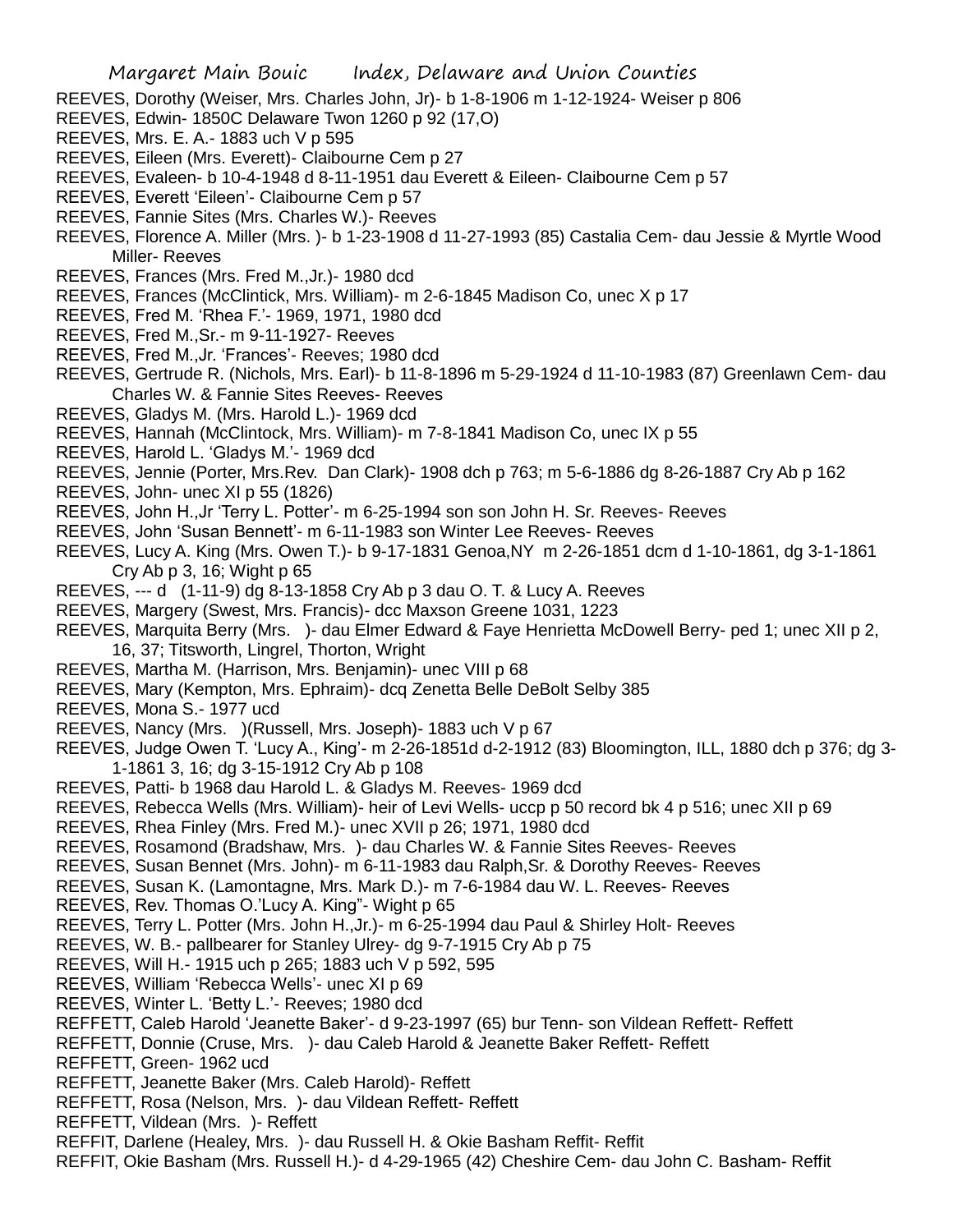REEVES, Dorothy (Weiser, Mrs. Charles John, Jr)- b 1-8-1906 m 1-12-1924- Weiser p 806
REEVES, Edwin- 1850C Delaware Twon 1260 p 92 (17,O)
REEVES, Mrs. E. A.- 1883 uch V p 595
REEVES, Eileen (Mrs. Everett)- Claibourne Cem p 27
REEVES, Evaleen- b 10-4-1948 d 8-11-1951 dau Everett & Eileen- Claibourne Cem p 57
REEVES, Everett 'Eileen'- Claibourne Cem p 57
REEVES, Fannie Sites (Mrs. Charles W.)- Reeves
REEVES, Florence A. Miller (Mrs. )- b 1-23-1908 d 11-27-1993 (85) Castalia Cem- dau Jessie & Myrtle Wood Miller- Reeves
REEVES, Frances (Mrs. Fred M.,Jr.)- 1980 dcd
REEVES, Frances (McClintick, Mrs. William)- m 2-6-1845 Madison Co, unec X p 17
REEVES, Fred M. 'Rhea F.'- 1969, 1971, 1980 dcd
REEVES, Fred M.,Sr.- m 9-11-1927- Reeves
REEVES, Fred M.,Jr. 'Frances'- Reeves; 1980 dcd
REEVES, Gertrude R. (Nichols, Mrs. Earl)- b 11-8-1896 m 5-29-1924 d 11-10-1983 (87) Greenlawn Cem- dau Charles W. & Fannie Sites Reeves- Reeves
REEVES, Gladys M. (Mrs. Harold L.)- 1969 dcd
REEVES, Hannah (McClintock, Mrs. William)- m 7-8-1841 Madison Co, unec IX p 55
REEVES, Harold L. 'Gladys M.'- 1969 dcd
REEVES, Jennie (Porter, Mrs.Rev. Dan Clark)- 1908 dch p 763; m 5-6-1886 dg 8-26-1887 Cry Ab p 162
REEVES, John- unec XI p 55 (1826)
REEVES, John H.,Jr 'Terry L. Potter'- m 6-25-1994 son son John H. Sr. Reeves- Reeves
REEVES, John 'Susan Bennett'- m 6-11-1983 son Winter Lee Reeves- Reeves
REEVES, Lucy A. King (Mrs. Owen T.)- b 9-17-1831 Genoa,NY m 2-26-1851 dcm d 1-10-1861, dg 3-1-1861 Cry Ab p 3, 16; Wight p 65
REEVES, --- d (1-11-9) dg 8-13-1858 Cry Ab p 3 dau O. T. & Lucy A. Reeves
REEVES, Margery (Swest, Mrs. Francis)- dcc Maxson Greene 1031, 1223
REEVES, Marquita Berry (Mrs. )- dau Elmer Edward & Faye Henrietta McDowell Berry- ped 1; unec XII p 2, 16, 37; Titsworth, Lingrel, Thorton, Wright
REEVES, Martha M. (Harrison, Mrs. Benjamin)- unec VIII p 68
REEVES, Mary (Kempton, Mrs. Ephraim)- dcq Zenetta Belle DeBolt Selby 385
REEVES, Mona S.- 1977 ucd
REEVES, Nancy (Mrs. )(Russell, Mrs. Joseph)- 1883 uch V p 67
REEVES, Judge Owen T. 'Lucy A., King'- m 2-26-1851d d-2-1912 (83) Bloomington, ILL, 1880 dch p 376; dg 3-1-1861 3, 16; dg 3-15-1912 Cry Ab p 108
REEVES, Patti- b 1968 dau Harold L. & Gladys M. Reeves- 1969 dcd
REEVES, Rebecca Wells (Mrs. William)- heir of Levi Wells- uccp p 50 record bk 4 p 516; unec XII p 69
REEVES, Rhea Finley (Mrs. Fred M.)- unec XVII p 26; 1971, 1980 dcd
REEVES, Rosamond (Bradshaw, Mrs. )- dau Charles W. & Fannie Sites Reeves- Reeves
REEVES, Susan Bennet (Mrs. John)- m 6-11-1983 dau Ralph,Sr. & Dorothy Reeves- Reeves
REEVES, Susan K. (Lamontagne, Mrs. Mark D.)- m 7-6-1984 dau W. L. Reeves- Reeves
REEVES, Rev. Thomas O.'Lucy A. King"- Wight p 65
REEVES, Terry L. Potter (Mrs. John H.,Jr.)- m 6-25-1994 dau Paul & Shirley Holt- Reeves
REEVES, W. B.- pallbearer for Stanley Ulrey- dg 9-7-1915 Cry Ab p 75
REEVES, Will H.- 1915 uch p 265; 1883 uch V p 592, 595
REEVES, William 'Rebecca Wells'- unec XI p 69
REEVES, Winter L. 'Betty L.'- Reeves; 1980 dcd
REFFETT, Caleb Harold 'Jeanette Baker'- d 9-23-1997 (65) bur Tenn- son Vildean Reffett- Reffett
REFFETT, Donnie (Cruse, Mrs. )- dau Caleb Harold & Jeanette Baker Reffett- Reffett
REFFETT, Green- 1962 ucd
REFFETT, Jeanette Baker (Mrs. Caleb Harold)- Reffett
REFFETT, Rosa (Nelson, Mrs. )- dau Vildean Reffett- Reffett
REFFETT, Vildean (Mrs. )- Reffett
REFFIT, Darlene (Healey, Mrs. )- dau Russell H. & Okie Basham Reffit- Reffit
REFFIT, Okie Basham (Mrs. Russell H.)- d 4-29-1965 (42) Cheshire Cem- dau John C. Basham- Reffit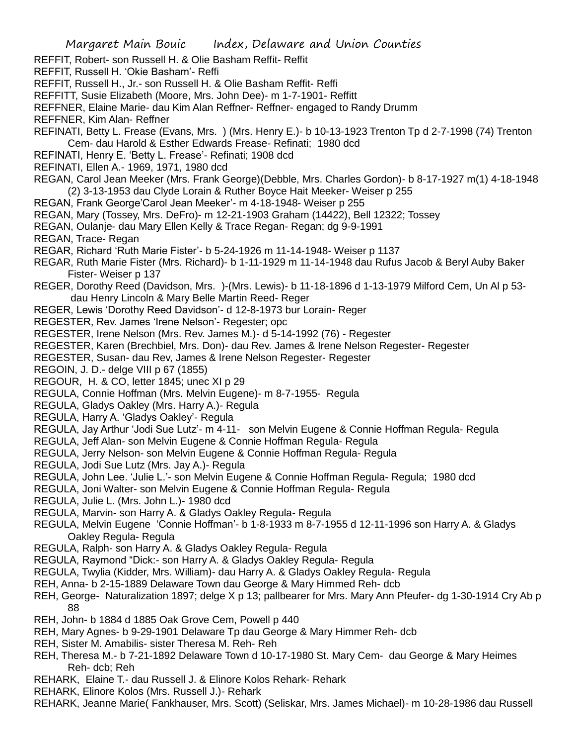REFFIT, Robert- son Russell H. & Olie Basham Reffit- Reffit

REFFIT, Russell H. 'Okie Basham'- Reffi

REFFIT, Russell H., Jr.- son Russell H. & Olie Basham Reffit- Reffi

REFFITT, Susie Elizabeth (Moore, Mrs. John Dee)- m 1-7-1901- Reffitt

REFFNER, Elaine Marie- dau Kim Alan Reffner- Reffner- engaged to Randy Drumm

REFFNER, Kim Alan- Reffner

REFINATI, Betty L. Frease (Evans, Mrs. ) (Mrs. Henry E.)- b 10-13-1923 Trenton Tp d 2-7-1998 (74) Trenton Cem- dau Harold & Esther Edwards Frease- Refinati; 1980 dcd

REFINATI, Henry E. 'Betty L. Frease'- Refinati; 1908 dcd

REFINATI, Ellen A.- 1969, 1971, 1980 dcd

REGAN, Carol Jean Meeker (Mrs. Frank George)(Debble, Mrs. Charles Gordon)- b 8-17-1927 m(1) 4-18-1948 (2) 3-13-1953 dau Clyde Lorain & Ruther Boyce Hait Meeker- Weiser p 255

REGAN, Frank George'Carol Jean Meeker'- m 4-18-1948- Weiser p 255

REGAN, Mary (Tossey, Mrs. DeFro)- m 12-21-1903 Graham (14422), Bell 12322; Tossey

REGAN, Oulanje- dau Mary Ellen Kelly & Trace Regan- Regan; dg 9-9-1991

REGAN, Trace- Regan

REGAR, Richard 'Ruth Marie Fister'- b 5-24-1926 m 11-14-1948- Weiser p 1137

REGAR, Ruth Marie Fister (Mrs. Richard)- b 1-11-1929 m 11-14-1948 dau Rufus Jacob & Beryl Auby Baker Fister- Weiser p 137

REGER, Dorothy Reed (Davidson, Mrs. )-(Mrs. Lewis)- b 11-18-1896 d 1-13-1979 Milford Cem, Un Al p 53- dau Henry Lincoln & Mary Belle Martin Reed- Reger

REGER, Lewis 'Dorothy Reed Davidson'- d 12-8-1973 bur Lorain- Reger

REGESTER, Rev. James 'Irene Nelson'- Regester; opc

REGESTER, Irene Nelson (Mrs. Rev. James M.)- d 5-14-1992 (76) - Regester

REGESTER, Karen (Brechbiel, Mrs. Don)- dau Rev. James & Irene Nelson Regester- Regester

REGESTER, Susan- dau Rev, James & Irene Nelson Regester- Regester

REGOIN, J. D.- delge VIII p 67 (1855)

REGOUR, H. & CO, letter 1845; unec XI p 29

REGULA, Connie Hoffman (Mrs. Melvin Eugene)- m 8-7-1955- Regula

REGULA, Gladys Oakley (Mrs. Harry A.)- Regula

REGULA, Harry A. 'Gladys Oakley'- Regula

REGULA, Jay Arthur 'Jodi Sue Lutz'- m 4-11- son Melvin Eugene & Connie Hoffman Regula- Regula

REGULA, Jeff Alan- son Melvin Eugene & Connie Hoffman Regula- Regula

REGULA, Jerry Nelson- son Melvin Eugene & Connie Hoffman Regula- Regula

REGULA, Jodi Sue Lutz (Mrs. Jay A.)- Regula

REGULA, John Lee. 'Julie L.'- son Melvin Eugene & Connie Hoffman Regula- Regula; 1980 dcd

REGULA, Joni Walter- son Melvin Eugene & Connie Hoffman Regula- Regula

REGULA, Julie L. (Mrs. John L.)- 1980 dcd

REGULA, Marvin- son Harry A. & Gladys Oakley Regula- Regula

REGULA, Melvin Eugene 'Connie Hoffman'- b 1-8-1933 m 8-7-1955 d 12-11-1996 son Harry A. & Gladys Oakley Regula- Regula

REGULA, Ralph- son Harry A. & Gladys Oakley Regula- Regula

REGULA, Raymond "Dick:- son Harry A. & Gladys Oakley Regula- Regula

REGULA, Twylia (Kidder, Mrs. William)- dau Harry A. & Gladys Oakley Regula- Regula

REH, Anna- b 2-15-1889 Delaware Town dau George & Mary Himmed Reh- dcb

REH, George- Naturalization 1897; delge X p 13; pallbearer for Mrs. Mary Ann Pfeufer- dg 1-30-1914 Cry Ab p 88

REH, John- b 1884 d 1885 Oak Grove Cem, Powell p 440

REH, Mary Agnes- b 9-29-1901 Delaware Tp dau George & Mary Himmer Reh- dcb

REH, Sister M. Amabilis- sister Theresa M. Reh- Reh

REH, Theresa M.- b 7-21-1892 Delaware Town d 10-17-1980 St. Mary Cem- dau George & Mary Heimes Reh- dcb; Reh

REHARK, Elaine T.- dau Russell J. & Elinore Kolos Rehark- Rehark

REHARK, Elinore Kolos (Mrs. Russell J.)- Rehark

REHARK, Jeanne Marie( Fankhauser, Mrs. Scott) (Seliskar, Mrs. James Michael)- m 10-28-1986 dau Russell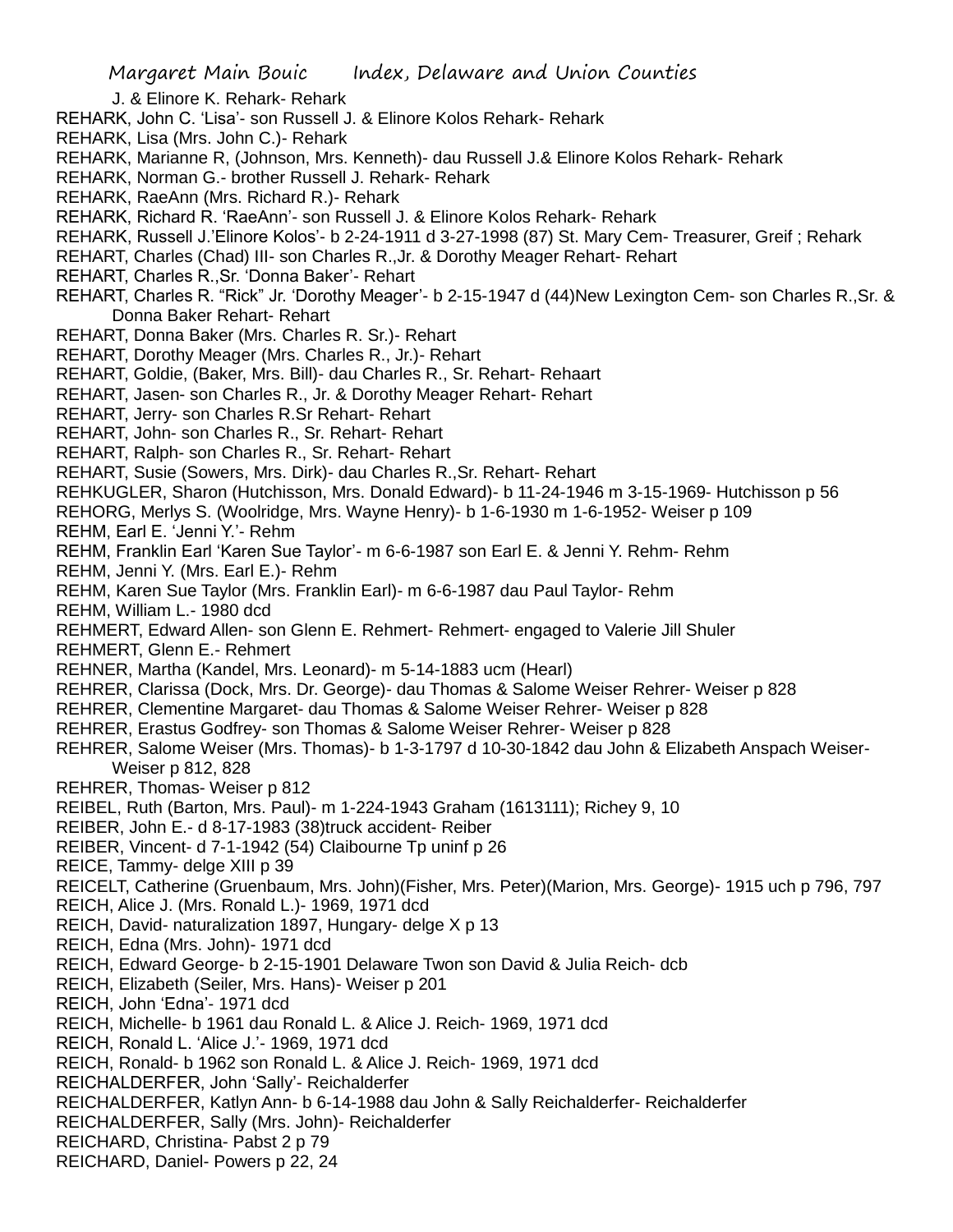J. & Elinore K. Rehark- Rehark
REHARK, John C. 'Lisa'- son Russell J. & Elinore Kolos Rehark- Rehark
REHARK, Lisa (Mrs. John C.)- Rehark
REHARK, Marianne R, (Johnson, Mrs. Kenneth)- dau Russell J.& Elinore Kolos Rehark- Rehark
REHARK, Norman G.- brother Russell J. Rehark- Rehark
REHARK, RaeAnn (Mrs. Richard R.)- Rehark
REHARK, Richard R. 'RaeAnn'- son Russell J. & Elinore Kolos Rehark- Rehark
REHARK, Russell J.'Elinore Kolos'- b 2-24-1911 d 3-27-1998 (87) St. Mary Cem- Treasurer, Greif ; Rehark
REHART, Charles (Chad) III- son Charles R.,Jr. & Dorothy Meager Rehart- Rehart
REHART, Charles R.,Sr. 'Donna Baker'- Rehart
REHART, Charles R. "Rick" Jr. 'Dorothy Meager'- b 2-15-1947 d (44)New Lexington Cem- son Charles R.,Sr. & Donna Baker Rehart- Rehart
REHART, Donna Baker (Mrs. Charles R. Sr.)- Rehart
REHART, Dorothy Meager (Mrs. Charles R., Jr.)- Rehart
REHART, Goldie, (Baker, Mrs. Bill)- dau Charles R., Sr. Rehart- Rehaart
REHART, Jasen- son Charles R., Jr. & Dorothy Meager Rehart- Rehart
REHART, Jerry- son Charles R.Sr Rehart- Rehart
REHART, John- son Charles R., Sr. Rehart- Rehart
REHART, Ralph- son Charles R., Sr. Rehart- Rehart
REHART, Susie (Sowers, Mrs. Dirk)- dau Charles R.,Sr. Rehart- Rehart
REHKUGLER, Sharon (Hutchisson, Mrs. Donald Edward)- b 11-24-1946 m 3-15-1969- Hutchisson p 56
REHORG, Merlys S. (Woolridge, Mrs. Wayne Henry)- b 1-6-1930 m 1-6-1952- Weiser p 109
REHM, Earl E. 'Jenni Y.'- Rehm
REHM, Franklin Earl 'Karen Sue Taylor'- m 6-6-1987 son Earl E. & Jenni Y. Rehm- Rehm
REHM, Jenni Y. (Mrs. Earl E.)- Rehm
REHM, Karen Sue Taylor (Mrs. Franklin Earl)- m 6-6-1987 dau Paul Taylor- Rehm
REHM, William L.- 1980 dcd
REHMERT, Edward Allen- son Glenn E. Rehmert- Rehmert- engaged to Valerie Jill Shuler
REHMERT, Glenn E.- Rehmert
REHNER, Martha (Kandel, Mrs. Leonard)- m 5-14-1883 ucm (Hearl)
REHRER, Clarissa (Dock, Mrs. Dr. George)- dau Thomas & Salome Weiser Rehrer- Weiser p 828
REHRER, Clementine Margaret- dau Thomas & Salome Weiser Rehrer- Weiser p 828
REHRER, Erastus Godfrey- son Thomas & Salome Weiser Rehrer- Weiser p 828
REHRER, Salome Weiser (Mrs. Thomas)- b 1-3-1797 d 10-30-1842 dau John & Elizabeth Anspach Weiser- Weiser p 812, 828
REHRER, Thomas- Weiser p 812
REIBEL, Ruth (Barton, Mrs. Paul)- m 1-224-1943 Graham (1613111); Richey 9, 10
REIBER, John E.- d 8-17-1983 (38)truck accident- Reiber
REIBER, Vincent- d 7-1-1942 (54) Claibourne Tp uninf p 26
REICE, Tammy- delge XIII p 39
REICELT, Catherine (Gruenbaum, Mrs. John)(Fisher, Mrs. Peter)(Marion, Mrs. George)- 1915 uch p 796, 797
REICH, Alice J. (Mrs. Ronald L.)- 1969, 1971 dcd
REICH, David- naturalization 1897, Hungary- delge X p 13
REICH, Edna (Mrs. John)- 1971 dcd
REICH, Edward George- b 2-15-1901 Delaware Twon son David & Julia Reich- dcb
REICH, Elizabeth (Seiler, Mrs. Hans)- Weiser p 201
REICH, John 'Edna'- 1971 dcd
REICH, Michelle- b 1961 dau Ronald L. & Alice J. Reich- 1969, 1971 dcd
REICH, Ronald L. 'Alice J.'- 1969, 1971 dcd
REICH, Ronald- b 1962 son Ronald L. & Alice J. Reich- 1969, 1971 dcd
REICHALDERFER, John 'Sally'- Reichalderfer
REICHALDERFER, Katlyn Ann- b 6-14-1988 dau John & Sally Reichalderfer- Reichalderfer
REICHALDERFER, Sally (Mrs. John)- Reichalderfer
REICHARD, Christina- Pabst 2 p 79
REICHARD, Daniel- Powers p 22, 24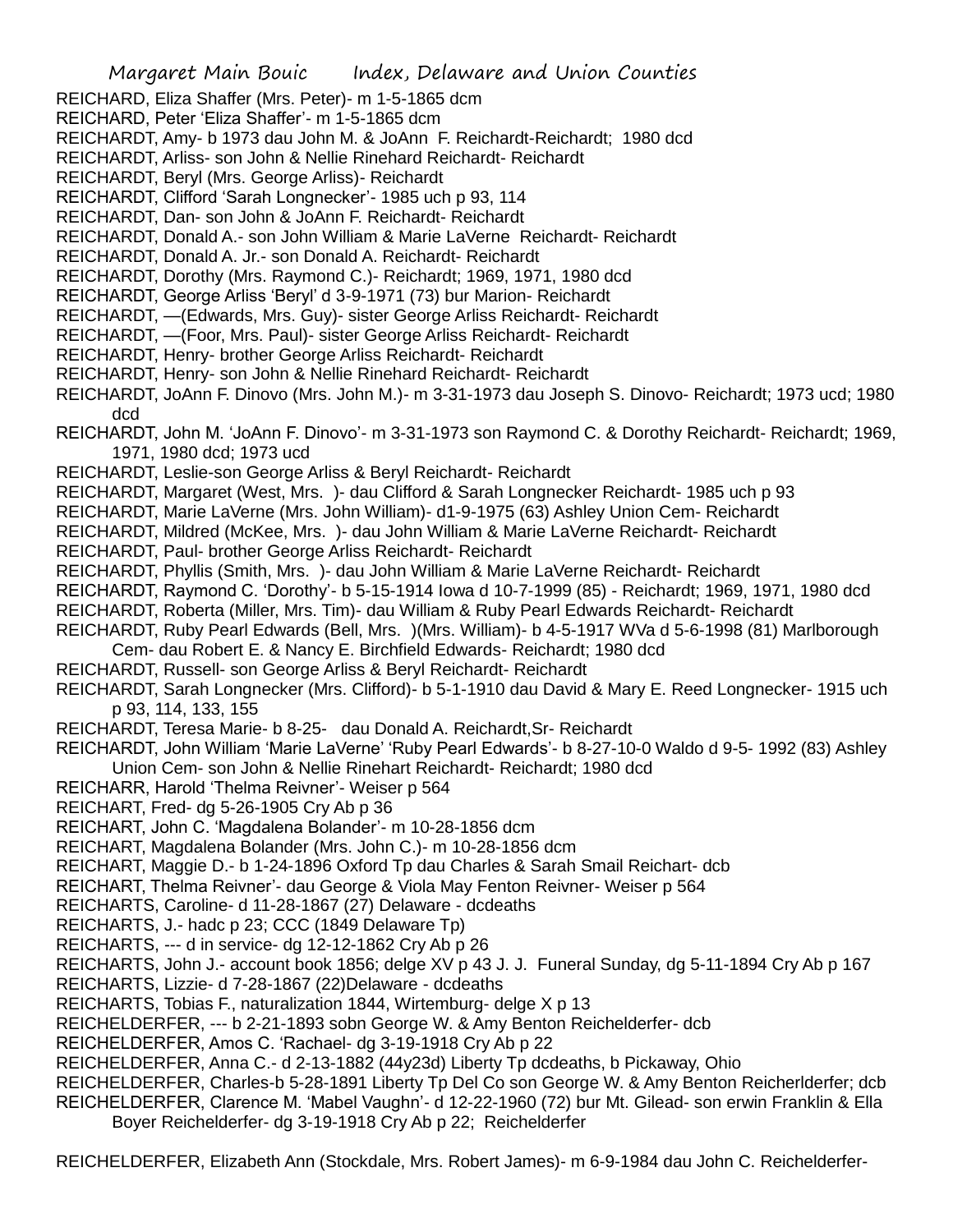REICHARD, Eliza Shaffer (Mrs. Peter)- m 1-5-1865 dcm

REICHARD, Peter 'Eliza Shaffer'- m 1-5-1865 dcm

REICHARDT, Amy- b 1973 dau John M. & JoAnn F. Reichardt-Reichardt; 1980 dcd

REICHARDT, Arliss- son John & Nellie Rinehard Reichardt- Reichardt

REICHARDT, Beryl (Mrs. George Arliss)- Reichardt

REICHARDT, Clifford 'Sarah Longnecker'- 1985 uch p 93, 114

REICHARDT, Dan- son John & JoAnn F. Reichardt- Reichardt

REICHARDT, Donald A.- son John William & Marie LaVerne Reichardt- Reichardt

REICHARDT, Donald A. Jr.- son Donald A. Reichardt- Reichardt

REICHARDT, Dorothy (Mrs. Raymond C.)- Reichardt; 1969, 1971, 1980 dcd

REICHARDT, George Arliss 'Beryl' d 3-9-1971 (73) bur Marion- Reichardt

REICHARDT, —(Edwards, Mrs. Guy)- sister George Arliss Reichardt- Reichardt

REICHARDT, —(Foor, Mrs. Paul)- sister George Arliss Reichardt- Reichardt

REICHARDT, Henry- brother George Arliss Reichardt- Reichardt

REICHARDT, Henry- son John & Nellie Rinehard Reichardt- Reichardt

REICHARDT, JoAnn F. Dinovo (Mrs. John M.)- m 3-31-1973 dau Joseph S. Dinovo- Reichardt; 1973 ucd; 1980 dcd

REICHARDT, John M. 'JoAnn F. Dinovo'- m 3-31-1973 son Raymond C. & Dorothy Reichardt- Reichardt; 1969, 1971, 1980 dcd; 1973 ucd

REICHARDT, Leslie-son George Arliss & Beryl Reichardt- Reichardt

REICHARDT, Margaret (West, Mrs. )- dau Clifford & Sarah Longnecker Reichardt- 1985 uch p 93

REICHARDT, Marie LaVerne (Mrs. John William)- d1-9-1975 (63) Ashley Union Cem- Reichardt

REICHARDT, Mildred (McKee, Mrs. )- dau John William & Marie LaVerne Reichardt- Reichardt

REICHARDT, Paul- brother George Arliss Reichardt- Reichardt

REICHARDT, Phyllis (Smith, Mrs. )- dau John William & Marie LaVerne Reichardt- Reichardt

REICHARDT, Raymond C. 'Dorothy'- b 5-15-1914 Iowa d 10-7-1999 (85) - Reichardt; 1969, 1971, 1980 dcd

REICHARDT, Roberta (Miller, Mrs. Tim)- dau William & Ruby Pearl Edwards Reichardt- Reichardt

REICHARDT, Ruby Pearl Edwards (Bell, Mrs. )(Mrs. William)- b 4-5-1917 WVa d 5-6-1998 (81) Marlborough Cem- dau Robert E. & Nancy E. Birchfield Edwards- Reichardt; 1980 dcd

REICHARDT, Russell- son George Arliss & Beryl Reichardt- Reichardt

REICHARDT, Sarah Longnecker (Mrs. Clifford)- b 5-1-1910 dau David & Mary E. Reed Longnecker- 1915 uch p 93, 114, 133, 155

REICHARDT, Teresa Marie- b 8-25- dau Donald A. Reichardt,Sr- Reichardt

REICHARDT, John William 'Marie LaVerne' 'Ruby Pearl Edwards'- b 8-27-10-0 Waldo d 9-5- 1992 (83) Ashley Union Cem- son John & Nellie Rinehart Reichardt- Reichardt; 1980 dcd

REICHARR, Harold 'Thelma Reivner'- Weiser p 564

REICHART, Fred- dg 5-26-1905 Cry Ab p 36

REICHART, John C. 'Magdalena Bolander'- m 10-28-1856 dcm

REICHART, Magdalena Bolander (Mrs. John C.)- m 10-28-1856 dcm

REICHART, Maggie D.- b 1-24-1896 Oxford Tp dau Charles & Sarah Smail Reichart- dcb

REICHART, Thelma Reivner'- dau George & Viola May Fenton Reivner- Weiser p 564

REICHARTS, Caroline- d 11-28-1867 (27) Delaware - dcdeaths

REICHARTS, J.- hadc p 23; CCC (1849 Delaware Tp)

REICHARTS, --- d in service- dg 12-12-1862 Cry Ab p 26

REICHARTS, John J.- account book 1856; delge XV p 43 J. J. Funeral Sunday, dg 5-11-1894 Cry Ab p 167

REICHARTS, Lizzie- d 7-28-1867 (22)Delaware - dcdeaths

REICHARTS, Tobias F., naturalization 1844, Wirtemburg- delge X p 13

REICHELDERFER, --- b 2-21-1893 sobn George W. & Amy Benton Reichelderfer- dcb

REICHELDERFER, Amos C. 'Rachael- dg 3-19-1918 Cry Ab p 22

REICHELDERFER, Anna C.- d 2-13-1882 (44y23d) Liberty Tp dcdeaths, b Pickaway, Ohio

REICHELDERFER, Charles-b 5-28-1891 Liberty Tp Del Co son George W. & Amy Benton Reicherlderfer; dcb

REICHELDERFER, Clarence M. 'Mabel Vaughn'- d 12-22-1960 (72) bur Mt. Gilead- son erwin Franklin & Ella Boyer Reichelderfer- dg 3-19-1918 Cry Ab p 22; Reichelderfer

REICHELDERFER, Elizabeth Ann (Stockdale, Mrs. Robert James)- m 6-9-1984 dau John C. Reichelderfer-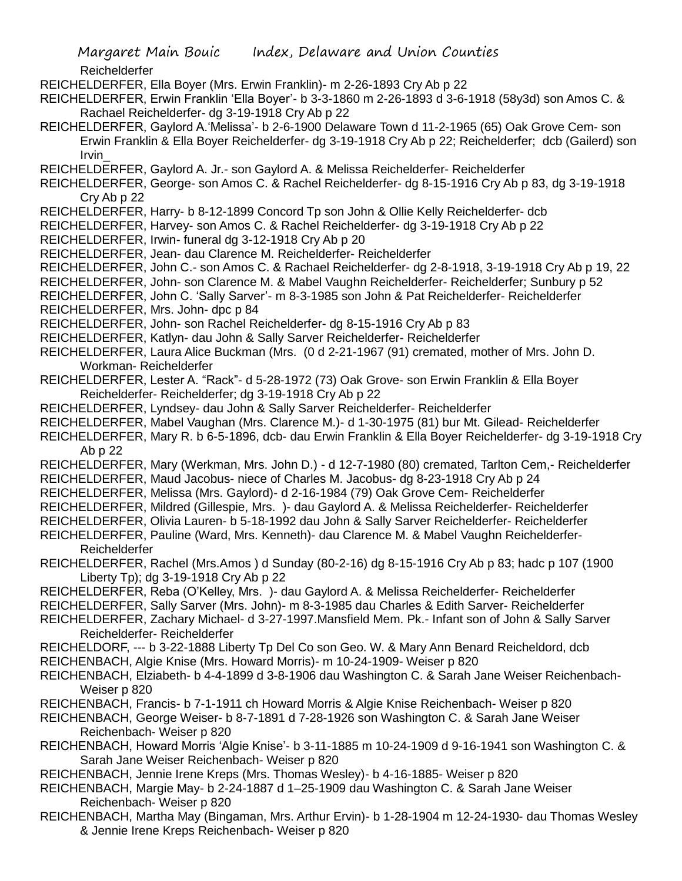Reichelderfer

REICHELDERFER, Ella Boyer (Mrs. Erwin Franklin)- m 2-26-1893 Cry Ab p 22

REICHELDERFER, Erwin Franklin 'Ella Boyer'- b 3-3-1860 m 2-26-1893 d 3-6-1918 (58y3d) son Amos C. & Rachael Reichelderfer- dg 3-19-1918 Cry Ab p 22

REICHELDERFER, Gaylord A.'Melissa'- b 2-6-1900 Delaware Town d 11-2-1965 (65) Oak Grove Cem- son Erwin Franklin & Ella Boyer Reichelderfer- dg 3-19-1918 Cry Ab p 22; Reichelderfer; dcb (Gailerd) son Irvin_

REICHELDERFER, Gaylord A. Jr.- son Gaylord A. & Melissa Reichelderfer- Reichelderfer

REICHELDERFER, George- son Amos C. & Rachel Reichelderfer- dg 8-15-1916 Cry Ab p 83, dg 3-19-1918 Cry Ab p 22

REICHELDERFER, Harry- b 8-12-1899 Concord Tp son John & Ollie Kelly Reichelderfer- dcb

REICHELDERFER, Harvey- son Amos C. & Rachel Reichelderfer- dg 3-19-1918 Cry Ab p 22

REICHELDERFER, Irwin- funeral dg 3-12-1918 Cry Ab p 20

REICHELDERFER, Jean- dau Clarence M. Reichelderfer- Reichelderfer

REICHELDERFER, John C.- son Amos C. & Rachael Reichelderfer- dg 2-8-1918, 3-19-1918 Cry Ab p 19, 22

REICHELDERFER, John- son Clarence M. & Mabel Vaughn Reichelderfer- Reichelderfer; Sunbury p 52

REICHELDERFER, John C. 'Sally Sarver'- m 8-3-1985 son John & Pat Reichelderfer- Reichelderfer

REICHELDERFER, Mrs. John- dpc p 84

REICHELDERFER, John- son Rachel Reichelderfer- dg 8-15-1916 Cry Ab p 83

REICHELDERFER, Katlyn- dau John & Sally Sarver Reichelderfer- Reichelderfer

REICHELDERFER, Laura Alice Buckman (Mrs. (0 d 2-21-1967 (91) cremated, mother of Mrs. John D. Workman- Reichelderfer

REICHELDERFER, Lester A. "Rack"- d 5-28-1972 (73) Oak Grove- son Erwin Franklin & Ella Boyer Reichelderfer- Reichelderfer; dg 3-19-1918 Cry Ab p 22

REICHELDERFER, Lyndsey- dau John & Sally Sarver Reichelderfer- Reichelderfer

REICHELDERFER, Mabel Vaughan (Mrs. Clarence M.)- d 1-30-1975 (81) bur Mt. Gilead- Reichelderfer

REICHELDERFER, Mary R. b 6-5-1896, dcb- dau Erwin Franklin & Ella Boyer Reichelderfer- dg 3-19-1918 Cry Ab p 22

REICHELDERFER, Mary (Werkman, Mrs. John D.) - d 12-7-1980 (80) cremated, Tarlton Cem,- Reichelderfer

REICHELDERFER, Maud Jacobus- niece of Charles M. Jacobus- dg 8-23-1918 Cry Ab p 24

REICHELDERFER, Melissa (Mrs. Gaylord)- d 2-16-1984 (79) Oak Grove Cem- Reichelderfer

REICHELDERFER, Mildred (Gillespie, Mrs. )- dau Gaylord A. & Melissa Reichelderfer- Reichelderfer

REICHELDERFER, Olivia Lauren- b 5-18-1992 dau John & Sally Sarver Reichelderfer- Reichelderfer

REICHELDERFER, Pauline (Ward, Mrs. Kenneth)- dau Clarence M. & Mabel Vaughn Reichelderfer- Reichelderfer

REICHELDERFER, Rachel (Mrs.Amos ) d Sunday (80-2-16) dg 8-15-1916 Cry Ab p 83; hadc p 107 (1900 Liberty Tp); dg 3-19-1918 Cry Ab p 22

REICHELDERFER, Reba (O'Kelley, Mrs. )- dau Gaylord A. & Melissa Reichelderfer- Reichelderfer

REICHELDERFER, Sally Sarver (Mrs. John)- m 8-3-1985 dau Charles & Edith Sarver- Reichelderfer

REICHELDERFER, Zachary Michael- d 3-27-1997.Mansfield Mem. Pk.- Infant son of John & Sally Sarver Reichelderfer- Reichelderfer

REICHELDORF, --- b 3-22-1888 Liberty Tp Del Co son Geo. W. & Mary Ann Benard Reicheldord, dcb

REICHENBACH, Algie Knise (Mrs. Howard Morris)- m 10-24-1909- Weiser p 820

REICHENBACH, Elziabeth- b 4-4-1899 d 3-8-1906 dau Washington C. & Sarah Jane Weiser Reichenbach- Weiser p 820

REICHENBACH, Francis- b 7-1-1911 ch Howard Morris & Algie Knise Reichenbach- Weiser p 820

REICHENBACH, George Weiser- b 8-7-1891 d 7-28-1926 son Washington C. & Sarah Jane Weiser Reichenbach- Weiser p 820

REICHENBACH, Howard Morris 'Algie Knise'- b 3-11-1885 m 10-24-1909 d 9-16-1941 son Washington C. & Sarah Jane Weiser Reichenbach- Weiser p 820

REICHENBACH, Jennie Irene Kreps (Mrs. Thomas Wesley)- b 4-16-1885- Weiser p 820

REICHENBACH, Margie May- b 2-24-1887 d 1–25-1909 dau Washington C. & Sarah Jane Weiser Reichenbach- Weiser p 820

REICHENBACH, Martha May (Bingaman, Mrs. Arthur Ervin)- b 1-28-1904 m 12-24-1930- dau Thomas Wesley & Jennie Irene Kreps Reichenbach- Weiser p 820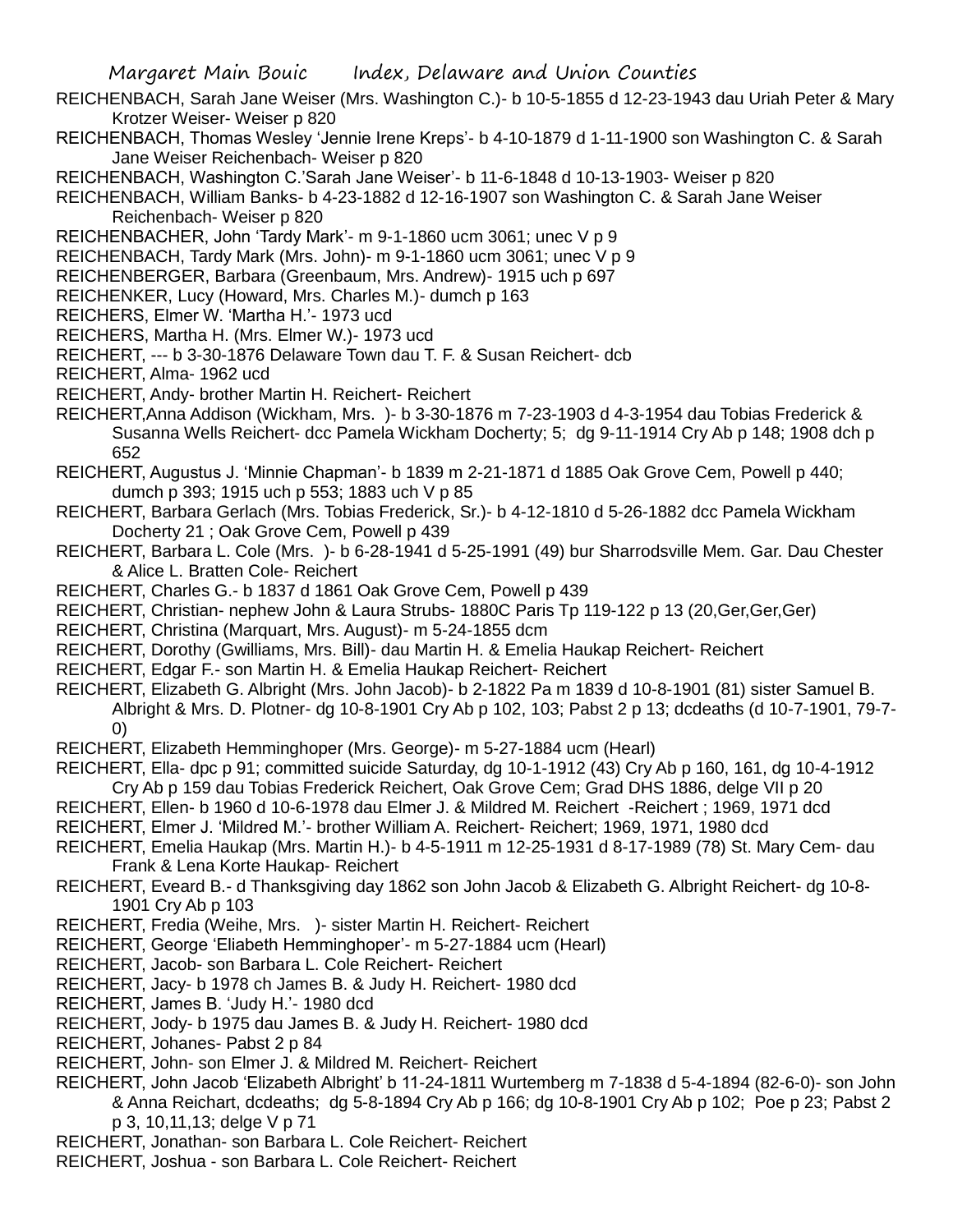REICHENBACH, Sarah Jane Weiser (Mrs. Washington C.)- b 10-5-1855 d 12-23-1943 dau Uriah Peter & Mary Krotzer Weiser- Weiser p 820

REICHENBACH, Thomas Wesley 'Jennie Irene Kreps'- b 4-10-1879 d 1-11-1900 son Washington C. & Sarah Jane Weiser Reichenbach- Weiser p 820

REICHENBACH, Washington C.'Sarah Jane Weiser'- b 11-6-1848 d 10-13-1903- Weiser p 820

REICHENBACH, William Banks- b 4-23-1882 d 12-16-1907 son Washington C. & Sarah Jane Weiser Reichenbach- Weiser p 820

REICHENBACHER, John 'Tardy Mark'- m 9-1-1860 ucm 3061; unec V p 9

REICHENBACH, Tardy Mark (Mrs. John)- m 9-1-1860 ucm 3061; unec V p 9

REICHENBERGER, Barbara (Greenbaum, Mrs. Andrew)- 1915 uch p 697

REICHENKER, Lucy (Howard, Mrs. Charles M.)- dumch p 163

REICHERS, Elmer W. 'Martha H.'- 1973 ucd

REICHERS, Martha H. (Mrs. Elmer W.)- 1973 ucd

REICHERT, --- b 3-30-1876 Delaware Town dau T. F. & Susan Reichert- dcb

REICHERT, Alma- 1962 ucd

REICHERT, Andy- brother Martin H. Reichert- Reichert

REICHERT,Anna Addison (Wickham, Mrs. )- b 3-30-1876 m 7-23-1903 d 4-3-1954 dau Tobias Frederick & Susanna Wells Reichert- dcc Pamela Wickham Docherty; 5; dg 9-11-1914 Cry Ab p 148; 1908 dch p 652

REICHERT, Augustus J. 'Minnie Chapman'- b 1839 m 2-21-1871 d 1885 Oak Grove Cem, Powell p 440; dumch p 393; 1915 uch p 553; 1883 uch V p 85

REICHERT, Barbara Gerlach (Mrs. Tobias Frederick, Sr.)- b 4-12-1810 d 5-26-1882 dcc Pamela Wickham Docherty 21 ; Oak Grove Cem, Powell p 439

REICHERT, Barbara L. Cole (Mrs. )- b 6-28-1941 d 5-25-1991 (49) bur Sharrodsville Mem. Gar. Dau Chester & Alice L. Bratten Cole- Reichert

REICHERT, Charles G.- b 1837 d 1861 Oak Grove Cem, Powell p 439

REICHERT, Christian- nephew John & Laura Strubs- 1880C Paris Tp 119-122 p 13 (20,Ger,Ger,Ger)

REICHERT, Christina (Marquart, Mrs. August)- m 5-24-1855 dcm

REICHERT, Dorothy (Gwilliams, Mrs. Bill)- dau Martin H. & Emelia Haukap Reichert- Reichert

REICHERT, Edgar F.- son Martin H. & Emelia Haukap Reichert- Reichert

REICHERT, Elizabeth G. Albright (Mrs. John Jacob)- b 2-1822 Pa m 1839 d 10-8-1901 (81) sister Samuel B. Albright & Mrs. D. Plotner- dg 10-8-1901 Cry Ab p 102, 103; Pabst 2 p 13; dcdeaths (d 10-7-1901, 79-7-0)

REICHERT, Elizabeth Hemminghoper (Mrs. George)- m 5-27-1884 ucm (Hearl)

REICHERT, Ella- dpc p 91; committed suicide Saturday, dg 10-1-1912 (43) Cry Ab p 160, 161, dg 10-4-1912 Cry Ab p 159 dau Tobias Frederick Reichert, Oak Grove Cem; Grad DHS 1886, delge VII p 20

REICHERT, Ellen- b 1960 d 10-6-1978 dau Elmer J. & Mildred M. Reichert -Reichert ; 1969, 1971 dcd

REICHERT, Elmer J. 'Mildred M.'- brother William A. Reichert- Reichert; 1969, 1971, 1980 dcd

REICHERT, Emelia Haukap (Mrs. Martin H.)- b 4-5-1911 m 12-25-1931 d 8-17-1989 (78) St. Mary Cem- dau Frank & Lena Korte Haukap- Reichert

REICHERT, Eveard B.- d Thanksgiving day 1862 son John Jacob & Elizabeth G. Albright Reichert- dg 10-8-1901 Cry Ab p 103

REICHERT, Fredia (Weihe, Mrs. )- sister Martin H. Reichert- Reichert

REICHERT, George 'Eliabeth Hemminghoper'- m 5-27-1884 ucm (Hearl)

REICHERT, Jacob- son Barbara L. Cole Reichert- Reichert

REICHERT, Jacy- b 1978 ch James B. & Judy H. Reichert- 1980 dcd

REICHERT, James B. 'Judy H.'- 1980 dcd

REICHERT, Jody- b 1975 dau James B. & Judy H. Reichert- 1980 dcd

REICHERT, Johanes- Pabst 2 p 84

REICHERT, John- son Elmer J. & Mildred M. Reichert- Reichert

REICHERT, John Jacob 'Elizabeth Albright' b 11-24-1811 Wurtemberg m 7-1838 d 5-4-1894 (82-6-0)- son John & Anna Reichart, dcdeaths; dg 5-8-1894 Cry Ab p 166; dg 10-8-1901 Cry Ab p 102; Poe p 23; Pabst 2 p 3, 10,11,13; delge V p 71

REICHERT, Jonathan- son Barbara L. Cole Reichert- Reichert

REICHERT, Joshua - son Barbara L. Cole Reichert- Reichert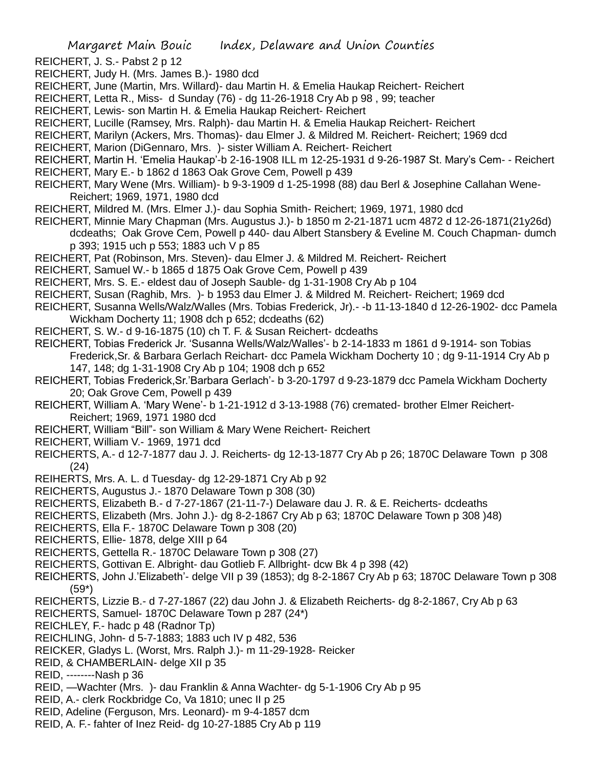REICHERT, J. S.- Pabst 2 p 12

REICHERT, Judy H. (Mrs. James B.)- 1980 dcd

REICHERT, June (Martin, Mrs. Willard)- dau Martin H. & Emelia Haukap Reichert- Reichert

REICHERT, Letta R., Miss- d Sunday (76) - dg 11-26-1918 Cry Ab p 98 , 99; teacher

REICHERT, Lewis- son Martin H. & Emelia Haukap Reichert- Reichert

REICHERT, Lucille (Ramsey, Mrs. Ralph)- dau Martin H. & Emelia Haukap Reichert- Reichert

REICHERT, Marilyn (Ackers, Mrs. Thomas)- dau Elmer J. & Mildred M. Reichert- Reichert; 1969 dcd

REICHERT, Marion (DiGennaro, Mrs. )- sister William A. Reichert- Reichert

REICHERT, Martin H. 'Emelia Haukap'-b 2-16-1908 ILL m 12-25-1931 d 9-26-1987 St. Mary's Cem- - Reichert

REICHERT, Mary E.- b 1862 d 1863 Oak Grove Cem, Powell p 439

REICHERT, Mary Wene (Mrs. William)- b 9-3-1909 d 1-25-1998 (88) dau Berl & Josephine Callahan Wene- Reichert; 1969, 1971, 1980 dcd

REICHERT, Mildred M. (Mrs. Elmer J.)- dau Sophia Smith- Reichert; 1969, 1971, 1980 dcd

REICHERT, Minnie Mary Chapman (Mrs. Augustus J.)- b 1850 m 2-21-1871 ucm 4872 d 12-26-1871(21y26d) dcdeaths; Oak Grove Cem, Powell p 440- dau Albert Stansbery & Eveline M. Couch Chapman- dumch p 393; 1915 uch p 553; 1883 uch V p 85

REICHERT, Pat (Robinson, Mrs. Steven)- dau Elmer J. & Mildred M. Reichert- Reichert

REICHERT, Samuel W.- b 1865 d 1875 Oak Grove Cem, Powell p 439

REICHERT, Mrs. S. E.- eldest dau of Joseph Sauble- dg 1-31-1908 Cry Ab p 104

REICHERT, Susan (Raghib, Mrs. )- b 1953 dau Elmer J. & Mildred M. Reichert- Reichert; 1969 dcd

REICHERT, Susanna Wells/Walz/Walles (Mrs. Tobias Frederick, Jr).- -b 11-13-1840 d 12-26-1902- dcc Pamela Wickham Docherty 11; 1908 dch p 652; dcdeaths (62)

REICHERT, S. W.- d 9-16-1875 (10) ch T. F. & Susan Reichert- dcdeaths

REICHERT, Tobias Frederick Jr. 'Susanna Wells/Walz/Walles'- b 2-14-1833 m 1861 d 9-1914- son Tobias Frederick,Sr. & Barbara Gerlach Reichart- dcc Pamela Wickham Docherty 10 ; dg 9-11-1914 Cry Ab p 147, 148; dg 1-31-1908 Cry Ab p 104; 1908 dch p 652

REICHERT, Tobias Frederick,Sr.'Barbara Gerlach'- b 3-20-1797 d 9-23-1879 dcc Pamela Wickham Docherty 20; Oak Grove Cem, Powell p 439

REICHERT, William A. 'Mary Wene'- b 1-21-1912 d 3-13-1988 (76) cremated- brother Elmer Reichert- Reichert; 1969, 1971 1980 dcd

REICHERT, William "Bill"- son William & Mary Wene Reichert- Reichert

REICHERT, William V.- 1969, 1971 dcd

REICHERTS, A.- d 12-7-1877 dau J. J. Reicherts- dg 12-13-1877 Cry Ab p 26; 1870C Delaware Town p 308 (24)

REIHERTS, Mrs. A. L. d Tuesday- dg 12-29-1871 Cry Ab p 92

REICHERTS, Augustus J.- 1870 Delaware Town p 308 (30)

REICHERTS, Elizabeth B.- d 7-27-1867 (21-11-7-) Delaware dau J. R. & E. Reicherts- dcdeaths

REICHERTS, Elizabeth (Mrs. John J.)- dg 8-2-1867 Cry Ab p 63; 1870C Delaware Town p 308 )48)

REICHERTS, Ella F.- 1870C Delaware Town p 308 (20)

REICHERTS, Ellie- 1878, delge XIII p 64

REICHERTS, Gettella R.- 1870C Delaware Town p 308 (27)

REICHERTS, Gottivan E. Albright- dau Gotlieb F. Allbright- dcw Bk 4 p 398 (42)

REICHERTS, John J.'Elizabeth'- delge VII p 39 (1853); dg 8-2-1867 Cry Ab p 63; 1870C Delaware Town p 308 (59*)

REICHERTS, Lizzie B.- d 7-27-1867 (22) dau John J. & Elizabeth Reicherts- dg 8-2-1867, Cry Ab p 63

REICHERTS, Samuel- 1870C Delaware Town p 287 (24*)

REICHLEY, F.- hadc p 48 (Radnor Tp)

REICHLING, John- d 5-7-1883; 1883 uch IV p 482, 536

REICKER, Gladys L. (Worst, Mrs. Ralph J.)- m 11-29-1928- Reicker

REID, & CHAMBERLAIN- delge XII p 35

REID, --------Nash p 36

REID, —Wachter (Mrs. )- dau Franklin & Anna Wachter- dg 5-1-1906 Cry Ab p 95

REID, A.- clerk Rockbridge Co, Va 1810; unec II p 25

REID, Adeline (Ferguson, Mrs. Leonard)- m 9-4-1857 dcm

REID, A. F.- fahter of Inez Reid- dg 10-27-1885 Cry Ab p 119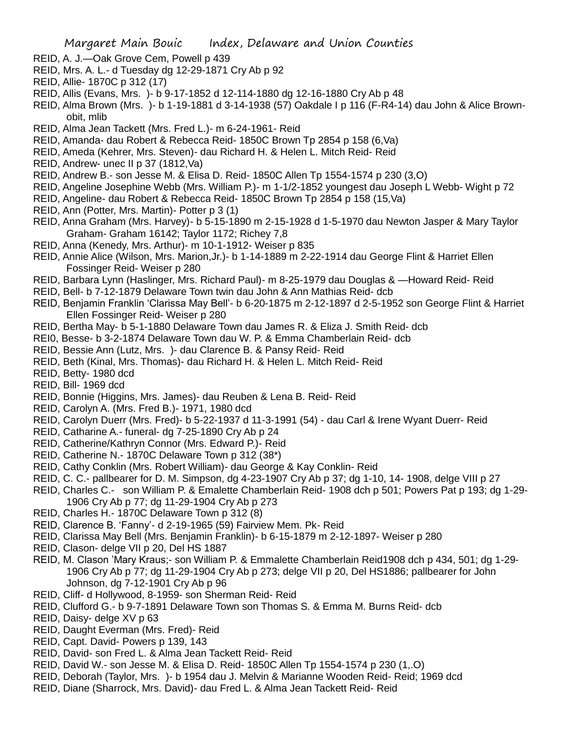REID, A. J.—Oak Grove Cem, Powell p 439

REID, Mrs. A. L.- d Tuesday dg 12-29-1871 Cry Ab p 92

REID, Allie- 1870C p 312 (17)

REID, Allis (Evans, Mrs. )- b 9-17-1852 d 12-114-1880 dg 12-16-1880 Cry Ab p 48

REID, Alma Brown (Mrs. )- b 1-19-1881 d 3-14-1938 (57) Oakdale I p 116 (F-R4-14) dau John & Alice Brown- obit, mlib

REID, Alma Jean Tackett (Mrs. Fred L.)- m 6-24-1961- Reid

REID, Amanda- dau Robert & Rebecca Reid- 1850C Brown Tp 2854 p 158 (6,Va)

REID, Ameda (Kehrer, Mrs. Steven)- dau Richard H. & Helen L. Mitch Reid- Reid

REID, Andrew- unec II p 37 (1812,Va)

REID, Andrew B.- son Jesse M. & Elisa D. Reid- 1850C Allen Tp 1554-1574 p 230 (3,O)

REID, Angeline Josephine Webb (Mrs. William P.)- m 1-1/2-1852 youngest dau Joseph L Webb- Wight p 72

REID, Angeline- dau Robert & Rebecca Reid- 1850C Brown Tp 2854 p 158 (15,Va)

REID, Ann (Potter, Mrs. Martin)- Potter p 3 (1)

REID, Anna Graham (Mrs. Harvey)- b 5-15-1890 m 2-15-1928 d 1-5-1970 dau Newton Jasper & Mary Taylor Graham- Graham 16142; Taylor 1172; Richey 7,8

REID, Anna (Kenedy, Mrs. Arthur)- m 10-1-1912- Weiser p 835

REID, Annie Alice (Wilson, Mrs. Marion,Jr.)- b 1-14-1889 m 2-22-1914 dau George Flint & Harriet Ellen Fossinger Reid- Weiser p 280

REID, Barbara Lynn (Haslinger, Mrs. Richard Paul)- m 8-25-1979 dau Douglas & —Howard Reid- Reid

REID, Bell- b 7-12-1879 Delaware Town twin dau John & Ann Mathias Reid- dcb

REID, Benjamin Franklin 'Clarissa May Bell'- b 6-20-1875 m 2-12-1897 d 2-5-1952 son George Flint & Harriet Ellen Fossinger Reid- Weiser p 280

REID, Bertha May- b 5-1-1880 Delaware Town dau James R. & Eliza J. Smith Reid- dcb

REI0, Besse- b 3-2-1874 Delaware Town dau W. P. & Emma Chamberlain Reid- dcb

REID, Bessie Ann (Lutz, Mrs. )- dau Clarence B. & Pansy Reid- Reid

REID, Beth (Kinal, Mrs. Thomas)- dau Richard H. & Helen L. Mitch Reid- Reid

REID, Betty- 1980 dcd

REID, Bill- 1969 dcd

REID, Bonnie (Higgins, Mrs. James)- dau Reuben & Lena B. Reid- Reid

REID, Carolyn A. (Mrs. Fred B.)- 1971, 1980 dcd

REID, Carolyn Duerr (Mrs. Fred)- b 5-22-1937 d 11-3-1991 (54) - dau Carl & Irene Wyant Duerr- Reid

REID, Catharine A.- funeral- dg 7-25-1890 Cry Ab p 24

REID, Catherine/Kathryn Connor (Mrs. Edward P.)- Reid

REID, Catherine N.- 1870C Delaware Town p 312 (38*)

REID, Cathy Conklin (Mrs. Robert William)- dau George & Kay Conklin- Reid

REID, C. C.- pallbearer for D. M. Simpson, dg 4-23-1907 Cry Ab p 37; dg 1-10, 14- 1908, delge VIII p 27

REID, Charles C.- son William P. & Emalette Chamberlain Reid- 1908 dch p 501; Powers Pat p 193; dg 1-29-1906 Cry Ab p 77; dg 11-29-1904 Cry Ab p 273

REID, Charles H.- 1870C Delaware Town p 312 (8)

REID, Clarence B. 'Fanny'- d 2-19-1965 (59) Fairview Mem. Pk- Reid

REID, Clarissa May Bell (Mrs. Benjamin Franklin)- b 6-15-1879 m 2-12-1897- Weiser p 280

REID, Clason- delge VII p 20, Del HS 1887

REID, M. Clason 'Mary Kraus;- son William P. & Emmalette Chamberlain Reid1908 dch p 434, 501; dg 1-29-1906 Cry Ab p 77; dg 11-29-1904 Cry Ab p 273; delge VII p 20, Del HS1886; pallbearer for John Johnson, dg 7-12-1901 Cry Ab p 96

REID, Cliff- d Hollywood, 8-1959- son Sherman Reid- Reid

REID, Clufford G.- b 9-7-1891 Delaware Town son Thomas S. & Emma M. Burns Reid- dcb

REID, Daisy- delge XV p 63

REID, Daught Everman (Mrs. Fred)- Reid

REID, Capt. David- Powers p 139, 143

REID, David- son Fred L. & Alma Jean Tackett Reid- Reid

REID, David W.- son Jesse M. & Elisa D. Reid- 1850C Allen Tp 1554-1574 p 230 (1,.O)

REID, Deborah (Taylor, Mrs. )- b 1954 dau J. Melvin & Marianne Wooden Reid- Reid; 1969 dcd

REID, Diane (Sharrock, Mrs. David)- dau Fred L. & Alma Jean Tackett Reid- Reid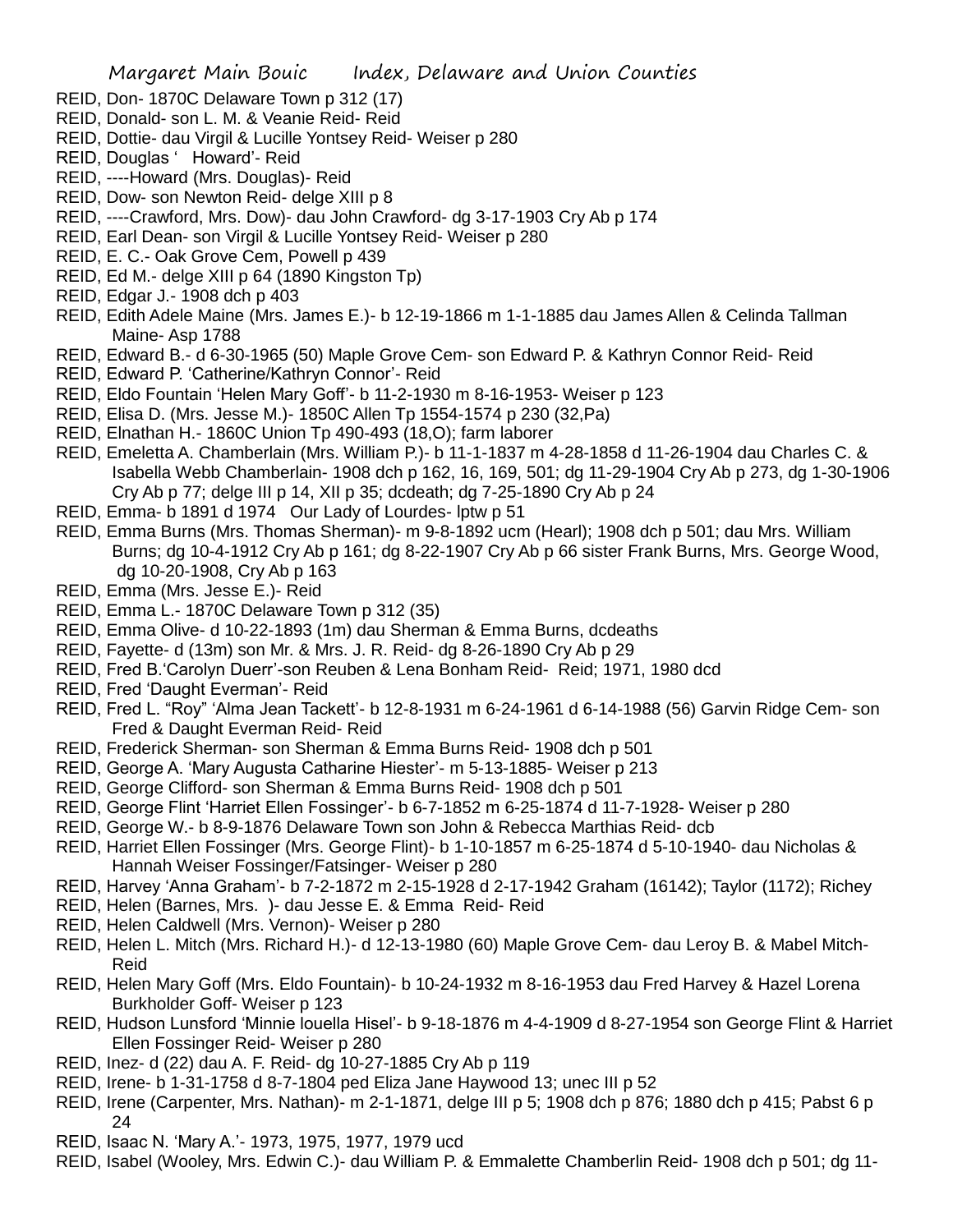REID, Don- 1870C Delaware Town p 312 (17)

REID, Donald- son L. M. & Veanie Reid- Reid

REID, Dottie- dau Virgil & Lucille Yontsey Reid- Weiser p 280

REID, Douglas ' Howard'- Reid

REID, ----Howard (Mrs. Douglas)- Reid

REID, Dow- son Newton Reid- delge XIII p 8

REID, ----Crawford, Mrs. Dow)- dau John Crawford- dg 3-17-1903 Cry Ab p 174

REID, Earl Dean- son Virgil & Lucille Yontsey Reid- Weiser p 280

REID, E. C.- Oak Grove Cem, Powell p 439

REID, Ed M.- delge XIII p 64 (1890 Kingston Tp)

REID, Edgar J.- 1908 dch p 403

REID, Edith Adele Maine (Mrs. James E.)- b 12-19-1866 m 1-1-1885 dau James Allen & Celinda Tallman Maine- Asp 1788

REID, Edward B.- d 6-30-1965 (50) Maple Grove Cem- son Edward P. & Kathryn Connor Reid- Reid

REID, Edward P. 'Catherine/Kathryn Connor'- Reid

REID, Eldo Fountain 'Helen Mary Goff'- b 11-2-1930 m 8-16-1953- Weiser p 123

REID, Elisa D. (Mrs. Jesse M.)- 1850C Allen Tp 1554-1574 p 230 (32,Pa)

REID, Elnathan H.- 1860C Union Tp 490-493 (18,O); farm laborer

REID, Emeletta A. Chamberlain (Mrs. William P.)- b 11-1-1837 m 4-28-1858 d 11-26-1904 dau Charles C. & Isabella Webb Chamberlain- 1908 dch p 162, 16, 169, 501; dg 11-29-1904 Cry Ab p 273, dg 1-30-1906 Cry Ab p 77; delge III p 14, XII p 35; dcdeath; dg 7-25-1890 Cry Ab p 24

REID, Emma- b 1891 d 1974 Our Lady of Lourdes- lptw p 51

REID, Emma Burns (Mrs. Thomas Sherman)- m 9-8-1892 ucm (Hearl); 1908 dch p 501; dau Mrs. William Burns; dg 10-4-1912 Cry Ab p 161; dg 8-22-1907 Cry Ab p 66 sister Frank Burns, Mrs. George Wood, dg 10-20-1908, Cry Ab p 163

REID, Emma (Mrs. Jesse E.)- Reid

REID, Emma L.- 1870C Delaware Town p 312 (35)

REID, Emma Olive- d 10-22-1893 (1m) dau Sherman & Emma Burns, dcdeaths

REID, Fayette- d (13m) son Mr. & Mrs. J. R. Reid- dg 8-26-1890 Cry Ab p 29

REID, Fred B.'Carolyn Duerr'-son Reuben & Lena Bonham Reid- Reid; 1971, 1980 dcd

REID, Fred 'Daught Everman'- Reid

REID, Fred L. "Roy" 'Alma Jean Tackett'- b 12-8-1931 m 6-24-1961 d 6-14-1988 (56) Garvin Ridge Cem- son Fred & Daught Everman Reid- Reid

REID, Frederick Sherman- son Sherman & Emma Burns Reid- 1908 dch p 501

REID, George A. 'Mary Augusta Catharine Hiester'- m 5-13-1885- Weiser p 213

REID, George Clifford- son Sherman & Emma Burns Reid- 1908 dch p 501

REID, George Flint 'Harriet Ellen Fossinger'- b 6-7-1852 m 6-25-1874 d 11-7-1928- Weiser p 280

REID, George W.- b 8-9-1876 Delaware Town son John & Rebecca Marthias Reid- dcb

REID, Harriet Ellen Fossinger (Mrs. George Flint)- b 1-10-1857 m 6-25-1874 d 5-10-1940- dau Nicholas & Hannah Weiser Fossinger/Fatsinger- Weiser p 280

REID, Harvey 'Anna Graham'- b 7-2-1872 m 2-15-1928 d 2-17-1942 Graham (16142); Taylor (1172); Richey

REID, Helen (Barnes, Mrs. )- dau Jesse E. & Emma Reid- Reid

REID, Helen Caldwell (Mrs. Vernon)- Weiser p 280

REID, Helen L. Mitch (Mrs. Richard H.)- d 12-13-1980 (60) Maple Grove Cem- dau Leroy B. & Mabel Mitch- Reid

REID, Helen Mary Goff (Mrs. Eldo Fountain)- b 10-24-1932 m 8-16-1953 dau Fred Harvey & Hazel Lorena Burkholder Goff- Weiser p 123

REID, Hudson Lunsford 'Minnie louella Hisel'- b 9-18-1876 m 4-4-1909 d 8-27-1954 son George Flint & Harriet Ellen Fossinger Reid- Weiser p 280

REID, Inez- d (22) dau A. F. Reid- dg 10-27-1885 Cry Ab p 119

REID, Irene- b 1-31-1758 d 8-7-1804 ped Eliza Jane Haywood 13; unec III p 52

REID, Irene (Carpenter, Mrs. Nathan)- m 2-1-1871, delge III p 5; 1908 dch p 876; 1880 dch p 415; Pabst 6 p 24

REID, Isaac N. 'Mary A.'- 1973, 1975, 1977, 1979 ucd

REID, Isabel (Wooley, Mrs. Edwin C.)- dau William P. & Emmalette Chamberlin Reid- 1908 dch p 501; dg 11-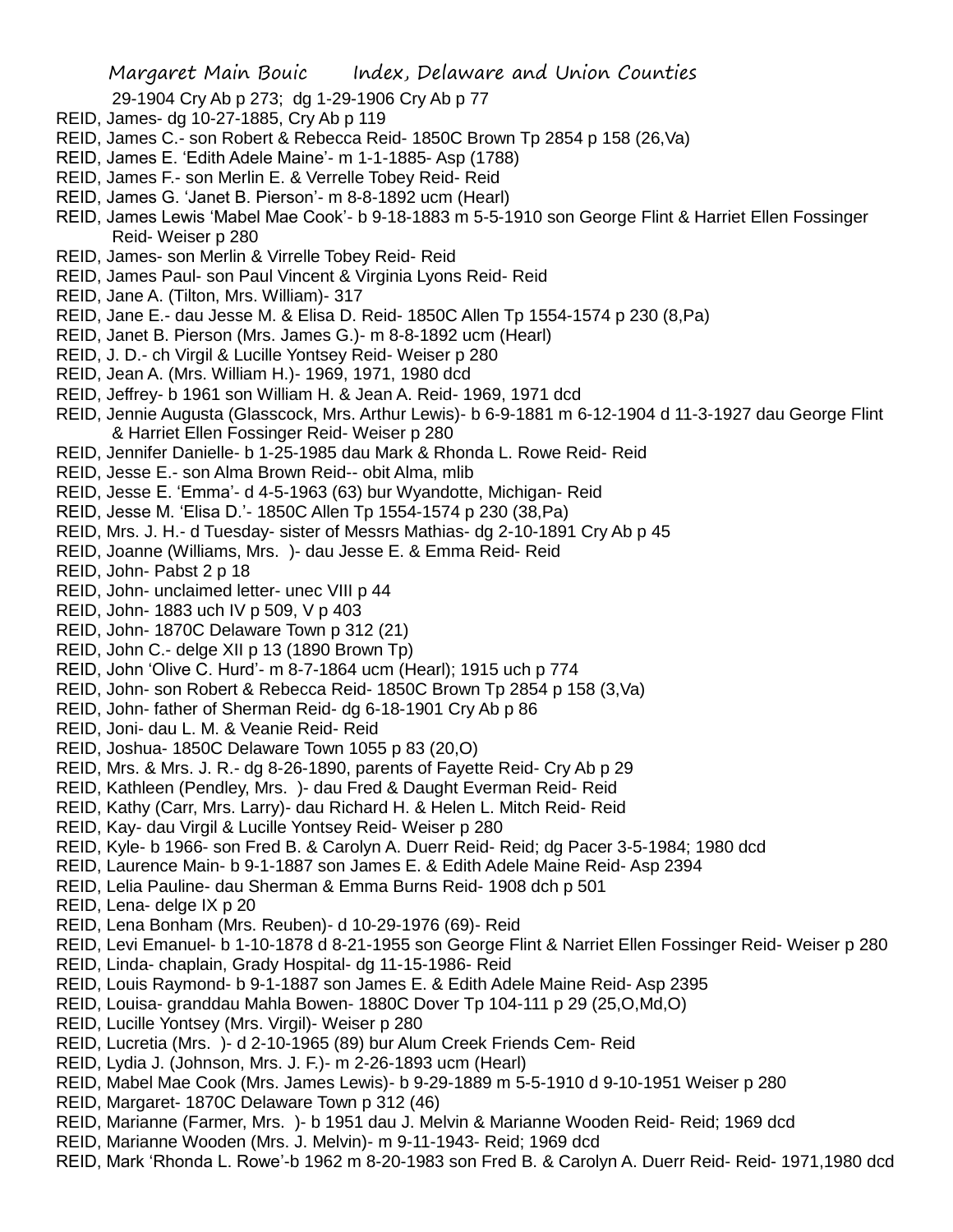29-1904 Cry Ab p 273; dg 1-29-1906 Cry Ab p 77

REID, James- dg 10-27-1885, Cry Ab p 119

REID, James C.- son Robert & Rebecca Reid- 1850C Brown Tp 2854 p 158 (26,Va)

REID, James E. 'Edith Adele Maine'- m 1-1-1885- Asp (1788)

REID, James F.- son Merlin E. & Verrelle Tobey Reid- Reid

REID, James G. 'Janet B. Pierson'- m 8-8-1892 ucm (Hearl)

REID, James Lewis 'Mabel Mae Cook'- b 9-18-1883 m 5-5-1910 son George Flint & Harriet Ellen Fossinger Reid- Weiser p 280

REID, James- son Merlin & Virrelle Tobey Reid- Reid

REID, James Paul- son Paul Vincent & Virginia Lyons Reid- Reid

REID, Jane A. (Tilton, Mrs. William)- 317

REID, Jane E.- dau Jesse M. & Elisa D. Reid- 1850C Allen Tp 1554-1574 p 230 (8,Pa)

REID, Janet B. Pierson (Mrs. James G.)- m 8-8-1892 ucm (Hearl)

REID, J. D.- ch Virgil & Lucille Yontsey Reid- Weiser p 280

REID, Jean A. (Mrs. William H.)- 1969, 1971, 1980 dcd

REID, Jeffrey- b 1961 son William H. & Jean A. Reid- 1969, 1971 dcd

REID, Jennie Augusta (Glasscock, Mrs. Arthur Lewis)- b 6-9-1881 m 6-12-1904 d 11-3-1927 dau George Flint & Harriet Ellen Fossinger Reid- Weiser p 280

REID, Jennifer Danielle- b 1-25-1985 dau Mark & Rhonda L. Rowe Reid- Reid

REID, Jesse E.- son Alma Brown Reid-- obit Alma, mlib

REID, Jesse E. 'Emma'- d 4-5-1963 (63) bur Wyandotte, Michigan- Reid

REID, Jesse M. 'Elisa D.'- 1850C Allen Tp 1554-1574 p 230 (38,Pa)

REID, Mrs. J. H.- d Tuesday- sister of Messrs Mathias- dg 2-10-1891 Cry Ab p 45

REID, Joanne (Williams, Mrs. )- dau Jesse E. & Emma Reid- Reid

REID, John- Pabst 2 p 18

REID, John- unclaimed letter- unec VIII p 44

REID, John- 1883 uch IV p 509, V p 403

REID, John- 1870C Delaware Town p 312 (21)

REID, John C.- delge XII p 13 (1890 Brown Tp)

REID, John 'Olive C. Hurd'- m 8-7-1864 ucm (Hearl); 1915 uch p 774

REID, John- son Robert & Rebecca Reid- 1850C Brown Tp 2854 p 158 (3,Va)

REID, John- father of Sherman Reid- dg 6-18-1901 Cry Ab p 86

REID, Joni- dau L. M. & Veanie Reid- Reid

REID, Joshua- 1850C Delaware Town 1055 p 83 (20,O)

REID, Mrs. & Mrs. J. R.- dg 8-26-1890, parents of Fayette Reid- Cry Ab p 29

REID, Kathleen (Pendley, Mrs. )- dau Fred & Daught Everman Reid- Reid

REID, Kathy (Carr, Mrs. Larry)- dau Richard H. & Helen L. Mitch Reid- Reid

REID, Kay- dau Virgil & Lucille Yontsey Reid- Weiser p 280

REID, Kyle- b 1966- son Fred B. & Carolyn A. Duerr Reid- Reid; dg Pacer 3-5-1984; 1980 dcd

REID, Laurence Main- b 9-1-1887 son James E. & Edith Adele Maine Reid- Asp 2394

REID, Lelia Pauline- dau Sherman & Emma Burns Reid- 1908 dch p 501

REID, Lena- delge IX p 20

REID, Lena Bonham (Mrs. Reuben)- d 10-29-1976 (69)- Reid

REID, Levi Emanuel- b 1-10-1878 d 8-21-1955 son George Flint & Narriet Ellen Fossinger Reid- Weiser p 280

REID, Linda- chaplain, Grady Hospital- dg 11-15-1986- Reid

REID, Louis Raymond- b 9-1-1887 son James E. & Edith Adele Maine Reid- Asp 2395

REID, Louisa- granddau Mahla Bowen- 1880C Dover Tp 104-111 p 29 (25,O,Md,O)

REID, Lucille Yontsey (Mrs. Virgil)- Weiser p 280

REID, Lucretia (Mrs. )- d 2-10-1965 (89) bur Alum Creek Friends Cem- Reid

REID, Lydia J. (Johnson, Mrs. J. F.)- m 2-26-1893 ucm (Hearl)

REID, Mabel Mae Cook (Mrs. James Lewis)- b 9-29-1889 m 5-5-1910 d 9-10-1951 Weiser p 280

REID, Margaret- 1870C Delaware Town p 312 (46)

REID, Marianne (Farmer, Mrs. )- b 1951 dau J. Melvin & Marianne Wooden Reid- Reid; 1969 dcd

REID, Marianne Wooden (Mrs. J. Melvin)- m 9-11-1943- Reid; 1969 dcd

REID, Mark 'Rhonda L. Rowe'-b 1962 m 8-20-1983 son Fred B. & Carolyn A. Duerr Reid- Reid- 1971,1980 dcd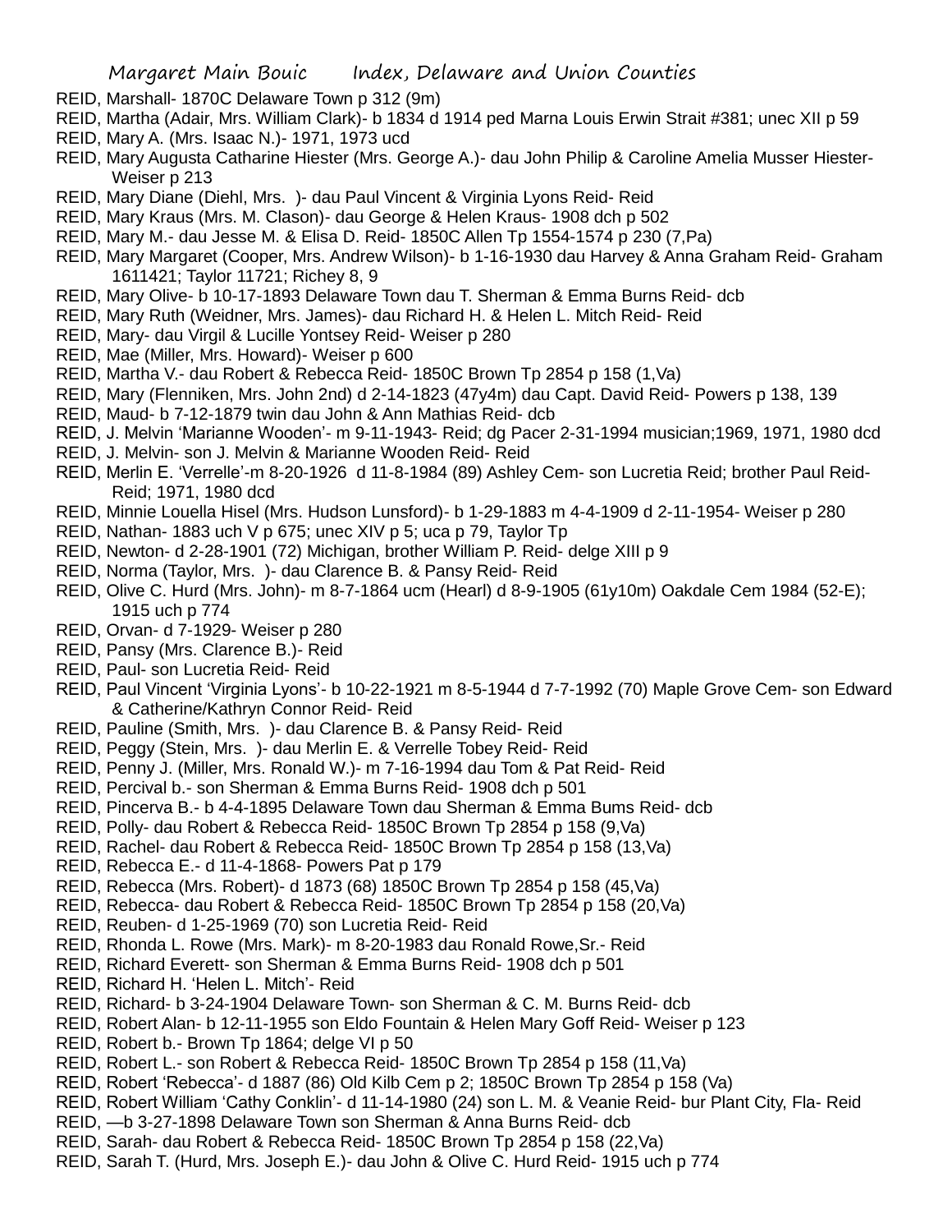REID, Marshall- 1870C Delaware Town p 312 (9m)

REID, Martha (Adair, Mrs. William Clark)- b 1834 d 1914 ped Marna Louis Erwin Strait #381; unec XII p 59

REID, Mary A. (Mrs. Isaac N.)- 1971, 1973 ucd

REID, Mary Augusta Catharine Hiester (Mrs. George A.)- dau John Philip & Caroline Amelia Musser Hiester- Weiser p 213

REID, Mary Diane (Diehl, Mrs. )- dau Paul Vincent & Virginia Lyons Reid- Reid

REID, Mary Kraus (Mrs. M. Clason)- dau George & Helen Kraus- 1908 dch p 502

REID, Mary M.- dau Jesse M. & Elisa D. Reid- 1850C Allen Tp 1554-1574 p 230 (7,Pa)

REID, Mary Margaret (Cooper, Mrs. Andrew Wilson)- b 1-16-1930 dau Harvey & Anna Graham Reid- Graham 1611421; Taylor 11721; Richey 8, 9

REID, Mary Olive- b 10-17-1893 Delaware Town dau T. Sherman & Emma Burns Reid- dcb

REID, Mary Ruth (Weidner, Mrs. James)- dau Richard H. & Helen L. Mitch Reid- Reid

REID, Mary- dau Virgil & Lucille Yontsey Reid- Weiser p 280

REID, Mae (Miller, Mrs. Howard)- Weiser p 600

REID, Martha V.- dau Robert & Rebecca Reid- 1850C Brown Tp 2854 p 158 (1,Va)

REID, Mary (Flenniken, Mrs. John 2nd) d 2-14-1823 (47y4m) dau Capt. David Reid- Powers p 138, 139

REID, Maud- b 7-12-1879 twin dau John & Ann Mathias Reid- dcb

REID, J. Melvin 'Marianne Wooden'- m 9-11-1943- Reid; dg Pacer 2-31-1994 musician;1969, 1971, 1980 dcd

REID, J. Melvin- son J. Melvin & Marianne Wooden Reid- Reid

REID, Merlin E. 'Verrelle'-m 8-20-1926 d 11-8-1984 (89) Ashley Cem- son Lucretia Reid; brother Paul Reid- Reid; 1971, 1980 dcd

REID, Minnie Louella Hisel (Mrs. Hudson Lunsford)- b 1-29-1883 m 4-4-1909 d 2-11-1954- Weiser p 280

REID, Nathan- 1883 uch V p 675; unec XIV p 5; uca p 79, Taylor Tp

REID, Newton- d 2-28-1901 (72) Michigan, brother William P. Reid- delge XIII p 9

REID, Norma (Taylor, Mrs. )- dau Clarence B. & Pansy Reid- Reid

REID, Olive C. Hurd (Mrs. John)- m 8-7-1864 ucm (Hearl) d 8-9-1905 (61y10m) Oakdale Cem 1984 (52-E); 1915 uch p 774

REID, Orvan- d 7-1929- Weiser p 280

REID, Pansy (Mrs. Clarence B.)- Reid

REID, Paul- son Lucretia Reid- Reid

REID, Paul Vincent 'Virginia Lyons'- b 10-22-1921 m 8-5-1944 d 7-7-1992 (70) Maple Grove Cem- son Edward & Catherine/Kathryn Connor Reid- Reid

REID, Pauline (Smith, Mrs. )- dau Clarence B. & Pansy Reid- Reid

REID, Peggy (Stein, Mrs. )- dau Merlin E. & Verrelle Tobey Reid- Reid

REID, Penny J. (Miller, Mrs. Ronald W.)- m 7-16-1994 dau Tom & Pat Reid- Reid

REID, Percival b.- son Sherman & Emma Burns Reid- 1908 dch p 501

REID, Pincerva B.- b 4-4-1895 Delaware Town dau Sherman & Emma Bums Reid- dcb

REID, Polly- dau Robert & Rebecca Reid- 1850C Brown Tp 2854 p 158 (9,Va)

REID, Rachel- dau Robert & Rebecca Reid- 1850C Brown Tp 2854 p 158 (13,Va)

REID, Rebecca E.- d 11-4-1868- Powers Pat p 179

REID, Rebecca (Mrs. Robert)- d 1873 (68) 1850C Brown Tp 2854 p 158 (45,Va)

REID, Rebecca- dau Robert & Rebecca Reid- 1850C Brown Tp 2854 p 158 (20,Va)

REID, Reuben- d 1-25-1969 (70) son Lucretia Reid- Reid

REID, Rhonda L. Rowe (Mrs. Mark)- m 8-20-1983 dau Ronald Rowe,Sr.- Reid

REID, Richard Everett- son Sherman & Emma Burns Reid- 1908 dch p 501

REID, Richard H. 'Helen L. Mitch'- Reid

REID, Richard- b 3-24-1904 Delaware Town- son Sherman & C. M. Burns Reid- dcb

REID, Robert Alan- b 12-11-1955 son Eldo Fountain & Helen Mary Goff Reid- Weiser p 123

REID, Robert b.- Brown Tp 1864; delge VI p 50

REID, Robert L.- son Robert & Rebecca Reid- 1850C Brown Tp 2854 p 158 (11,Va)

REID, Robert 'Rebecca'- d 1887 (86) Old Kilb Cem p 2; 1850C Brown Tp 2854 p 158 (Va)

REID, Robert William 'Cathy Conklin'- d 11-14-1980 (24) son L. M. & Veanie Reid- bur Plant City, Fla- Reid

REID, —b 3-27-1898 Delaware Town son Sherman & Anna Burns Reid- dcb

REID, Sarah- dau Robert & Rebecca Reid- 1850C Brown Tp 2854 p 158 (22,Va)

REID, Sarah T. (Hurd, Mrs. Joseph E.)- dau John & Olive C. Hurd Reid- 1915 uch p 774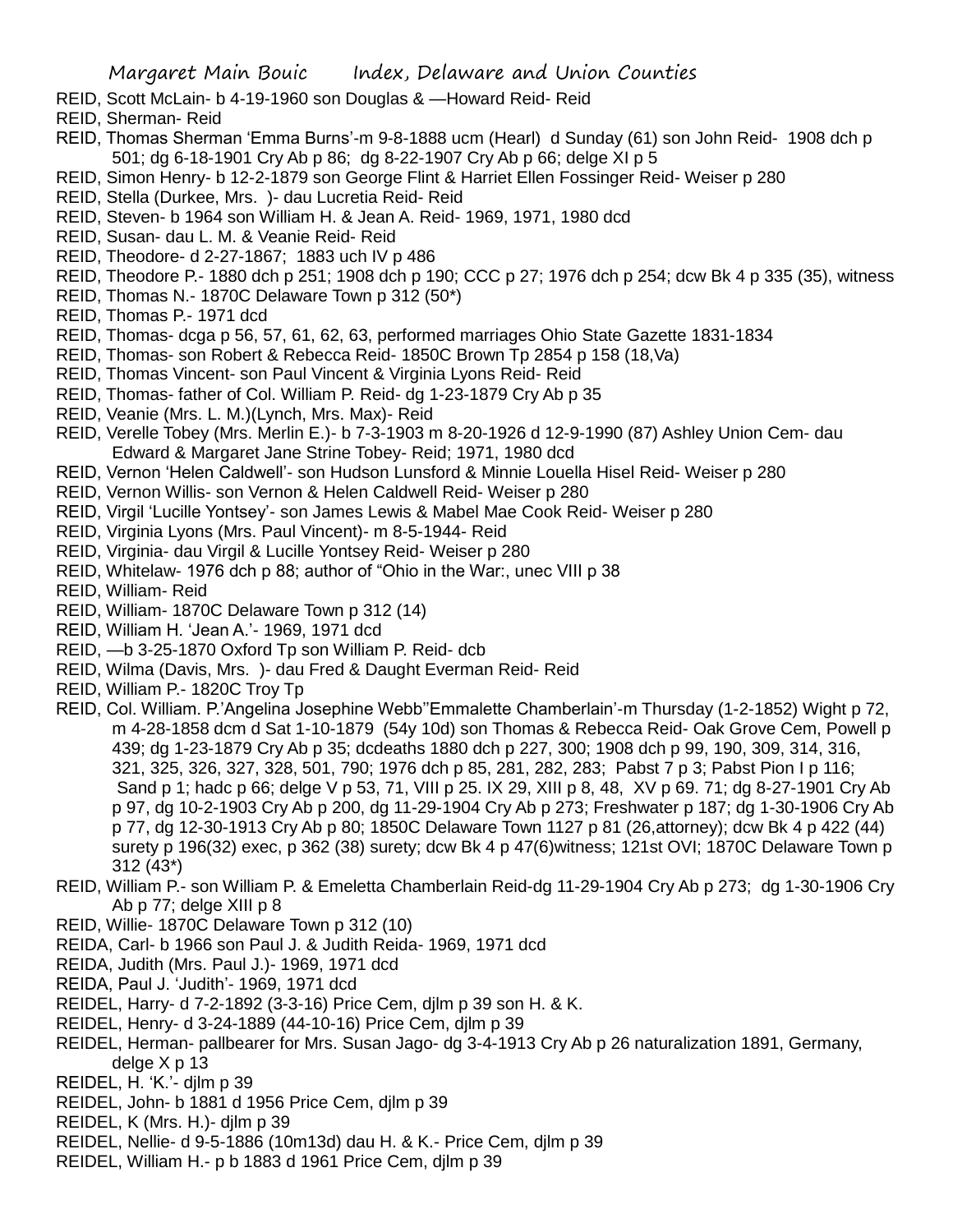REID, Scott McLain- b 4-19-1960 son Douglas & —Howard Reid- Reid

REID, Sherman- Reid

REID, Thomas Sherman 'Emma Burns'-m 9-8-1888 ucm (Hearl) d Sunday (61) son John Reid- 1908 dch p 501; dg 6-18-1901 Cry Ab p 86; dg 8-22-1907 Cry Ab p 66; delge XI p 5

REID, Simon Henry- b 12-2-1879 son George Flint & Harriet Ellen Fossinger Reid- Weiser p 280

REID, Stella (Durkee, Mrs. )- dau Lucretia Reid- Reid

REID, Steven- b 1964 son William H. & Jean A. Reid- 1969, 1971, 1980 dcd

REID, Susan- dau L. M. & Veanie Reid- Reid

REID, Theodore- d 2-27-1867; 1883 uch IV p 486

REID, Theodore P.- 1880 dch p 251; 1908 dch p 190; CCC p 27; 1976 dch p 254; dcw Bk 4 p 335 (35), witness

REID, Thomas N.- 1870C Delaware Town p 312 (50*)

REID, Thomas P.- 1971 dcd

REID, Thomas- dcga p 56, 57, 61, 62, 63, performed marriages Ohio State Gazette 1831-1834

REID, Thomas- son Robert & Rebecca Reid- 1850C Brown Tp 2854 p 158 (18,Va)

REID, Thomas Vincent- son Paul Vincent & Virginia Lyons Reid- Reid

REID, Thomas- father of Col. William P. Reid- dg 1-23-1879 Cry Ab p 35

REID, Veanie (Mrs. L. M.)(Lynch, Mrs. Max)- Reid

REID, Verelle Tobey (Mrs. Merlin E.)- b 7-3-1903 m 8-20-1926 d 12-9-1990 (87) Ashley Union Cem- dau Edward & Margaret Jane Strine Tobey- Reid; 1971, 1980 dcd

REID, Vernon 'Helen Caldwell'- son Hudson Lunsford & Minnie Louella Hisel Reid- Weiser p 280

REID, Vernon Willis- son Vernon & Helen Caldwell Reid- Weiser p 280

REID, Virgil 'Lucille Yontsey'- son James Lewis & Mabel Mae Cook Reid- Weiser p 280

REID, Virginia Lyons (Mrs. Paul Vincent)- m 8-5-1944- Reid

REID, Virginia- dau Virgil & Lucille Yontsey Reid- Weiser p 280

REID, Whitelaw- 1976 dch p 88; author of "Ohio in the War:, unec VIII p 38

REID, William- Reid

REID, William- 1870C Delaware Town p 312 (14)

REID, William H. 'Jean A.'- 1969, 1971 dcd

REID, —b 3-25-1870 Oxford Tp son William P. Reid- dcb

REID, Wilma (Davis, Mrs. )- dau Fred & Daught Everman Reid- Reid

REID, William P.- 1820C Troy Tp

REID, Col. William. P.'Angelina Josephine Webb''Emmalette Chamberlain'-m Thursday (1-2-1852) Wight p 72, m 4-28-1858 dcm d Sat 1-10-1879 (54y 10d) son Thomas & Rebecca Reid- Oak Grove Cem, Powell p 439; dg 1-23-1879 Cry Ab p 35; dcdeaths 1880 dch p 227, 300; 1908 dch p 99, 190, 309, 314, 316, 321, 325, 326, 327, 328, 501, 790; 1976 dch p 85, 281, 282, 283; Pabst 7 p 3; Pabst Pion I p 116; Sand p 1; hadc p 66; delge V p 53, 71, VIII p 25. IX 29, XIII p 8, 48, XV p 69. 71; dg 8-27-1901 Cry Ab p 97, dg 10-2-1903 Cry Ab p 200, dg 11-29-1904 Cry Ab p 273; Freshwater p 187; dg 1-30-1906 Cry Ab p 77, dg 12-30-1913 Cry Ab p 80; 1850C Delaware Town 1127 p 81 (26,attorney); dcw Bk 4 p 422 (44) surety p 196(32) exec, p 362 (38) surety; dcw Bk 4 p 47(6)witness; 121st OVI; 1870C Delaware Town p 312 (43*)

REID, William P.- son William P. & Emeletta Chamberlain Reid-dg 11-29-1904 Cry Ab p 273; dg 1-30-1906 Cry Ab p 77; delge XIII p 8

REID, Willie- 1870C Delaware Town p 312 (10)

REIDA, Carl- b 1966 son Paul J. & Judith Reida- 1969, 1971 dcd

REIDA, Judith (Mrs. Paul J.)- 1969, 1971 dcd

REIDA, Paul J. 'Judith'- 1969, 1971 dcd

REIDEL, Harry- d 7-2-1892 (3-3-16) Price Cem, djlm p 39 son H. & K.

REIDEL, Henry- d 3-24-1889 (44-10-16) Price Cem, djlm p 39

REIDEL, Herman- pallbearer for Mrs. Susan Jago- dg 3-4-1913 Cry Ab p 26 naturalization 1891, Germany, delge X p 13

REIDEL, H. 'K.'- djlm p 39

REIDEL, John- b 1881 d 1956 Price Cem, djlm p 39

REIDEL, K (Mrs. H.)- djlm p 39

REIDEL, Nellie- d 9-5-1886 (10m13d) dau H. & K.- Price Cem, djlm p 39

REIDEL, William H.- p b 1883 d 1961 Price Cem, djlm p 39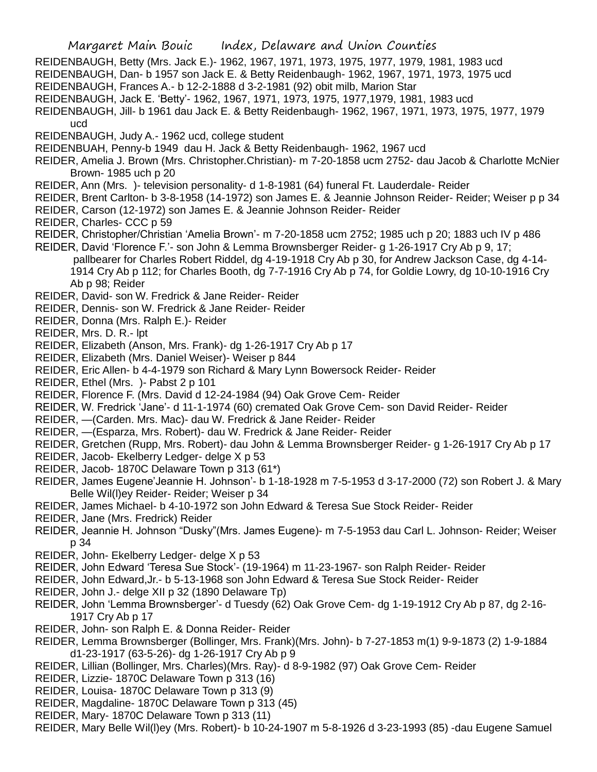REIDENBAUGH, Betty (Mrs. Jack E.)- 1962, 1967, 1971, 1973, 1975, 1977, 1979, 1981, 1983 ucd

REIDENBAUGH, Dan- b 1957 son Jack E. & Betty Reidenbaugh- 1962, 1967, 1971, 1973, 1975 ucd

REIDENBAUGH, Frances A.- b 12-2-1888 d 3-2-1981 (92) obit milb, Marion Star

REIDENBAUGH, Jack E. 'Betty'- 1962, 1967, 1971, 1973, 1975, 1977,1979, 1981, 1983 ucd

REIDENBAUGH, Jill- b 1961 dau Jack E. & Betty Reidenbaugh- 1962, 1967, 1971, 1973, 1975, 1977, 1979 ucd

REIDENBAUGH, Judy A.- 1962 ucd, college student

REIDENBUAH, Penny-b 1949 dau H. Jack & Betty Reidenbaugh- 1962, 1967 ucd

REIDER, Amelia J. Brown (Mrs. Christopher.Christian)- m 7-20-1858 ucm 2752- dau Jacob & Charlotte McNier Brown- 1985 uch p 20

REIDER, Ann (Mrs. )- television personality- d 1-8-1981 (64) funeral Ft. Lauderdale- Reider

REIDER, Brent Carlton- b 3-8-1958 (14-1972) son James E. & Jeannie Johnson Reider- Reider; Weiser p p 34

REIDER, Carson (12-1972) son James E. & Jeannie Johnson Reider- Reider

REIDER, Charles- CCC p 59

REIDER, Christopher/Christian 'Amelia Brown'- m 7-20-1858 ucm 2752; 1985 uch p 20; 1883 uch IV p 486

REIDER, David 'Florence F.'- son John & Lemma Brownsberger Reider- g 1-26-1917 Cry Ab p 9, 17; pallbearer for Charles Robert Riddel, dg 4-19-1918 Cry Ab p 30, for Andrew Jackson Case, dg 4-14-1914 Cry Ab p 112; for Charles Booth, dg 7-7-1916 Cry Ab p 74, for Goldie Lowry, dg 10-10-1916 Cry Ab p 98; Reider

REIDER, David- son W. Fredrick & Jane Reider- Reider

REIDER, Dennis- son W. Fredrick & Jane Reider- Reider

REIDER, Donna (Mrs. Ralph E.)- Reider

REIDER, Mrs. D. R.- lpt

REIDER, Elizabeth (Anson, Mrs. Frank)- dg 1-26-1917 Cry Ab p 17

REIDER, Elizabeth (Mrs. Daniel Weiser)- Weiser p 844

REIDER, Eric Allen- b 4-4-1979 son Richard & Mary Lynn Bowersock Reider- Reider

REIDER, Ethel (Mrs. )- Pabst 2 p 101

REIDER, Florence F. (Mrs. David d 12-24-1984 (94) Oak Grove Cem- Reider

REIDER, W. Fredrick 'Jane'- d 11-1-1974 (60) cremated Oak Grove Cem- son David Reider- Reider

REIDER, —(Carden. Mrs. Mac)- dau W. Fredrick & Jane Reider- Reider

REIDER, —(Esparza, Mrs. Robert)- dau W. Fredrick & Jane Reider- Reider

REIDER, Gretchen (Rupp, Mrs. Robert)- dau John & Lemma Brownsberger Reider- g 1-26-1917 Cry Ab p 17

REIDER, Jacob- Ekelberry Ledger- delge X p 53

REIDER, Jacob- 1870C Delaware Town p 313 (61*)

REIDER, James Eugene'Jeannie H. Johnson'- b 1-18-1928 m 7-5-1953 d 3-17-2000 (72) son Robert J. & Mary Belle Wil(l)ey Reider- Reider; Weiser p 34

REIDER, James Michael- b 4-10-1972 son John Edward & Teresa Sue Stock Reider- Reider

REIDER, Jane (Mrs. Fredrick) Reider

REIDER, Jeannie H. Johnson "Dusky"(Mrs. James Eugene)- m 7-5-1953 dau Carl L. Johnson- Reider; Weiser p 34

REIDER, John- Ekelberry Ledger- delge X p 53

REIDER, John Edward 'Teresa Sue Stock'- (19-1964) m 11-23-1967- son Ralph Reider- Reider

REIDER, John Edward,Jr.- b 5-13-1968 son John Edward & Teresa Sue Stock Reider- Reider

REIDER, John J.- delge XII p 32 (1890 Delaware Tp)

REIDER, John 'Lemma Brownsberger'- d Tuesdy (62) Oak Grove Cem- dg 1-19-1912 Cry Ab p 87, dg 2-16-1917 Cry Ab p 17

REIDER, John- son Ralph E. & Donna Reider- Reider

REIDER, Lemma Brownsberger (Bollinger, Mrs. Frank)(Mrs. John)- b 7-27-1853 m(1) 9-9-1873 (2) 1-9-1884 d1-23-1917 (63-5-26)- dg 1-26-1917 Cry Ab p 9

REIDER, Lillian (Bollinger, Mrs. Charles)(Mrs. Ray)- d 8-9-1982 (97) Oak Grove Cem- Reider

REIDER, Lizzie- 1870C Delaware Town p 313 (16)

REIDER, Louisa- 1870C Delaware Town p 313 (9)

REIDER, Magdaline- 1870C Delaware Town p 313 (45)

REIDER, Mary- 1870C Delaware Town p 313 (11)

REIDER, Mary Belle Wil(l)ey (Mrs. Robert)- b 10-24-1907 m 5-8-1926 d 3-23-1993 (85) -dau Eugene Samuel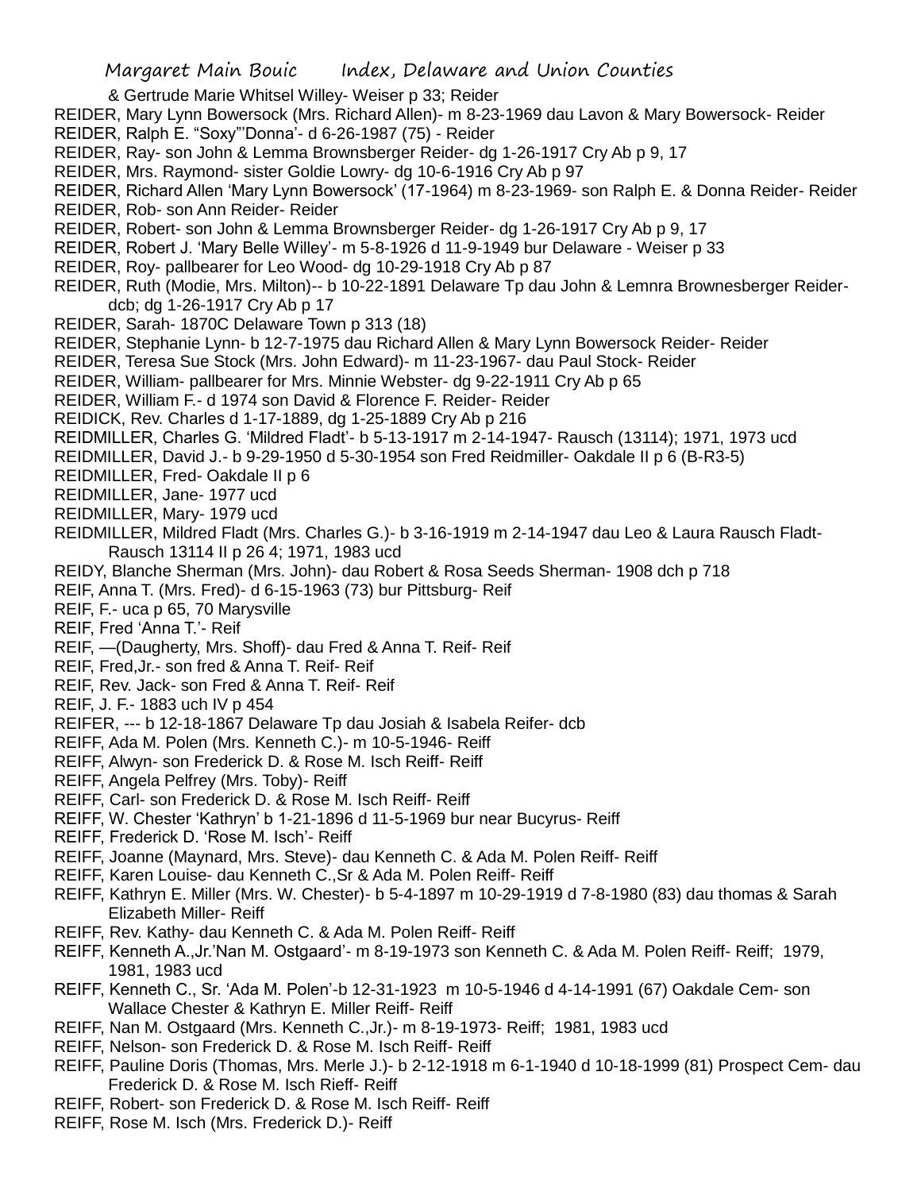& Gertrude Marie Whitsel Willey- Weiser p 33; Reider

REIDER, Mary Lynn Bowersock (Mrs. Richard Allen)- m 8-23-1969 dau Lavon & Mary Bowersock- Reider

REIDER, Ralph E. "Soxy"'Donna'- d 6-26-1987 (75) - Reider

REIDER, Ray- son John & Lemma Brownsberger Reider- dg 1-26-1917 Cry Ab p 9, 17

REIDER, Mrs. Raymond- sister Goldie Lowry- dg 10-6-1916 Cry Ab p 97

REIDER, Richard Allen 'Mary Lynn Bowersock' (17-1964) m 8-23-1969- son Ralph E. & Donna Reider- Reider

REIDER, Rob- son Ann Reider- Reider

REIDER, Robert- son John & Lemma Brownsberger Reider- dg 1-26-1917 Cry Ab p 9, 17

REIDER, Robert J. 'Mary Belle Willey'- m 5-8-1926 d 11-9-1949 bur Delaware - Weiser p 33

REIDER, Roy- pallbearer for Leo Wood- dg 10-29-1918 Cry Ab p 87

REIDER, Ruth (Modie, Mrs. Milton)-- b 10-22-1891 Delaware Tp dau John & Lemnra Brownesberger Reider- dcb; dg 1-26-1917 Cry Ab p 17

REIDER, Sarah- 1870C Delaware Town p 313 (18)

REIDER, Stephanie Lynn- b 12-7-1975 dau Richard Allen & Mary Lynn Bowersock Reider- Reider

REIDER, Teresa Sue Stock (Mrs. John Edward)- m 11-23-1967- dau Paul Stock- Reider

REIDER, William- pallbearer for Mrs. Minnie Webster- dg 9-22-1911 Cry Ab p 65

REIDER, William F.- d 1974 son David & Florence F. Reider- Reider

REIDICK, Rev. Charles d 1-17-1889, dg 1-25-1889 Cry Ab p 216

REIDMILLER, Charles G. 'Mildred Fladt'- b 5-13-1917 m 2-14-1947- Rausch (13114); 1971, 1973 ucd

REIDMILLER, David J.- b 9-29-1950 d 5-30-1954 son Fred Reidmiller- Oakdale II p 6 (B-R3-5)

REIDMILLER, Fred- Oakdale II p 6

REIDMILLER, Jane- 1977 ucd

REIDMILLER, Mary- 1979 ucd

REIDMILLER, Mildred Fladt (Mrs. Charles G.)- b 3-16-1919 m 2-14-1947 dau Leo & Laura Rausch Fladt- Rausch 13114 II p 26 4; 1971, 1983 ucd

REIDY, Blanche Sherman (Mrs. John)- dau Robert & Rosa Seeds Sherman- 1908 dch p 718

REIF, Anna T. (Mrs. Fred)- d 6-15-1963 (73) bur Pittsburg- Reif

REIF, F.- uca p 65, 70 Marysville

REIF, Fred 'Anna T.'- Reif

REIF, —(Daugherty, Mrs. Shoff)- dau Fred & Anna T. Reif- Reif

REIF, Fred,Jr.- son fred & Anna T. Reif- Reif

REIF, Rev. Jack- son Fred & Anna T. Reif- Reif

REIF, J. F.- 1883 uch IV p 454

REIFER, --- b 12-18-1867 Delaware Tp dau Josiah & Isabela Reifer- dcb

REIFF, Ada M. Polen (Mrs. Kenneth C.)- m 10-5-1946- Reiff

REIFF, Alwyn- son Frederick D. & Rose M. Isch Reiff- Reiff

REIFF, Angela Pelfrey (Mrs. Toby)- Reiff

REIFF, Carl- son Frederick D. & Rose M. Isch Reiff- Reiff

REIFF, W. Chester 'Kathryn' b 1-21-1896 d 11-5-1969 bur near Bucyrus- Reiff

REIFF, Frederick D. 'Rose M. Isch'- Reiff

REIFF, Joanne (Maynard, Mrs. Steve)- dau Kenneth C. & Ada M. Polen Reiff- Reiff

REIFF, Karen Louise- dau Kenneth C.,Sr & Ada M. Polen Reiff- Reiff

REIFF, Kathryn E. Miller (Mrs. W. Chester)- b 5-4-1897 m 10-29-1919 d 7-8-1980 (83) dau thomas & Sarah Elizabeth Miller- Reiff

REIFF, Rev. Kathy- dau Kenneth C. & Ada M. Polen Reiff- Reiff

REIFF, Kenneth A.,Jr.'Nan M. Ostgaard'- m 8-19-1973 son Kenneth C. & Ada M. Polen Reiff- Reiff; 1979, 1981, 1983 ucd

REIFF, Kenneth C., Sr. 'Ada M. Polen'-b 12-31-1923 m 10-5-1946 d 4-14-1991 (67) Oakdale Cem- son Wallace Chester & Kathryn E. Miller Reiff- Reiff

REIFF, Nan M. Ostgaard (Mrs. Kenneth C.,Jr.)- m 8-19-1973- Reiff; 1981, 1983 ucd

REIFF, Nelson- son Frederick D. & Rose M. Isch Reiff- Reiff

REIFF, Pauline Doris (Thomas, Mrs. Merle J.)- b 2-12-1918 m 6-1-1940 d 10-18-1999 (81) Prospect Cem- dau Frederick D. & Rose M. Isch Rieff- Reiff

REIFF, Robert- son Frederick D. & Rose M. Isch Reiff- Reiff

REIFF, Rose M. Isch (Mrs. Frederick D.)- Reiff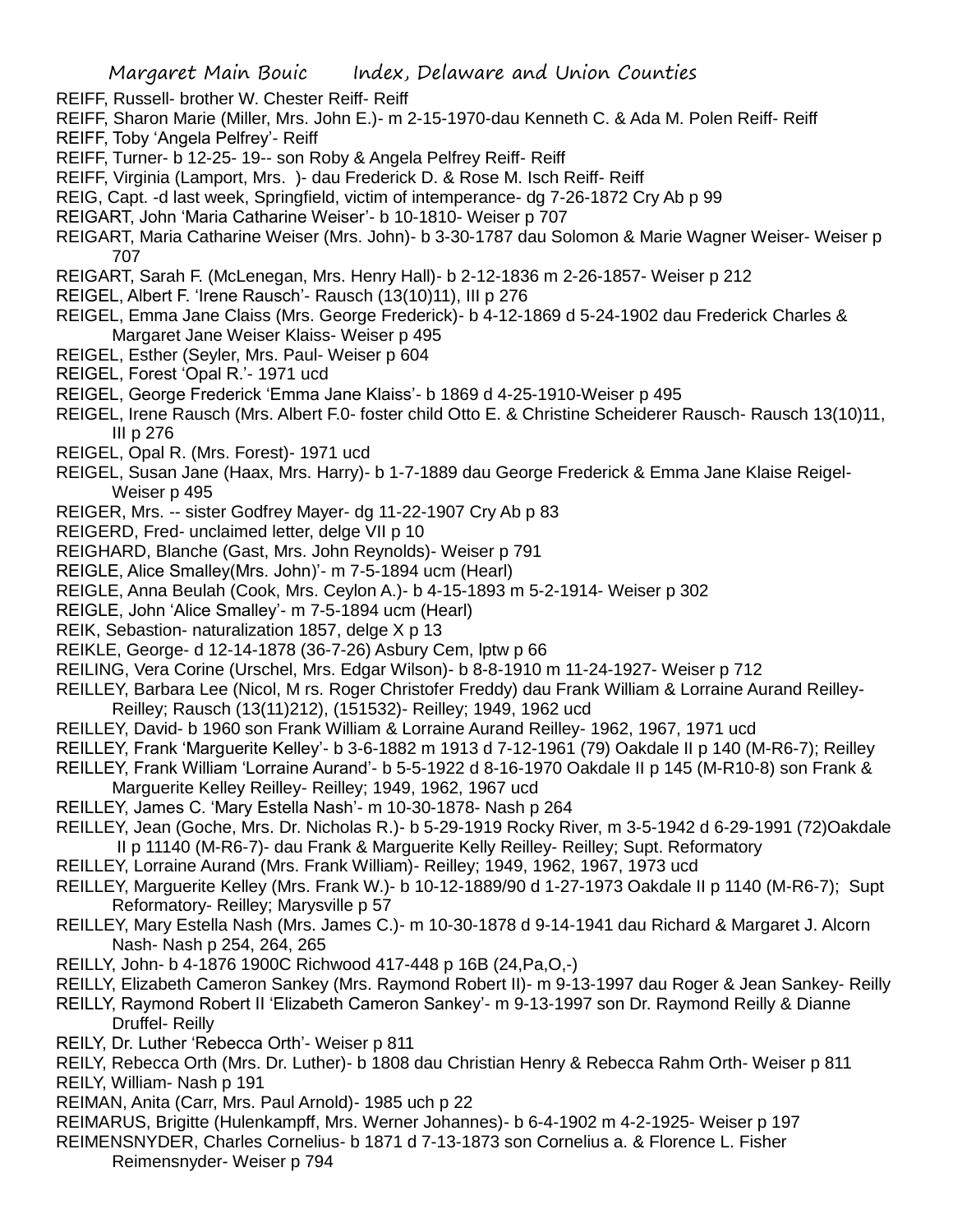REIFF, Russell- brother W. Chester Reiff- Reiff

REIFF, Sharon Marie (Miller, Mrs. John E.)- m 2-15-1970-dau Kenneth C. & Ada M. Polen Reiff- Reiff

REIFF, Toby 'Angela Pelfrey'- Reiff

REIFF, Turner- b 12-25- 19-- son Roby & Angela Pelfrey Reiff- Reiff

REIFF, Virginia (Lamport, Mrs. )- dau Frederick D. & Rose M. Isch Reiff- Reiff

REIG, Capt. -d last week, Springfield, victim of intemperance- dg 7-26-1872 Cry Ab p 99

REIGART, John 'Maria Catharine Weiser'- b 10-1810- Weiser p 707

REIGART, Maria Catharine Weiser (Mrs. John)- b 3-30-1787 dau Solomon & Marie Wagner Weiser- Weiser p 707

REIGART, Sarah F. (McLenegan, Mrs. Henry Hall)- b 2-12-1836 m 2-26-1857- Weiser p 212

REIGEL, Albert F. 'Irene Rausch'- Rausch (13(10)11), III p 276

REIGEL, Emma Jane Claiss (Mrs. George Frederick)- b 4-12-1869 d 5-24-1902 dau Frederick Charles & Margaret Jane Weiser Klaiss- Weiser p 495

REIGEL, Esther (Seyler, Mrs. Paul- Weiser p 604

REIGEL, Forest 'Opal R.'- 1971 ucd

REIGEL, George Frederick 'Emma Jane Klaiss'- b 1869 d 4-25-1910-Weiser p 495

REIGEL, Irene Rausch (Mrs. Albert F.0- foster child Otto E. & Christine Scheiderer Rausch- Rausch 13(10)11, III p 276

REIGEL, Opal R. (Mrs. Forest)- 1971 ucd

REIGEL, Susan Jane (Haax, Mrs. Harry)- b 1-7-1889 dau George Frederick & Emma Jane Klaise Reigel- Weiser p 495

REIGER, Mrs. -- sister Godfrey Mayer- dg 11-22-1907 Cry Ab p 83

REIGERD, Fred- unclaimed letter, delge VII p 10

REIGHARD, Blanche (Gast, Mrs. John Reynolds)- Weiser p 791

REIGLE, Alice Smalley(Mrs. John)'- m 7-5-1894 ucm (Hearl)

REIGLE, Anna Beulah (Cook, Mrs. Ceylon A.)- b 4-15-1893 m 5-2-1914- Weiser p 302

REIGLE, John 'Alice Smalley'- m 7-5-1894 ucm (Hearl)

REIK, Sebastion- naturalization 1857, delge X p 13

REIKLE, George- d 12-14-1878 (36-7-26) Asbury Cem, lptw p 66

REILING, Vera Corine (Urschel, Mrs. Edgar Wilson)- b 8-8-1910 m 11-24-1927- Weiser p 712

REILLEY, Barbara Lee (Nicol, M rs. Roger Christofer Freddy) dau Frank William & Lorraine Aurand Reilley- Reilley; Rausch (13(11)212), (151532)- Reilley; 1949, 1962 ucd

REILLEY, David- b 1960 son Frank William & Lorraine Aurand Reilley- 1962, 1967, 1971 ucd

REILLEY, Frank 'Marguerite Kelley'- b 3-6-1882 m 1913 d 7-12-1961 (79) Oakdale II p 140 (M-R6-7); Reilley

REILLEY, Frank William 'Lorraine Aurand'- b 5-5-1922 d 8-16-1970 Oakdale II p 145 (M-R10-8) son Frank & Marguerite Kelley Reilley- Reilley; 1949, 1962, 1967 ucd

REILLEY, James C. 'Mary Estella Nash'- m 10-30-1878- Nash p 264

REILLEY, Jean (Goche, Mrs. Dr. Nicholas R.)- b 5-29-1919 Rocky River, m 3-5-1942 d 6-29-1991 (72)Oakdale II p 11140 (M-R6-7)- dau Frank & Marguerite Kelly Reilley- Reilley; Supt. Reformatory

REILLEY, Lorraine Aurand (Mrs. Frank William)- Reilley; 1949, 1962, 1967, 1973 ucd

REILLEY, Marguerite Kelley (Mrs. Frank W.)- b 10-12-1889/90 d 1-27-1973 Oakdale II p 1140 (M-R6-7); Supt Reformatory- Reilley; Marysville p 57

REILLEY, Mary Estella Nash (Mrs. James C.)- m 10-30-1878 d 9-14-1941 dau Richard & Margaret J. Alcorn Nash- Nash p 254, 264, 265

REILLY, John- b 4-1876 1900C Richwood 417-448 p 16B (24,Pa,O,-)

REILLY, Elizabeth Cameron Sankey (Mrs. Raymond Robert II)- m 9-13-1997 dau Roger & Jean Sankey- Reilly

REILLY, Raymond Robert II 'Elizabeth Cameron Sankey'- m 9-13-1997 son Dr. Raymond Reilly & Dianne Druffel- Reilly

REILY, Dr. Luther 'Rebecca Orth'- Weiser p 811

REILY, Rebecca Orth (Mrs. Dr. Luther)- b 1808 dau Christian Henry & Rebecca Rahm Orth- Weiser p 811

REILY, William- Nash p 191

REIMAN, Anita (Carr, Mrs. Paul Arnold)- 1985 uch p 22

REIMARUS, Brigitte (Hulenkampff, Mrs. Werner Johannes)- b 6-4-1902 m 4-2-1925- Weiser p 197

REIMENSNYDER, Charles Cornelius- b 1871 d 7-13-1873 son Cornelius a. & Florence L. Fisher Reimensnyder- Weiser p 794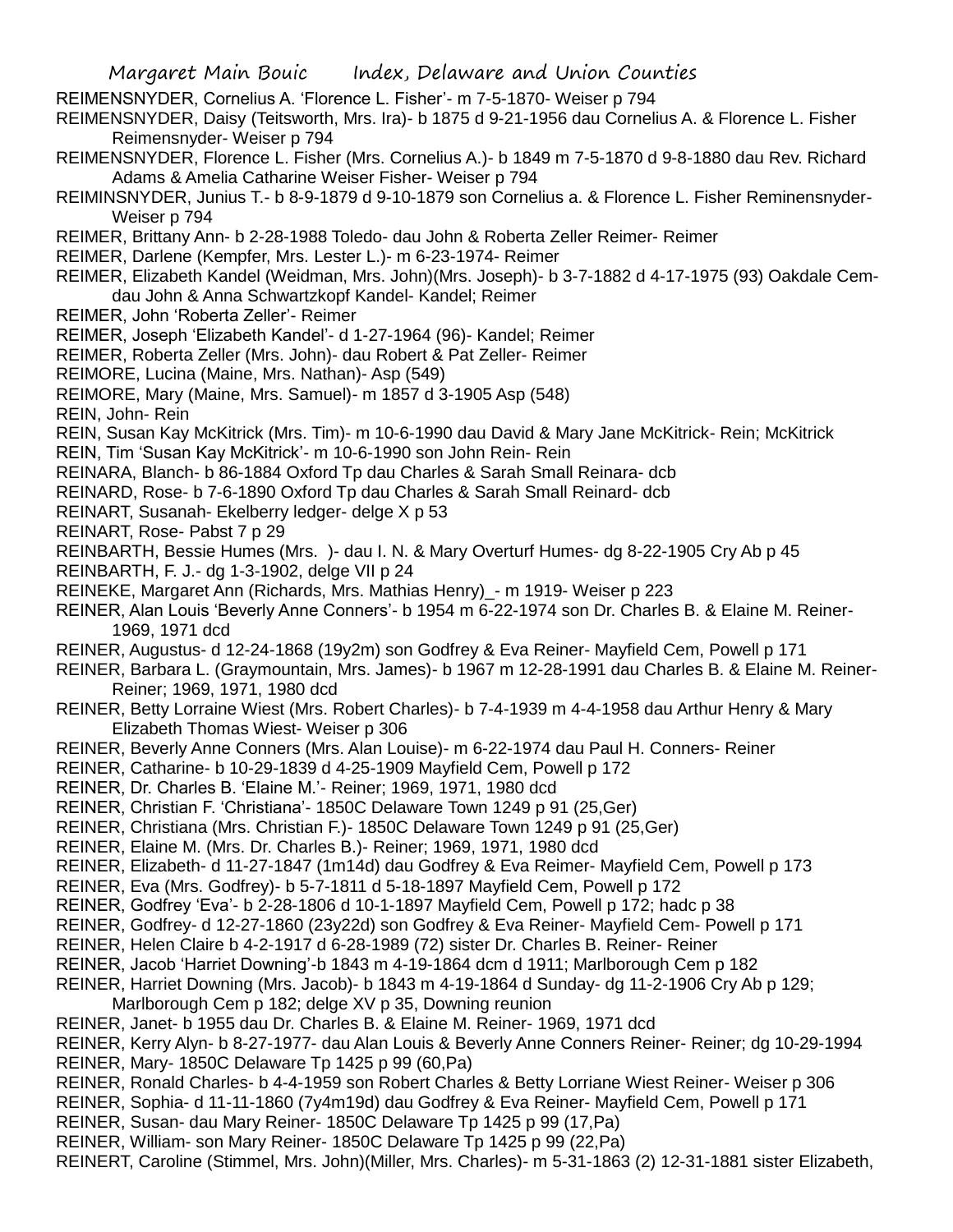REIMENSNYDER, Cornelius A. 'Florence L. Fisher'- m 7-5-1870- Weiser p 794

REIMENSNYDER, Daisy (Teitsworth, Mrs. Ira)- b 1875 d 9-21-1956 dau Cornelius A. & Florence L. Fisher Reimensnyder- Weiser p 794

REIMENSNYDER, Florence L. Fisher (Mrs. Cornelius A.)- b 1849 m 7-5-1870 d 9-8-1880 dau Rev. Richard Adams & Amelia Catharine Weiser Fisher- Weiser p 794

REIMINSNYDER, Junius T.- b 8-9-1879 d 9-10-1879 son Cornelius a. & Florence L. Fisher Reminensnyder- Weiser p 794

REIMER, Brittany Ann- b 2-28-1988 Toledo- dau John & Roberta Zeller Reimer- Reimer

REIMER, Darlene (Kempfer, Mrs. Lester L.)- m 6-23-1974- Reimer

REIMER, Elizabeth Kandel (Weidman, Mrs. John)(Mrs. Joseph)- b 3-7-1882 d 4-17-1975 (93) Oakdale Cem- dau John & Anna Schwartzkopf Kandel- Kandel; Reimer

REIMER, John 'Roberta Zeller'- Reimer

REIMER, Joseph 'Elizabeth Kandel'- d 1-27-1964 (96)- Kandel; Reimer

REIMER, Roberta Zeller (Mrs. John)- dau Robert & Pat Zeller- Reimer

REIMORE, Lucina (Maine, Mrs. Nathan)- Asp (549)

REIMORE, Mary (Maine, Mrs. Samuel)- m 1857 d 3-1905 Asp (548)

REIN, John- Rein

REIN, Susan Kay McKitrick (Mrs. Tim)- m 10-6-1990 dau David & Mary Jane McKitrick- Rein; McKitrick

REIN, Tim 'Susan Kay McKitrick'- m 10-6-1990 son John Rein- Rein

REINARA, Blanch- b 86-1884 Oxford Tp dau Charles & Sarah Small Reinara- dcb

REINARD, Rose- b 7-6-1890 Oxford Tp dau Charles & Sarah Small Reinard- dcb

REINART, Susanah- Ekelberry ledger- delge X p 53

REINART, Rose- Pabst 7 p 29

REINBARTH, Bessie Humes (Mrs. )- dau I. N. & Mary Overturf Humes- dg 8-22-1905 Cry Ab p 45

REINBARTH, F. J.- dg 1-3-1902, delge VII p 24

REINEKE, Margaret Ann (Richards, Mrs. Mathias Henry)_- m 1919- Weiser p 223

REINER, Alan Louis 'Beverly Anne Conners'- b 1954 m 6-22-1974 son Dr. Charles B. & Elaine M. Reiner- 1969, 1971 dcd

REINER, Augustus- d 12-24-1868 (19y2m) son Godfrey & Eva Reiner- Mayfield Cem, Powell p 171

REINER, Barbara L. (Graymountain, Mrs. James)- b 1967 m 12-28-1991 dau Charles B. & Elaine M. Reiner- Reiner; 1969, 1971, 1980 dcd

REINER, Betty Lorraine Wiest (Mrs. Robert Charles)- b 7-4-1939 m 4-4-1958 dau Arthur Henry & Mary Elizabeth Thomas Wiest- Weiser p 306

REINER, Beverly Anne Conners (Mrs. Alan Louise)- m 6-22-1974 dau Paul H. Conners- Reiner

REINER, Catharine- b 10-29-1839 d 4-25-1909 Mayfield Cem, Powell p 172

REINER, Dr. Charles B. 'Elaine M.'- Reiner; 1969, 1971, 1980 dcd

REINER, Christian F. 'Christiana'- 1850C Delaware Town 1249 p 91 (25,Ger)

REINER, Christiana (Mrs. Christian F.)- 1850C Delaware Town 1249 p 91 (25,Ger)

REINER, Elaine M. (Mrs. Dr. Charles B.)- Reiner; 1969, 1971, 1980 dcd

REINER, Elizabeth- d 11-27-1847 (1m14d) dau Godfrey & Eva Reimer- Mayfield Cem, Powell p 173

REINER, Eva (Mrs. Godfrey)- b 5-7-1811 d 5-18-1897 Mayfield Cem, Powell p 172

REINER, Godfrey 'Eva'- b 2-28-1806 d 10-1-1897 Mayfield Cem, Powell p 172; hadc p 38

REINER, Godfrey- d 12-27-1860 (23y22d) son Godfrey & Eva Reiner- Mayfield Cem- Powell p 171

REINER, Helen Claire b 4-2-1917 d 6-28-1989 (72) sister Dr. Charles B. Reiner- Reiner

REINER, Jacob 'Harriet Downing'-b 1843 m 4-19-1864 dcm d 1911; Marlborough Cem p 182

REINER, Harriet Downing (Mrs. Jacob)- b 1843 m 4-19-1864 d Sunday- dg 11-2-1906 Cry Ab p 129; Marlborough Cem p 182; delge XV p 35, Downing reunion

REINER, Janet- b 1955 dau Dr. Charles B. & Elaine M. Reiner- 1969, 1971 dcd

REINER, Kerry Alyn- b 8-27-1977- dau Alan Louis & Beverly Anne Conners Reiner- Reiner; dg 10-29-1994

REINER, Mary- 1850C Delaware Tp 1425 p 99 (60,Pa)

REINER, Ronald Charles- b 4-4-1959 son Robert Charles & Betty Lorriane Wiest Reiner- Weiser p 306

REINER, Sophia- d 11-11-1860 (7y4m19d) dau Godfrey & Eva Reiner- Mayfield Cem, Powell p 171

REINER, Susan- dau Mary Reiner- 1850C Delaware Tp 1425 p 99 (17,Pa)

REINER, William- son Mary Reiner- 1850C Delaware Tp 1425 p 99 (22,Pa)

REINERT, Caroline (Stimmel, Mrs. John)(Miller, Mrs. Charles)- m 5-31-1863 (2) 12-31-1881 sister Elizabeth,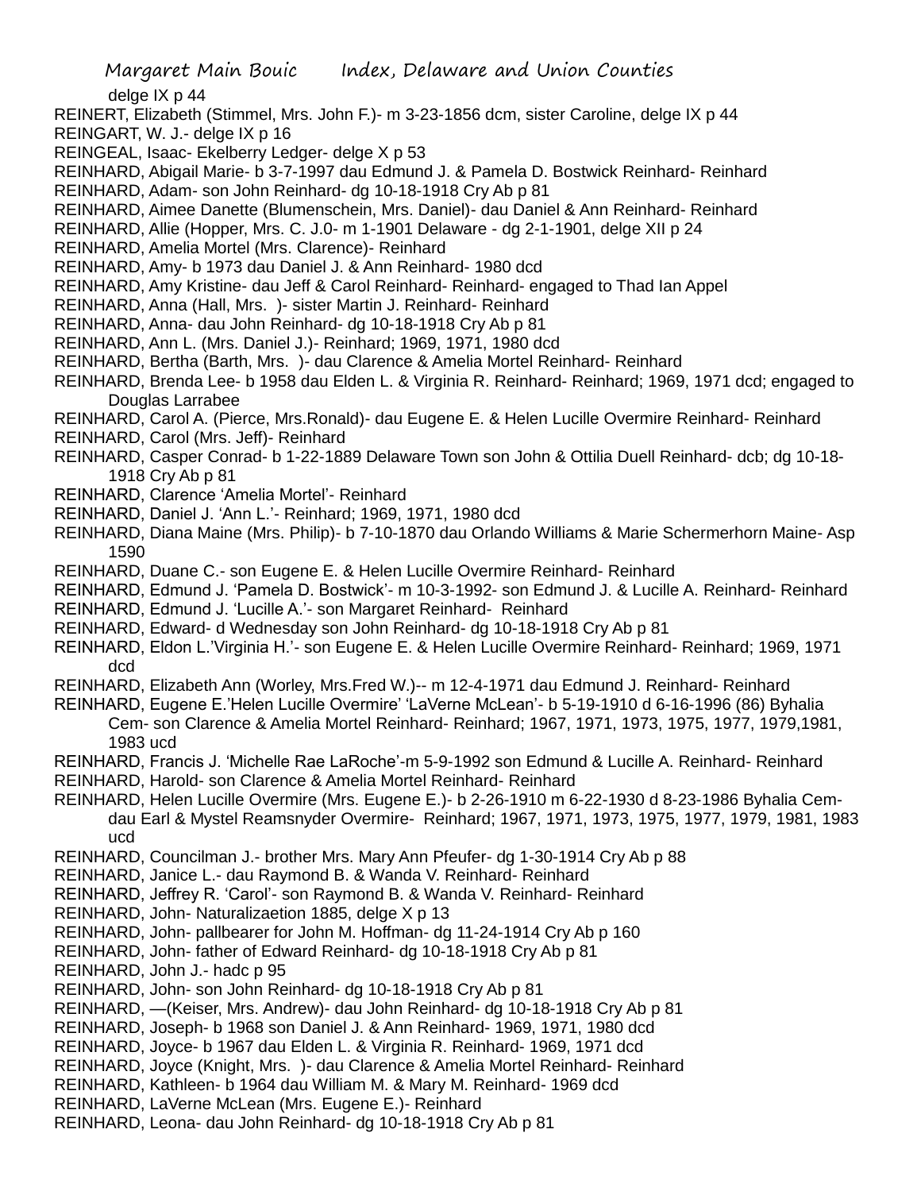delge IX p 44

REINERT, Elizabeth (Stimmel, Mrs. John F.)- m 3-23-1856 dcm, sister Caroline, delge IX p 44

REINGART, W. J.- delge IX p 16

REINGEAL, Isaac- Ekelberry Ledger- delge X p 53

REINHARD, Abigail Marie- b 3-7-1997 dau Edmund J. & Pamela D. Bostwick Reinhard- Reinhard

REINHARD, Adam- son John Reinhard- dg 10-18-1918 Cry Ab p 81

REINHARD, Aimee Danette (Blumenschein, Mrs. Daniel)- dau Daniel & Ann Reinhard- Reinhard

REINHARD, Allie (Hopper, Mrs. C. J.0- m 1-1901 Delaware - dg 2-1-1901, delge XII p 24

REINHARD, Amelia Mortel (Mrs. Clarence)- Reinhard

REINHARD, Amy- b 1973 dau Daniel J. & Ann Reinhard- 1980 dcd

REINHARD, Amy Kristine- dau Jeff & Carol Reinhard- Reinhard- engaged to Thad Ian Appel

REINHARD, Anna (Hall, Mrs. )- sister Martin J. Reinhard- Reinhard

REINHARD, Anna- dau John Reinhard- dg 10-18-1918 Cry Ab p 81

REINHARD, Ann L. (Mrs. Daniel J.)- Reinhard; 1969, 1971, 1980 dcd

REINHARD, Bertha (Barth, Mrs. )- dau Clarence & Amelia Mortel Reinhard- Reinhard

REINHARD, Brenda Lee- b 1958 dau Elden L. & Virginia R. Reinhard- Reinhard; 1969, 1971 dcd; engaged to Douglas Larrabee

REINHARD, Carol A. (Pierce, Mrs.Ronald)- dau Eugene E. & Helen Lucille Overmire Reinhard- Reinhard

REINHARD, Carol (Mrs. Jeff)- Reinhard

REINHARD, Casper Conrad- b 1-22-1889 Delaware Town son John & Ottilia Duell Reinhard- dcb; dg 10-18-1918 Cry Ab p 81

REINHARD, Clarence 'Amelia Mortel'- Reinhard

REINHARD, Daniel J. 'Ann L.'- Reinhard; 1969, 1971, 1980 dcd

REINHARD, Diana Maine (Mrs. Philip)- b 7-10-1870 dau Orlando Williams & Marie Schermerhorn Maine- Asp 1590

REINHARD, Duane C.- son Eugene E. & Helen Lucille Overmire Reinhard- Reinhard

REINHARD, Edmund J. 'Pamela D. Bostwick'- m 10-3-1992- son Edmund J. & Lucille A. Reinhard- Reinhard

REINHARD, Edmund J. 'Lucille A.'- son Margaret Reinhard- Reinhard

REINHARD, Edward- d Wednesday son John Reinhard- dg 10-18-1918 Cry Ab p 81

REINHARD, Eldon L.'Virginia H.'- son Eugene E. & Helen Lucille Overmire Reinhard- Reinhard; 1969, 1971 dcd

REINHARD, Elizabeth Ann (Worley, Mrs.Fred W.)-- m 12-4-1971 dau Edmund J. Reinhard- Reinhard

REINHARD, Eugene E.'Helen Lucille Overmire' 'LaVerne McLean'- b 5-19-1910 d 6-16-1996 (86) Byhalia Cem- son Clarence & Amelia Mortel Reinhard- Reinhard; 1967, 1971, 1973, 1975, 1977, 1979,1981, 1983 ucd

REINHARD, Francis J. 'Michelle Rae LaRoche'-m 5-9-1992 son Edmund & Lucille A. Reinhard- Reinhard

REINHARD, Harold- son Clarence & Amelia Mortel Reinhard- Reinhard

REINHARD, Helen Lucille Overmire (Mrs. Eugene E.)- b 2-26-1910 m 6-22-1930 d 8-23-1986 Byhalia Cem- dau Earl & Mystel Reamsnyder Overmire- Reinhard; 1967, 1971, 1973, 1975, 1977, 1979, 1981, 1983 ucd

REINHARD, Councilman J.- brother Mrs. Mary Ann Pfeufer- dg 1-30-1914 Cry Ab p 88

REINHARD, Janice L.- dau Raymond B. & Wanda V. Reinhard- Reinhard

REINHARD, Jeffrey R. 'Carol'- son Raymond B. & Wanda V. Reinhard- Reinhard

REINHARD, John- Naturalizaetion 1885, delge X p 13

REINHARD, John- pallbearer for John M. Hoffman- dg 11-24-1914 Cry Ab p 160

REINHARD, John- father of Edward Reinhard- dg 10-18-1918 Cry Ab p 81

REINHARD, John J.- hadc p 95

REINHARD, John- son John Reinhard- dg 10-18-1918 Cry Ab p 81

REINHARD, —(Keiser, Mrs. Andrew)- dau John Reinhard- dg 10-18-1918 Cry Ab p 81

REINHARD, Joseph- b 1968 son Daniel J. & Ann Reinhard- 1969, 1971, 1980 dcd

REINHARD, Joyce- b 1967 dau Elden L. & Virginia R. Reinhard- 1969, 1971 dcd

REINHARD, Joyce (Knight, Mrs. )- dau Clarence & Amelia Mortel Reinhard- Reinhard

REINHARD, Kathleen- b 1964 dau William M. & Mary M. Reinhard- 1969 dcd

REINHARD, LaVerne McLean (Mrs. Eugene E.)- Reinhard

REINHARD, Leona- dau John Reinhard- dg 10-18-1918 Cry Ab p 81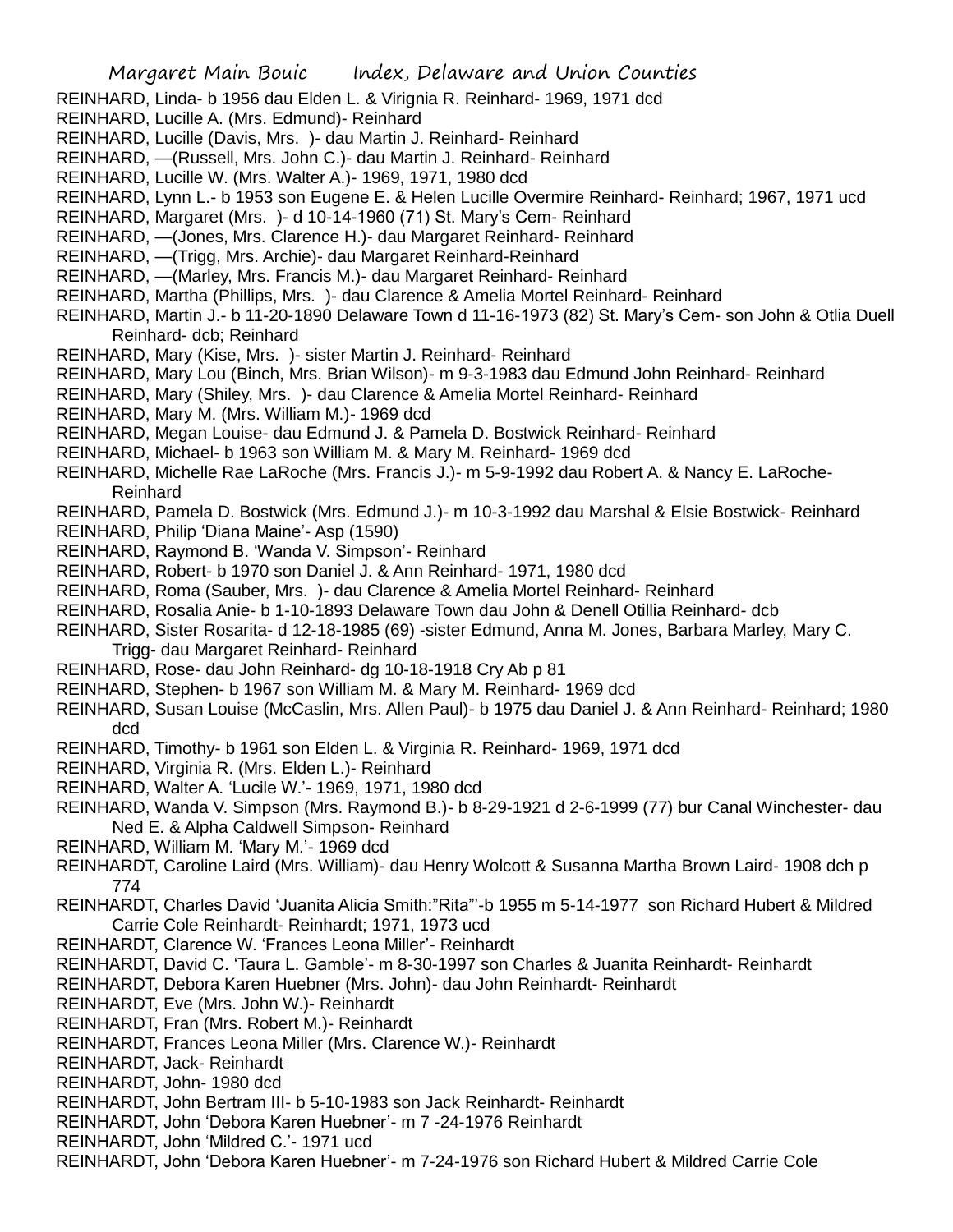REINHARD, Linda- b 1956 dau Elden L. & Virignia R. Reinhard- 1969, 1971 dcd

REINHARD, Lucille A. (Mrs. Edmund)- Reinhard

REINHARD, Lucille (Davis, Mrs. )- dau Martin J. Reinhard- Reinhard

REINHARD, —(Russell, Mrs. John C.)- dau Martin J. Reinhard- Reinhard

REINHARD, Lucille W. (Mrs. Walter A.)- 1969, 1971, 1980 dcd

REINHARD, Lynn L.- b 1953 son Eugene E. & Helen Lucille Overmire Reinhard- Reinhard; 1967, 1971 ucd

REINHARD, Margaret (Mrs. )- d 10-14-1960 (71) St. Mary's Cem- Reinhard

REINHARD, —(Jones, Mrs. Clarence H.)- dau Margaret Reinhard- Reinhard

REINHARD, —(Trigg, Mrs. Archie)- dau Margaret Reinhard-Reinhard

REINHARD, —(Marley, Mrs. Francis M.)- dau Margaret Reinhard- Reinhard

REINHARD, Martha (Phillips, Mrs. )- dau Clarence & Amelia Mortel Reinhard- Reinhard

REINHARD, Martin J.- b 11-20-1890 Delaware Town d 11-16-1973 (82) St. Mary's Cem- son John & Otlia Duell Reinhard- dcb; Reinhard

REINHARD, Mary (Kise, Mrs. )- sister Martin J. Reinhard- Reinhard

REINHARD, Mary Lou (Binch, Mrs. Brian Wilson)- m 9-3-1983 dau Edmund John Reinhard- Reinhard

REINHARD, Mary (Shiley, Mrs. )- dau Clarence & Amelia Mortel Reinhard- Reinhard

REINHARD, Mary M. (Mrs. William M.)- 1969 dcd

REINHARD, Megan Louise- dau Edmund J. & Pamela D. Bostwick Reinhard- Reinhard

REINHARD, Michael- b 1963 son William M. & Mary M. Reinhard- 1969 dcd

REINHARD, Michelle Rae LaRoche (Mrs. Francis J.)- m 5-9-1992 dau Robert A. & Nancy E. LaRoche- Reinhard

REINHARD, Pamela D. Bostwick (Mrs. Edmund J.)- m 10-3-1992 dau Marshal & Elsie Bostwick- Reinhard

REINHARD, Philip 'Diana Maine'- Asp (1590)

REINHARD, Raymond B. 'Wanda V. Simpson'- Reinhard

REINHARD, Robert- b 1970 son Daniel J. & Ann Reinhard- 1971, 1980 dcd

REINHARD, Roma (Sauber, Mrs. )- dau Clarence & Amelia Mortel Reinhard- Reinhard

REINHARD, Rosalia Anie- b 1-10-1893 Delaware Town dau John & Denell Otillia Reinhard- dcb

REINHARD, Sister Rosarita- d 12-18-1985 (69) -sister Edmund, Anna M. Jones, Barbara Marley, Mary C. Trigg- dau Margaret Reinhard- Reinhard

REINHARD, Rose- dau John Reinhard- dg 10-18-1918 Cry Ab p 81

REINHARD, Stephen- b 1967 son William M. & Mary M. Reinhard- 1969 dcd

REINHARD, Susan Louise (McCaslin, Mrs. Allen Paul)- b 1975 dau Daniel J. & Ann Reinhard- Reinhard; 1980 dcd

REINHARD, Timothy- b 1961 son Elden L. & Virginia R. Reinhard- 1969, 1971 dcd

REINHARD, Virginia R. (Mrs. Elden L.)- Reinhard

REINHARD, Walter A. 'Lucile W.'- 1969, 1971, 1980 dcd

REINHARD, Wanda V. Simpson (Mrs. Raymond B.)- b 8-29-1921 d 2-6-1999 (77) bur Canal Winchester- dau Ned E. & Alpha Caldwell Simpson- Reinhard

REINHARD, William M. 'Mary M.'- 1969 dcd

REINHARDT, Caroline Laird (Mrs. William)- dau Henry Wolcott & Susanna Martha Brown Laird- 1908 dch p 774

REINHARDT, Charles David 'Juanita Alicia Smith:"Rita"'-b 1955 m 5-14-1977 son Richard Hubert & Mildred Carrie Cole Reinhardt- Reinhardt; 1971, 1973 ucd

REINHARDT, Clarence W. 'Frances Leona Miller'- Reinhardt

REINHARDT, David C. 'Taura L. Gamble'- m 8-30-1997 son Charles & Juanita Reinhardt- Reinhardt

REINHARDT, Debora Karen Huebner (Mrs. John)- dau John Reinhardt- Reinhardt

REINHARDT, Eve (Mrs. John W.)- Reinhardt

REINHARDT, Fran (Mrs. Robert M.)- Reinhardt

REINHARDT, Frances Leona Miller (Mrs. Clarence W.)- Reinhardt

REINHARDT, Jack- Reinhardt

REINHARDT, John- 1980 dcd

REINHARDT, John Bertram III- b 5-10-1983 son Jack Reinhardt- Reinhardt

REINHARDT, John 'Debora Karen Huebner'- m 7 -24-1976 Reinhardt

REINHARDT, John 'Mildred C.'- 1971 ucd

REINHARDT, John 'Debora Karen Huebner'- m 7-24-1976 son Richard Hubert & Mildred Carrie Cole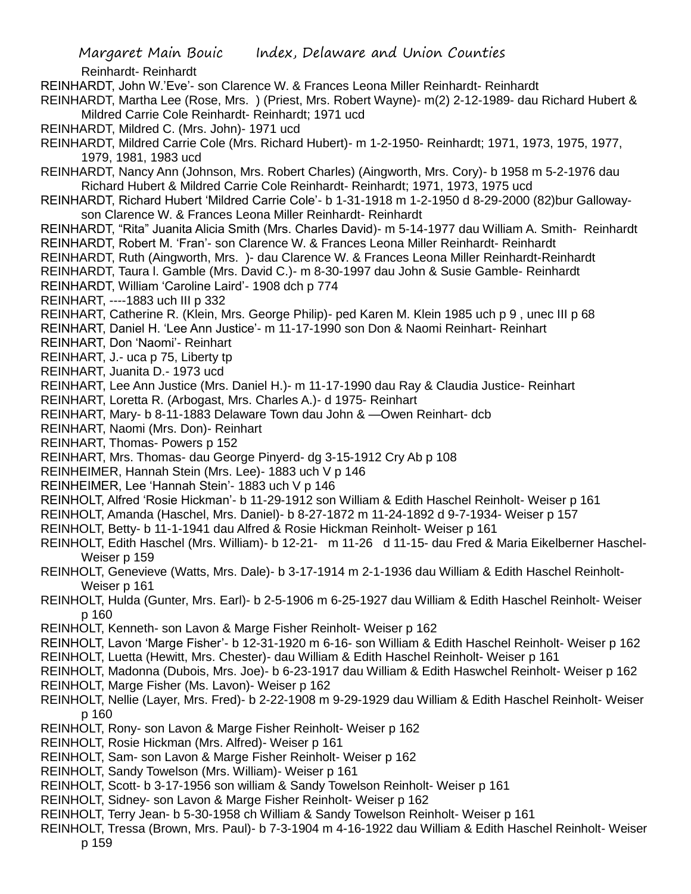Reinhardt- Reinhardt

REINHARDT, John W.'Eve'- son Clarence W. & Frances Leona Miller Reinhardt- Reinhardt

REINHARDT, Martha Lee (Rose, Mrs. ) (Priest, Mrs. Robert Wayne)- m(2) 2-12-1989- dau Richard Hubert & Mildred Carrie Cole Reinhardt- Reinhardt; 1971 ucd

REINHARDT, Mildred C. (Mrs. John)- 1971 ucd

REINHARDT, Mildred Carrie Cole (Mrs. Richard Hubert)- m 1-2-1950- Reinhardt; 1971, 1973, 1975, 1977, 1979, 1981, 1983 ucd

REINHARDT, Nancy Ann (Johnson, Mrs. Robert Charles) (Aingworth, Mrs. Cory)- b 1958 m 5-2-1976 dau Richard Hubert & Mildred Carrie Cole Reinhardt- Reinhardt; 1971, 1973, 1975 ucd

REINHARDT, Richard Hubert 'Mildred Carrie Cole'- b 1-31-1918 m 1-2-1950 d 8-29-2000 (82)bur Galloway- son Clarence W. & Frances Leona Miller Reinhardt- Reinhardt

REINHARDT, "Rita" Juanita Alicia Smith (Mrs. Charles David)- m 5-14-1977 dau William A. Smith- Reinhardt

REINHARDT, Robert M. 'Fran'- son Clarence W. & Frances Leona Miller Reinhardt- Reinhardt

REINHARDT, Ruth (Aingworth, Mrs. )- dau Clarence W. & Frances Leona Miller Reinhardt-Reinhardt

REINHARDT, Taura l. Gamble (Mrs. David C.)- m 8-30-1997 dau John & Susie Gamble- Reinhardt

REINHARDT, William 'Caroline Laird'- 1908 dch p 774

REINHART, ----1883 uch III p 332

REINHART, Catherine R. (Klein, Mrs. George Philip)- ped Karen M. Klein 1985 uch p 9 , unec III p 68

REINHART, Daniel H. 'Lee Ann Justice'- m 11-17-1990 son Don & Naomi Reinhart- Reinhart

REINHART, Don 'Naomi'- Reinhart

REINHART, J.- uca p 75, Liberty tp

REINHART, Juanita D.- 1973 ucd

REINHART, Lee Ann Justice (Mrs. Daniel H.)- m 11-17-1990 dau Ray & Claudia Justice- Reinhart

REINHART, Loretta R. (Arbogast, Mrs. Charles A.)- d 1975- Reinhart

REINHART, Mary- b 8-11-1883 Delaware Town dau John & —Owen Reinhart- dcb

REINHART, Naomi (Mrs. Don)- Reinhart

REINHART, Thomas- Powers p 152

REINHART, Mrs. Thomas- dau George Pinyerd- dg 3-15-1912 Cry Ab p 108

REINHEIMER, Hannah Stein (Mrs. Lee)- 1883 uch V p 146

REINHEIMER, Lee 'Hannah Stein'- 1883 uch V p 146

REINHOLT, Alfred 'Rosie Hickman'- b 11-29-1912 son William & Edith Haschel Reinholt- Weiser p 161

REINHOLT, Amanda (Haschel, Mrs. Daniel)- b 8-27-1872 m 11-24-1892 d 9-7-1934- Weiser p 157

REINHOLT, Betty- b 11-1-1941 dau Alfred & Rosie Hickman Reinholt- Weiser p 161

REINHOLT, Edith Haschel (Mrs. William)- b 12-21- m 11-26 d 11-15- dau Fred & Maria Eikelberner Haschel- Weiser p 159

REINHOLT, Genevieve (Watts, Mrs. Dale)- b 3-17-1914 m 2-1-1936 dau William & Edith Haschel Reinholt- Weiser p 161

REINHOLT, Hulda (Gunter, Mrs. Earl)- b 2-5-1906 m 6-25-1927 dau William & Edith Haschel Reinholt- Weiser p 160

REINHOLT, Kenneth- son Lavon & Marge Fisher Reinholt- Weiser p 162

REINHOLT, Lavon 'Marge Fisher'- b 12-31-1920 m 6-16- son William & Edith Haschel Reinholt- Weiser p 162

REINHOLT, Luetta (Hewitt, Mrs. Chester)- dau William & Edith Haschel Reinholt- Weiser p 161

REINHOLT, Madonna (Dubois, Mrs. Joe)- b 6-23-1917 dau William & Edith Haswchel Reinholt- Weiser p 162

REINHOLT, Marge Fisher (Ms. Lavon)- Weiser p 162

REINHOLT, Nellie (Layer, Mrs. Fred)- b 2-22-1908 m 9-29-1929 dau William & Edith Haschel Reinholt- Weiser p 160

REINHOLT, Rony- son Lavon & Marge Fisher Reinholt- Weiser p 162

REINHOLT, Rosie Hickman (Mrs. Alfred)- Weiser p 161

REINHOLT, Sam- son Lavon & Marge Fisher Reinholt- Weiser p 162

REINHOLT, Sandy Towelson (Mrs. William)- Weiser p 161

REINHOLT, Scott- b 3-17-1956 son william & Sandy Towelson Reinholt- Weiser p 161

REINHOLT, Sidney- son Lavon & Marge Fisher Reinholt- Weiser p 162

REINHOLT, Terry Jean- b 5-30-1958 ch William & Sandy Towelson Reinholt- Weiser p 161

REINHOLT, Tressa (Brown, Mrs. Paul)- b 7-3-1904 m 4-16-1922 dau William & Edith Haschel Reinholt- Weiser p 159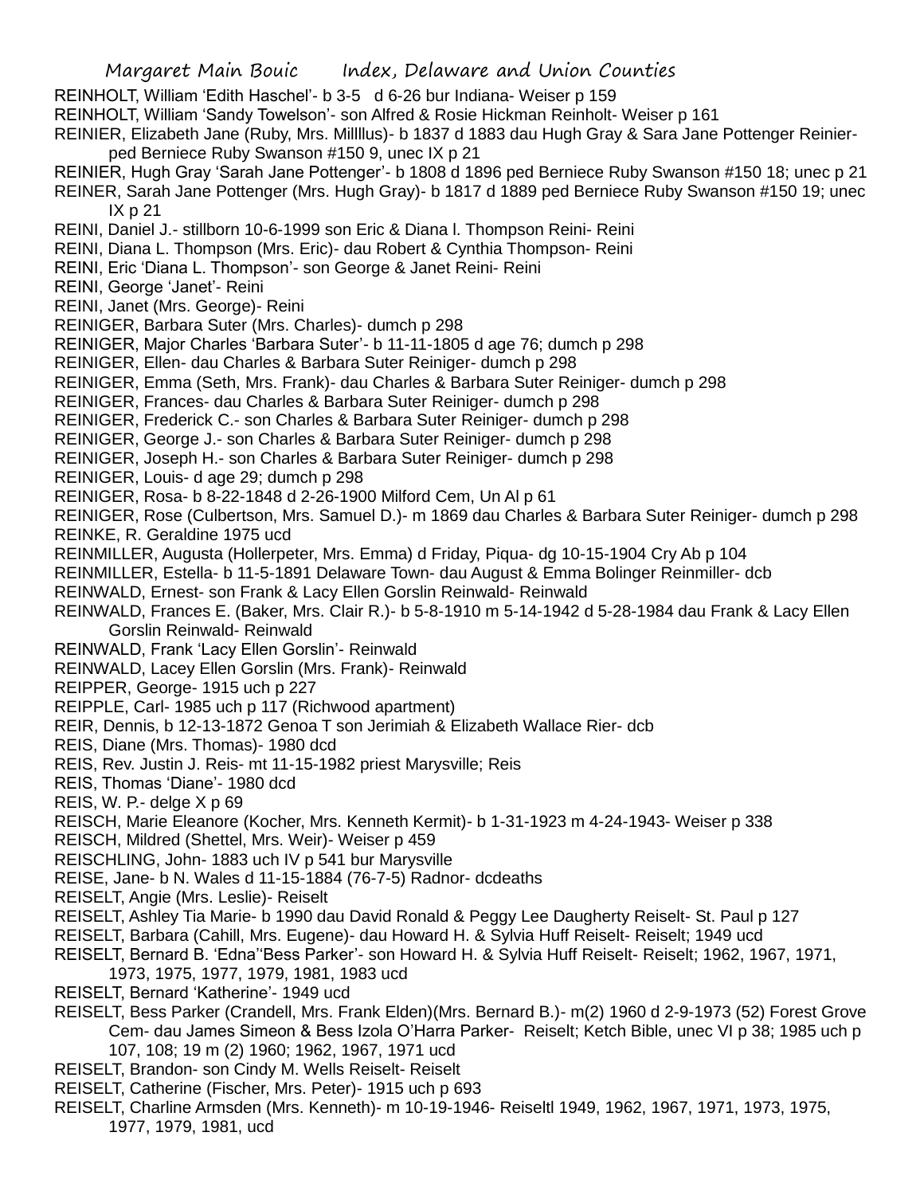REINHOLT, William 'Edith Haschel'- b 3-5 d 6-26 bur Indiana- Weiser p 159

REINHOLT, William 'Sandy Towelson'- son Alfred & Rosie Hickman Reinholt- Weiser p 161

REINIER, Elizabeth Jane (Ruby, Mrs. Millllus)- b 1837 d 1883 dau Hugh Gray & Sara Jane Pottenger Reinier- ped Berniece Ruby Swanson #150 9, unec IX p 21

REINIER, Hugh Gray 'Sarah Jane Pottenger'- b 1808 d 1896 ped Berniece Ruby Swanson #150 18; unec p 21

REINER, Sarah Jane Pottenger (Mrs. Hugh Gray)- b 1817 d 1889 ped Berniece Ruby Swanson #150 19; unec IX p 21

REINI, Daniel J.- stillborn 10-6-1999 son Eric & Diana l. Thompson Reini- Reini

REINI, Diana L. Thompson (Mrs. Eric)- dau Robert & Cynthia Thompson- Reini

REINI, Eric 'Diana L. Thompson'- son George & Janet Reini- Reini

REINI, George 'Janet'- Reini

REINI, Janet (Mrs. George)- Reini

REINIGER, Barbara Suter (Mrs. Charles)- dumch p 298

REINIGER, Major Charles 'Barbara Suter'- b 11-11-1805 d age 76; dumch p 298

REINIGER, Ellen- dau Charles & Barbara Suter Reiniger- dumch p 298

REINIGER, Emma (Seth, Mrs. Frank)- dau Charles & Barbara Suter Reiniger- dumch p 298

REINIGER, Frances- dau Charles & Barbara Suter Reiniger- dumch p 298

REINIGER, Frederick C.- son Charles & Barbara Suter Reiniger- dumch p 298

REINIGER, George J.- son Charles & Barbara Suter Reiniger- dumch p 298

REINIGER, Joseph H.- son Charles & Barbara Suter Reiniger- dumch p 298

REINIGER, Louis- d age 29; dumch p 298

REINIGER, Rosa- b 8-22-1848 d 2-26-1900 Milford Cem, Un Al p 61

REINIGER, Rose (Culbertson, Mrs. Samuel D.)- m 1869 dau Charles & Barbara Suter Reiniger- dumch p 298

REINKE, R. Geraldine 1975 ucd

REINMILLER, Augusta (Hollerpeter, Mrs. Emma) d Friday, Piqua- dg 10-15-1904 Cry Ab p 104

REINMILLER, Estella- b 11-5-1891 Delaware Town- dau August & Emma Bolinger Reinmiller- dcb

REINWALD, Ernest- son Frank & Lacy Ellen Gorslin Reinwald- Reinwald

REINWALD, Frances E. (Baker, Mrs. Clair R.)- b 5-8-1910 m 5-14-1942 d 5-28-1984 dau Frank & Lacy Ellen Gorslin Reinwald- Reinwald

REINWALD, Frank 'Lacy Ellen Gorslin'- Reinwald

REINWALD, Lacey Ellen Gorslin (Mrs. Frank)- Reinwald

REIPPER, George- 1915 uch p 227

REIPPLE, Carl- 1985 uch p 117 (Richwood apartment)

REIR, Dennis, b 12-13-1872 Genoa T son Jerimiah & Elizabeth Wallace Rier- dcb

REIS, Diane (Mrs. Thomas)- 1980 dcd

REIS, Rev. Justin J. Reis- mt 11-15-1982 priest Marysville; Reis

REIS, Thomas 'Diane'- 1980 dcd

REIS, W. P.- delge X p 69

REISCH, Marie Eleanore (Kocher, Mrs. Kenneth Kermit)- b 1-31-1923 m 4-24-1943- Weiser p 338

REISCH, Mildred (Shettel, Mrs. Weir)- Weiser p 459

REISCHLING, John- 1883 uch IV p 541 bur Marysville

REISE, Jane- b N. Wales d 11-15-1884 (76-7-5) Radnor- dcdeaths

REISELT, Angie (Mrs. Leslie)- Reiselt

REISELT, Ashley Tia Marie- b 1990 dau David Ronald & Peggy Lee Daugherty Reiselt- St. Paul p 127

REISELT, Barbara (Cahill, Mrs. Eugene)- dau Howard H. & Sylvia Huff Reiselt- Reiselt; 1949 ucd

REISELT, Bernard B. 'Edna''Bess Parker'- son Howard H. & Sylvia Huff Reiselt- Reiselt; 1962, 1967, 1971, 1973, 1975, 1977, 1979, 1981, 1983 ucd

REISELT, Bernard 'Katherine'- 1949 ucd

REISELT, Bess Parker (Crandell, Mrs. Frank Elden)(Mrs. Bernard B.)- m(2) 1960 d 2-9-1973 (52) Forest Grove Cem- dau James Simeon & Bess Izola O'Harra Parker- Reiselt; Ketch Bible, unec VI p 38; 1985 uch p 107, 108; 19 m (2) 1960; 1962, 1967, 1971 ucd

REISELT, Brandon- son Cindy M. Wells Reiselt- Reiselt

REISELT, Catherine (Fischer, Mrs. Peter)- 1915 uch p 693

REISELT, Charline Armsden (Mrs. Kenneth)- m 10-19-1946- Reiseltl 1949, 1962, 1967, 1971, 1973, 1975, 1977, 1979, 1981, ucd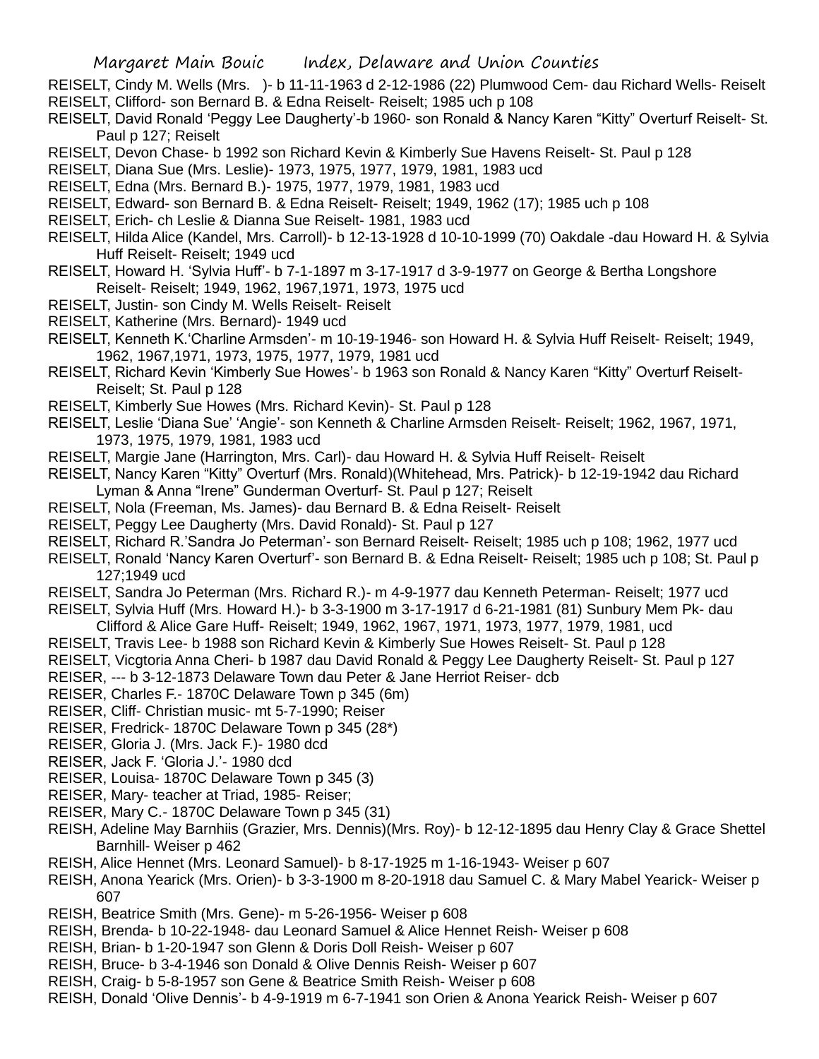REISELT, Cindy M. Wells (Mrs. )- b 11-11-1963 d 2-12-1986 (22) Plumwood Cem- dau Richard Wells- Reiselt

REISELT, Clifford- son Bernard B. & Edna Reiselt- Reiselt; 1985 uch p 108

REISELT, David Ronald 'Peggy Lee Daugherty'-b 1960- son Ronald & Nancy Karen "Kitty" Overturf Reiselt- St. Paul p 127; Reiselt

REISELT, Devon Chase- b 1992 son Richard Kevin & Kimberly Sue Havens Reiselt- St. Paul p 128

REISELT, Diana Sue (Mrs. Leslie)- 1973, 1975, 1977, 1979, 1981, 1983 ucd

REISELT, Edna (Mrs. Bernard B.)- 1975, 1977, 1979, 1981, 1983 ucd

REISELT, Edward- son Bernard B. & Edna Reiselt- Reiselt; 1949, 1962 (17); 1985 uch p 108

REISELT, Erich- ch Leslie & Dianna Sue Reiselt- 1981, 1983 ucd

REISELT, Hilda Alice (Kandel, Mrs. Carroll)- b 12-13-1928 d 10-10-1999 (70) Oakdale -dau Howard H. & Sylvia Huff Reiselt- Reiselt; 1949 ucd

REISELT, Howard H. 'Sylvia Huff'- b 7-1-1897 m 3-17-1917 d 3-9-1977 on George & Bertha Longshore Reiselt- Reiselt; 1949, 1962, 1967,1971, 1973, 1975 ucd

REISELT, Justin- son Cindy M. Wells Reiselt- Reiselt

REISELT, Katherine (Mrs. Bernard)- 1949 ucd

REISELT, Kenneth K.'Charline Armsden'- m 10-19-1946- son Howard H. & Sylvia Huff Reiselt- Reiselt; 1949, 1962, 1967,1971, 1973, 1975, 1977, 1979, 1981 ucd

REISELT, Richard Kevin 'Kimberly Sue Howes'- b 1963 son Ronald & Nancy Karen "Kitty" Overturf Reiselt- Reiselt; St. Paul p 128

REISELT, Kimberly Sue Howes (Mrs. Richard Kevin)- St. Paul p 128

REISELT, Leslie 'Diana Sue' 'Angie'- son Kenneth & Charline Armsden Reiselt- Reiselt; 1962, 1967, 1971, 1973, 1975, 1979, 1981, 1983 ucd

REISELT, Margie Jane (Harrington, Mrs. Carl)- dau Howard H. & Sylvia Huff Reiselt- Reiselt

REISELT, Nancy Karen "Kitty" Overturf (Mrs. Ronald)(Whitehead, Mrs. Patrick)- b 12-19-1942 dau Richard Lyman & Anna "Irene" Gunderman Overturf- St. Paul p 127; Reiselt

REISELT, Nola (Freeman, Ms. James)- dau Bernard B. & Edna Reiselt- Reiselt

REISELT, Peggy Lee Daugherty (Mrs. David Ronald)- St. Paul p 127

REISELT, Richard R.'Sandra Jo Peterman'- son Bernard Reiselt- Reiselt; 1985 uch p 108; 1962, 1977 ucd

REISELT, Ronald 'Nancy Karen Overturf'- son Bernard B. & Edna Reiselt- Reiselt; 1985 uch p 108; St. Paul p 127;1949 ucd

REISELT, Sandra Jo Peterman (Mrs. Richard R.)- m 4-9-1977 dau Kenneth Peterman- Reiselt; 1977 ucd

REISELT, Sylvia Huff (Mrs. Howard H.)- b 3-3-1900 m 3-17-1917 d 6-21-1981 (81) Sunbury Mem Pk- dau Clifford & Alice Gare Huff- Reiselt; 1949, 1962, 1967, 1971, 1973, 1977, 1979, 1981, ucd

REISELT, Travis Lee- b 1988 son Richard Kevin & Kimberly Sue Howes Reiselt- St. Paul p 128

REISELT, Vicgtoria Anna Cheri- b 1987 dau David Ronald & Peggy Lee Daugherty Reiselt- St. Paul p 127

REISER, --- b 3-12-1873 Delaware Town dau Peter & Jane Herriot Reiser- dcb

REISER, Charles F.- 1870C Delaware Town p 345 (6m)

REISER, Cliff- Christian music- mt 5-7-1990; Reiser

REISER, Fredrick- 1870C Delaware Town p 345 (28*)

REISER, Gloria J. (Mrs. Jack F.)- 1980 dcd

REISER, Jack F. 'Gloria J.'- 1980 dcd

REISER, Louisa- 1870C Delaware Town p 345 (3)

REISER, Mary- teacher at Triad, 1985- Reiser;

REISER, Mary C.- 1870C Delaware Town p 345 (31)

REISH, Adeline May Barnhiis (Grazier, Mrs. Dennis)(Mrs. Roy)- b 12-12-1895 dau Henry Clay & Grace Shettel Barnhill- Weiser p 462

REISH, Alice Hennet (Mrs. Leonard Samuel)- b 8-17-1925 m 1-16-1943- Weiser p 607

REISH, Anona Yearick (Mrs. Orien)- b 3-3-1900 m 8-20-1918 dau Samuel C. & Mary Mabel Yearick- Weiser p 607

REISH, Beatrice Smith (Mrs. Gene)- m 5-26-1956- Weiser p 608

REISH, Brenda- b 10-22-1948- dau Leonard Samuel & Alice Hennet Reish- Weiser p 608

REISH, Brian- b 1-20-1947 son Glenn & Doris Doll Reish- Weiser p 607

REISH, Bruce- b 3-4-1946 son Donald & Olive Dennis Reish- Weiser p 607

REISH, Craig- b 5-8-1957 son Gene & Beatrice Smith Reish- Weiser p 608

REISH, Donald 'Olive Dennis'- b 4-9-1919 m 6-7-1941 son Orien & Anona Yearick Reish- Weiser p 607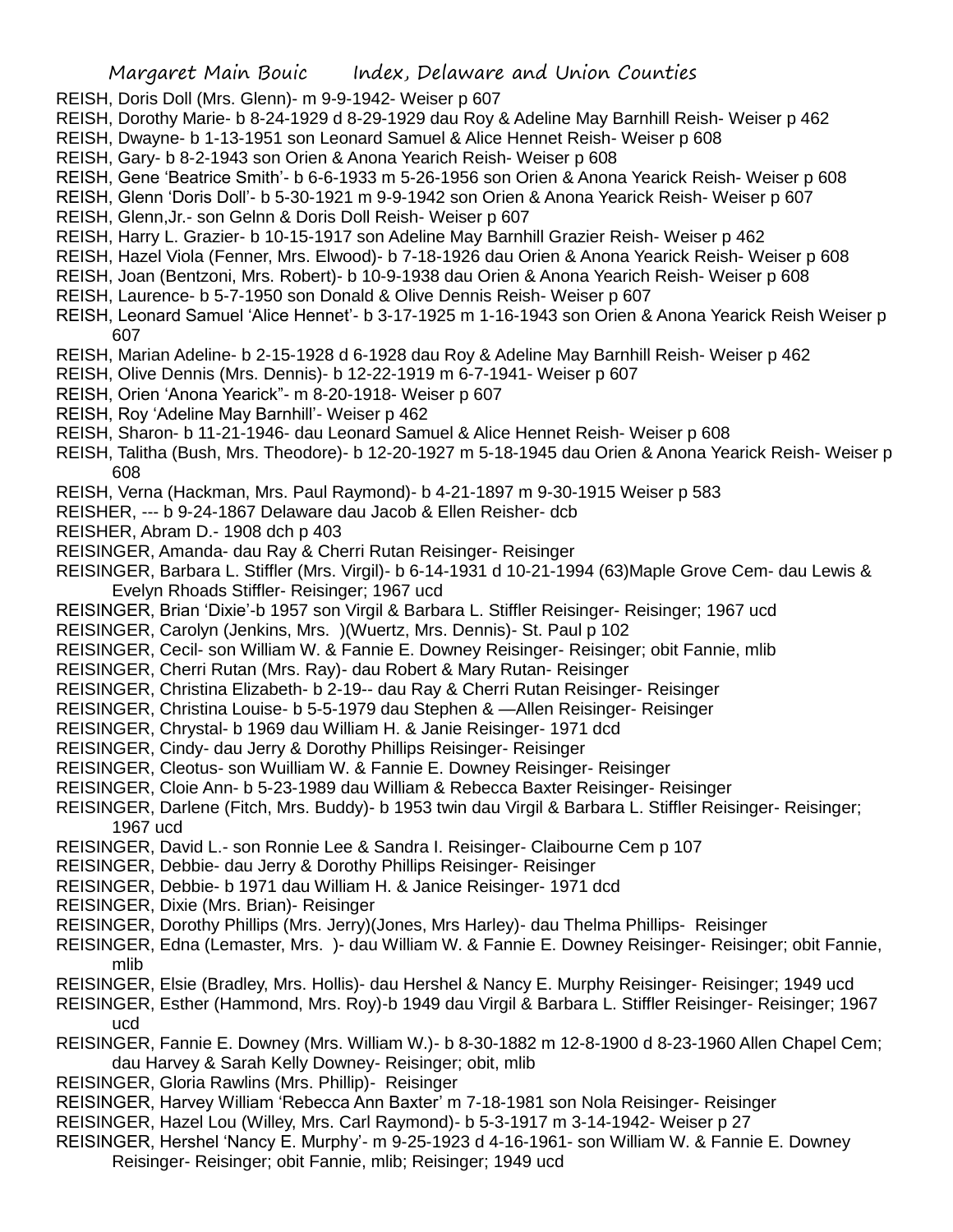REISH, Doris Doll (Mrs. Glenn)- m 9-9-1942- Weiser p 607
REISH, Dorothy Marie- b 8-24-1929 d 8-29-1929 dau Roy & Adeline May Barnhill Reish- Weiser p 462
REISH, Dwayne- b 1-13-1951 son Leonard Samuel & Alice Hennet Reish- Weiser p 608
REISH, Gary- b 8-2-1943 son Orien & Anona Yearich Reish- Weiser p 608
REISH, Gene 'Beatrice Smith'- b 6-6-1933 m 5-26-1956 son Orien & Anona Yearick Reish- Weiser p 608
REISH, Glenn 'Doris Doll'- b 5-30-1921 m 9-9-1942 son Orien & Anona Yearick Reish- Weiser p 607
REISH, Glenn,Jr.- son Gelnn & Doris Doll Reish- Weiser p 607
REISH, Harry L. Grazier- b 10-15-1917 son Adeline May Barnhill Grazier Reish- Weiser p 462
REISH, Hazel Viola (Fenner, Mrs. Elwood)- b 7-18-1926 dau Orien & Anona Yearick Reish- Weiser p 608
REISH, Joan (Bentzoni, Mrs. Robert)- b 10-9-1938 dau Orien & Anona Yearich Reish- Weiser p 608
REISH, Laurence- b 5-7-1950 son Donald & Olive Dennis Reish- Weiser p 607
REISH, Leonard Samuel 'Alice Hennet'- b 3-17-1925 m 1-16-1943 son Orien & Anona Yearick Reish Weiser p 607
REISH, Marian Adeline- b 2-15-1928 d 6-1928 dau Roy & Adeline May Barnhill Reish- Weiser p 462
REISH, Olive Dennis (Mrs. Dennis)- b 12-22-1919 m 6-7-1941- Weiser p 607
REISH, Orien 'Anona Yearick"- m 8-20-1918- Weiser p 607
REISH, Roy 'Adeline May Barnhill'- Weiser p 462
REISH, Sharon- b 11-21-1946- dau Leonard Samuel & Alice Hennet Reish- Weiser p 608
REISH, Talitha (Bush, Mrs. Theodore)- b 12-20-1927 m 5-18-1945 dau Orien & Anona Yearick Reish- Weiser p 608
REISH, Verna (Hackman, Mrs. Paul Raymond)- b 4-21-1897 m 9-30-1915 Weiser p 583
REISHER, --- b 9-24-1867 Delaware dau Jacob & Ellen Reisher- dcb
REISHER, Abram D.- 1908 dch p 403
REISINGER, Amanda- dau Ray & Cherri Rutan Reisinger- Reisinger
REISINGER, Barbara L. Stiffler (Mrs. Virgil)- b 6-14-1931 d 10-21-1994 (63)Maple Grove Cem- dau Lewis & Evelyn Rhoads Stiffler- Reisinger; 1967 ucd
REISINGER, Brian 'Dixie'-b 1957 son Virgil & Barbara L. Stiffler Reisinger- Reisinger; 1967 ucd
REISINGER, Carolyn (Jenkins, Mrs. )(Wuertz, Mrs. Dennis)- St. Paul p 102
REISINGER, Cecil- son William W. & Fannie E. Downey Reisinger- Reisinger; obit Fannie, mlib
REISINGER, Cherri Rutan (Mrs. Ray)- dau Robert & Mary Rutan- Reisinger
REISINGER, Christina Elizabeth- b 2-19-- dau Ray & Cherri Rutan Reisinger- Reisinger
REISINGER, Christina Louise- b 5-5-1979 dau Stephen & —Allen Reisinger- Reisinger
REISINGER, Chrystal- b 1969 dau William H. & Janie Reisinger- 1971 dcd
REISINGER, Cindy- dau Jerry & Dorothy Phillips Reisinger- Reisinger
REISINGER, Cleotus- son Wuilliam W. & Fannie E. Downey Reisinger- Reisinger
REISINGER, Cloie Ann- b 5-23-1989 dau William & Rebecca Baxter Reisinger- Reisinger
REISINGER, Darlene (Fitch, Mrs. Buddy)- b 1953 twin dau Virgil & Barbara L. Stiffler Reisinger- Reisinger; 1967 ucd
REISINGER, David L.- son Ronnie Lee & Sandra I. Reisinger- Claibourne Cem p 107
REISINGER, Debbie- dau Jerry & Dorothy Phillips Reisinger- Reisinger
REISINGER, Debbie- b 1971 dau William H. & Janice Reisinger- 1971 dcd
REISINGER, Dixie (Mrs. Brian)- Reisinger
REISINGER, Dorothy Phillips (Mrs. Jerry)(Jones, Mrs Harley)- dau Thelma Phillips- Reisinger
REISINGER, Edna (Lemaster, Mrs. )- dau William W. & Fannie E. Downey Reisinger- Reisinger; obit Fannie, mlib
REISINGER, Elsie (Bradley, Mrs. Hollis)- dau Hershel & Nancy E. Murphy Reisinger- Reisinger; 1949 ucd
REISINGER, Esther (Hammond, Mrs. Roy)-b 1949 dau Virgil & Barbara L. Stiffler Reisinger- Reisinger; 1967 ucd
REISINGER, Fannie E. Downey (Mrs. William W.)- b 8-30-1882 m 12-8-1900 d 8-23-1960 Allen Chapel Cem; dau Harvey & Sarah Kelly Downey- Reisinger; obit, mlib
REISINGER, Gloria Rawlins (Mrs. Phillip)- Reisinger
REISINGER, Harvey William 'Rebecca Ann Baxter' m 7-18-1981 son Nola Reisinger- Reisinger
REISINGER, Hazel Lou (Willey, Mrs. Carl Raymond)- b 5-3-1917 m 3-14-1942- Weiser p 27
REISINGER, Hershel 'Nancy E. Murphy'- m 9-25-1923 d 4-16-1961- son William W. & Fannie E. Downey Reisinger- Reisinger; obit Fannie, mlib; Reisinger; 1949 ucd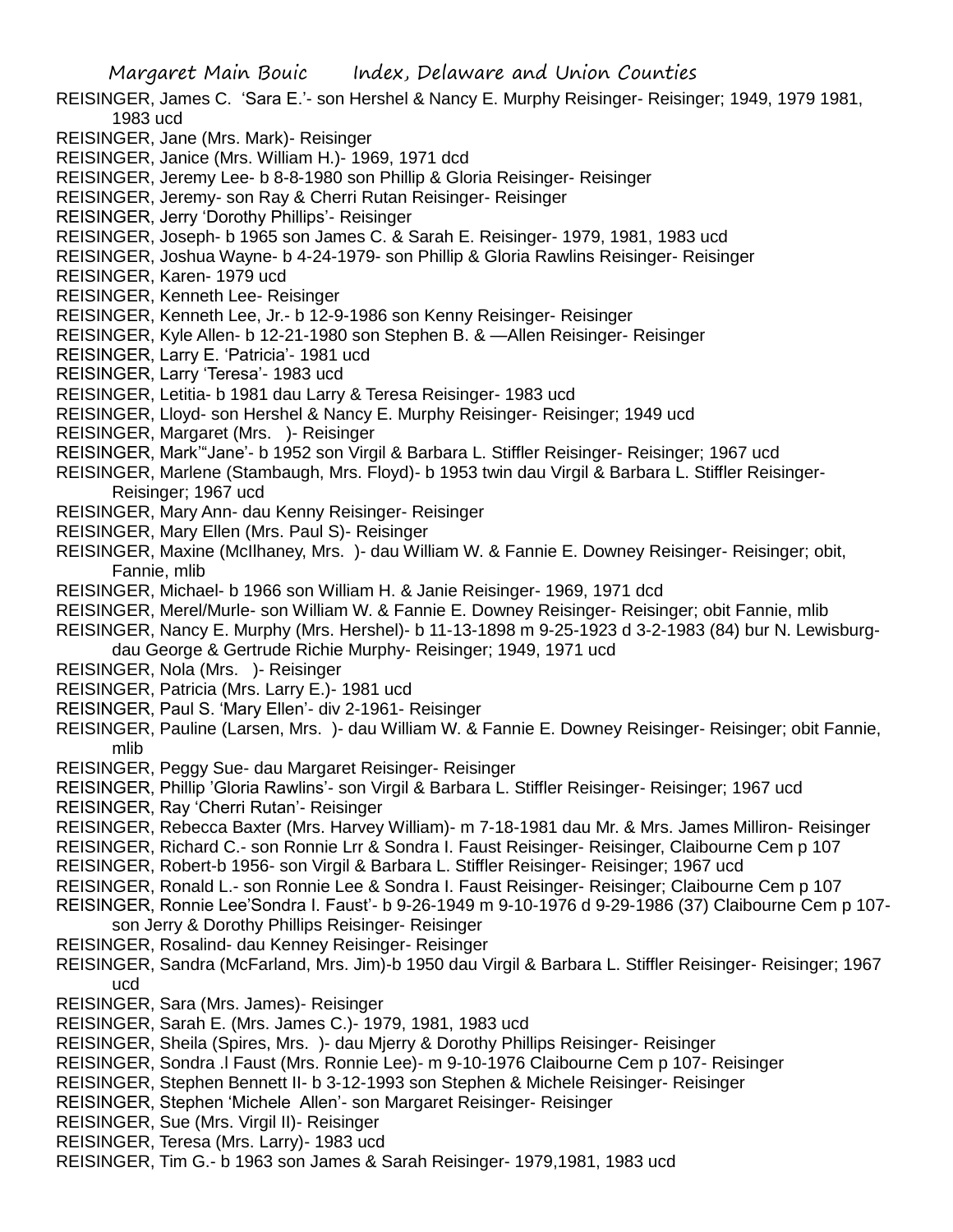REISINGER, James C. 'Sara E.'- son Hershel & Nancy E. Murphy Reisinger- Reisinger; 1949, 1979 1981, 1983 ucd

REISINGER, Jane (Mrs. Mark)- Reisinger

REISINGER, Janice (Mrs. William H.)- 1969, 1971 dcd

REISINGER, Jeremy Lee- b 8-8-1980 son Phillip & Gloria Reisinger- Reisinger

REISINGER, Jeremy- son Ray & Cherri Rutan Reisinger- Reisinger

REISINGER, Jerry 'Dorothy Phillips'- Reisinger

REISINGER, Joseph- b 1965 son James C. & Sarah E. Reisinger- 1979, 1981, 1983 ucd

REISINGER, Joshua Wayne- b 4-24-1979- son Phillip & Gloria Rawlins Reisinger- Reisinger

REISINGER, Karen- 1979 ucd

REISINGER, Kenneth Lee- Reisinger

REISINGER, Kenneth Lee, Jr.- b 12-9-1986 son Kenny Reisinger- Reisinger

REISINGER, Kyle Allen- b 12-21-1980 son Stephen B. & —Allen Reisinger- Reisinger

REISINGER, Larry E. 'Patricia'- 1981 ucd

REISINGER, Larry 'Teresa'- 1983 ucd

REISINGER, Letitia- b 1981 dau Larry & Teresa Reisinger- 1983 ucd

REISINGER, Lloyd- son Hershel & Nancy E. Murphy Reisinger- Reisinger; 1949 ucd

REISINGER, Margaret (Mrs. )- Reisinger

REISINGER, Mark'"Jane'- b 1952 son Virgil & Barbara L. Stiffler Reisinger- Reisinger; 1967 ucd

REISINGER, Marlene (Stambaugh, Mrs. Floyd)- b 1953 twin dau Virgil & Barbara L. Stiffler Reisinger- Reisinger; 1967 ucd

REISINGER, Mary Ann- dau Kenny Reisinger- Reisinger

REISINGER, Mary Ellen (Mrs. Paul S)- Reisinger

REISINGER, Maxine (McIlhaney, Mrs. )- dau William W. & Fannie E. Downey Reisinger- Reisinger; obit, Fannie, mlib

REISINGER, Michael- b 1966 son William H. & Janie Reisinger- 1969, 1971 dcd

REISINGER, Merel/Murle- son William W. & Fannie E. Downey Reisinger- Reisinger; obit Fannie, mlib

REISINGER, Nancy E. Murphy (Mrs. Hershel)- b 11-13-1898 m 9-25-1923 d 3-2-1983 (84) bur N. Lewisburg- dau George & Gertrude Richie Murphy- Reisinger; 1949, 1971 ucd

REISINGER, Nola (Mrs. )- Reisinger

REISINGER, Patricia (Mrs. Larry E.)- 1981 ucd

REISINGER, Paul S. 'Mary Ellen'- div 2-1961- Reisinger

REISINGER, Pauline (Larsen, Mrs. )- dau William W. & Fannie E. Downey Reisinger- Reisinger; obit Fannie, mlib

REISINGER, Peggy Sue- dau Margaret Reisinger- Reisinger

REISINGER, Phillip 'Gloria Rawlins'- son Virgil & Barbara L. Stiffler Reisinger- Reisinger; 1967 ucd

REISINGER, Ray 'Cherri Rutan'- Reisinger

REISINGER, Rebecca Baxter (Mrs. Harvey William)- m 7-18-1981 dau Mr. & Mrs. James Milliron- Reisinger

REISINGER, Richard C.- son Ronnie Lrr & Sondra I. Faust Reisinger- Reisinger, Claibourne Cem p 107

REISINGER, Robert-b 1956- son Virgil & Barbara L. Stiffler Reisinger- Reisinger; 1967 ucd

REISINGER, Ronald L.- son Ronnie Lee & Sondra I. Faust Reisinger- Reisinger; Claibourne Cem p 107

REISINGER, Ronnie Lee'Sondra I. Faust'- b 9-26-1949 m 9-10-1976 d 9-29-1986 (37) Claibourne Cem p 107- son Jerry & Dorothy Phillips Reisinger- Reisinger

REISINGER, Rosalind- dau Kenney Reisinger- Reisinger

REISINGER, Sandra (McFarland, Mrs. Jim)-b 1950 dau Virgil & Barbara L. Stiffler Reisinger- Reisinger; 1967 ucd

REISINGER, Sara (Mrs. James)- Reisinger

REISINGER, Sarah E. (Mrs. James C.)- 1979, 1981, 1983 ucd

REISINGER, Sheila (Spires, Mrs. )- dau Mjerry & Dorothy Phillips Reisinger- Reisinger

REISINGER, Sondra .I Faust (Mrs. Ronnie Lee)- m 9-10-1976 Claibourne Cem p 107- Reisinger

REISINGER, Stephen Bennett II- b 3-12-1993 son Stephen & Michele Reisinger- Reisinger

REISINGER, Stephen 'Michele Allen'- son Margaret Reisinger- Reisinger

REISINGER, Sue (Mrs. Virgil II)- Reisinger

REISINGER, Teresa (Mrs. Larry)- 1983 ucd

REISINGER, Tim G.- b 1963 son James & Sarah Reisinger- 1979,1981, 1983 ucd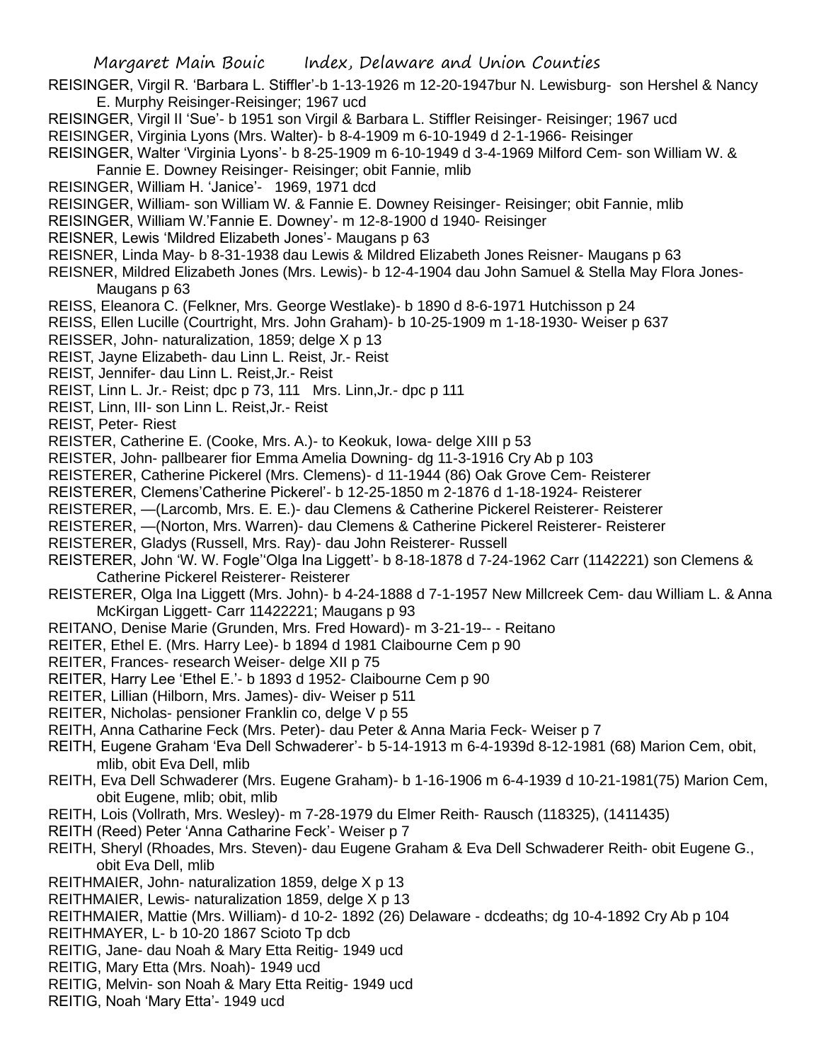REISINGER, Virgil R. 'Barbara L. Stiffler'-b 1-13-1926 m 12-20-1947bur N. Lewisburg- son Hershel & Nancy E. Murphy Reisinger-Reisinger; 1967 ucd

REISINGER, Virgil II 'Sue'- b 1951 son Virgil & Barbara L. Stiffler Reisinger- Reisinger; 1967 ucd

REISINGER, Virginia Lyons (Mrs. Walter)- b 8-4-1909 m 6-10-1949 d 2-1-1966- Reisinger

REISINGER, Walter 'Virginia Lyons'- b 8-25-1909 m 6-10-1949 d 3-4-1969 Milford Cem- son William W. & Fannie E. Downey Reisinger- Reisinger; obit Fannie, mlib

REISINGER, William H. 'Janice'- 1969, 1971 dcd

REISINGER, William- son William W. & Fannie E. Downey Reisinger- Reisinger; obit Fannie, mlib

REISINGER, William W.'Fannie E. Downey'- m 12-8-1900 d 1940- Reisinger

REISNER, Lewis 'Mildred Elizabeth Jones'- Maugans p 63

REISNER, Linda May- b 8-31-1938 dau Lewis & Mildred Elizabeth Jones Reisner- Maugans p 63

REISNER, Mildred Elizabeth Jones (Mrs. Lewis)- b 12-4-1904 dau John Samuel & Stella May Flora Jones- Maugans p 63

REISS, Eleanora C. (Felkner, Mrs. George Westlake)- b 1890 d 8-6-1971 Hutchisson p 24

REISS, Ellen Lucille (Courtright, Mrs. John Graham)- b 10-25-1909 m 1-18-1930- Weiser p 637

REISSER, John- naturalization, 1859; delge X p 13

REIST, Jayne Elizabeth- dau Linn L. Reist, Jr.- Reist

REIST, Jennifer- dau Linn L. Reist,Jr.- Reist

REIST, Linn L. Jr.- Reist; dpc p 73, 111 Mrs. Linn,Jr.- dpc p 111

REIST, Linn, III- son Linn L. Reist,Jr.- Reist

REIST, Peter- Riest

REISTER, Catherine E. (Cooke, Mrs. A.)- to Keokuk, Iowa- delge XIII p 53

REISTER, John- pallbearer fior Emma Amelia Downing- dg 11-3-1916 Cry Ab p 103

REISTERER, Catherine Pickerel (Mrs. Clemens)- d 11-1944 (86) Oak Grove Cem- Reisterer

REISTERER, Clemens'Catherine Pickerel'- b 12-25-1850 m 2-1876 d 1-18-1924- Reisterer

REISTERER, —(Larcomb, Mrs. E. E.)- dau Clemens & Catherine Pickerel Reisterer- Reisterer

REISTERER, —(Norton, Mrs. Warren)- dau Clemens & Catherine Pickerel Reisterer- Reisterer

REISTERER, Gladys (Russell, Mrs. Ray)- dau John Reisterer- Russell

REISTERER, John 'W. W. Fogle''Olga Ina Liggett'- b 8-18-1878 d 7-24-1962 Carr (1142221) son Clemens & Catherine Pickerel Reisterer- Reisterer

REISTERER, Olga Ina Liggett (Mrs. John)- b 4-24-1888 d 7-1-1957 New Millcreek Cem- dau William L. & Anna McKirgan Liggett- Carr 11422221; Maugans p 93

REITANO, Denise Marie (Grunden, Mrs. Fred Howard)- m 3-21-19-- - Reitano

REITER, Ethel E. (Mrs. Harry Lee)- b 1894 d 1981 Claibourne Cem p 90

REITER, Frances- research Weiser- delge XII p 75

REITER, Harry Lee 'Ethel E.'- b 1893 d 1952- Claibourne Cem p 90

REITER, Lillian (Hilborn, Mrs. James)- div- Weiser p 511

REITER, Nicholas- pensioner Franklin co, delge V p 55

REITH, Anna Catharine Feck (Mrs. Peter)- dau Peter & Anna Maria Feck- Weiser p 7

REITH, Eugene Graham 'Eva Dell Schwaderer'- b 5-14-1913 m 6-4-1939d 8-12-1981 (68) Marion Cem, obit, mlib, obit Eva Dell, mlib

REITH, Eva Dell Schwaderer (Mrs. Eugene Graham)- b 1-16-1906 m 6-4-1939 d 10-21-1981(75) Marion Cem, obit Eugene, mlib; obit, mlib

REITH, Lois (Vollrath, Mrs. Wesley)- m 7-28-1979 du Elmer Reith- Rausch (118325), (1411435)

REITH (Reed) Peter 'Anna Catharine Feck'- Weiser p 7

REITH, Sheryl (Rhoades, Mrs. Steven)- dau Eugene Graham & Eva Dell Schwaderer Reith- obit Eugene G., obit Eva Dell, mlib

REITHMAIER, John- naturalization 1859, delge X p 13

REITHMAIER, Lewis- naturalization 1859, delge X p 13

REITHMAIER, Mattie (Mrs. William)- d 10-2- 1892 (26) Delaware - dcdeaths; dg 10-4-1892 Cry Ab p 104

REITHMAYER, L- b 10-20 1867 Scioto Tp dcb

REITIG, Jane- dau Noah & Mary Etta Reitig- 1949 ucd

REITIG, Mary Etta (Mrs. Noah)- 1949 ucd

REITIG, Melvin- son Noah & Mary Etta Reitig- 1949 ucd

REITIG, Noah 'Mary Etta'- 1949 ucd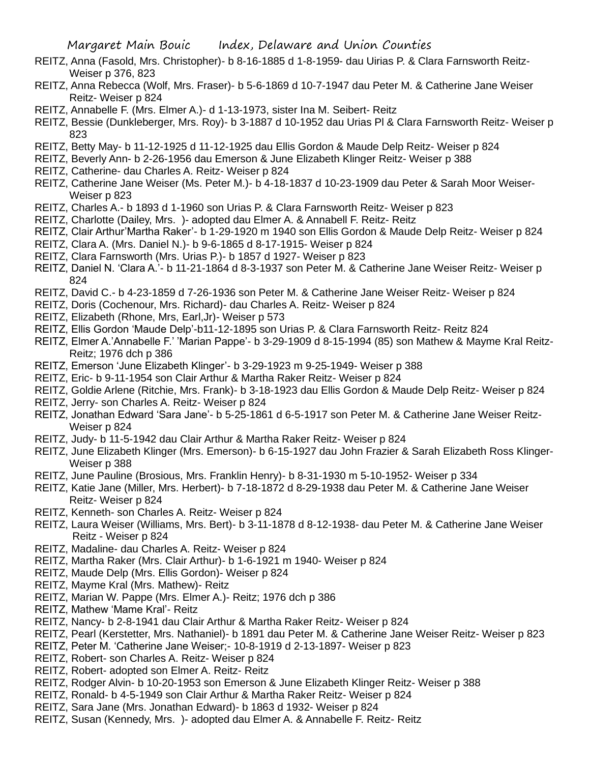REITZ, Anna (Fasold, Mrs. Christopher)- b 8-16-1885 d 1-8-1959- dau Uirias P. & Clara Farnsworth Reitz- Weiser p 376, 823

REITZ, Anna Rebecca (Wolf, Mrs. Fraser)- b 5-6-1869 d 10-7-1947 dau Peter M. & Catherine Jane Weiser Reitz- Weiser p 824

REITZ, Annabelle F. (Mrs. Elmer A.)- d 1-13-1973, sister Ina M. Seibert- Reitz

REITZ, Bessie (Dunkleberger, Mrs. Roy)- b 3-1887 d 10-1952 dau Urias Pl & Clara Farnsworth Reitz- Weiser p 823

REITZ, Betty May- b 11-12-1925 d 11-12-1925 dau Ellis Gordon & Maude Delp Reitz- Weiser p 824

REITZ, Beverly Ann- b 2-26-1956 dau Emerson & June Elizabeth Klinger Reitz- Weiser p 388

REITZ, Catherine- dau Charles A. Reitz- Weiser p 824

REITZ, Catherine Jane Weiser (Ms. Peter M.)- b 4-18-1837 d 10-23-1909 dau Peter & Sarah Moor Weiser- Weiser p 823

REITZ, Charles A.- b 1893 d 1-1960 son Urias P. & Clara Farnsworth Reitz- Weiser p 823

REITZ, Charlotte (Dailey, Mrs. )- adopted dau Elmer A. & Annabell F. Reitz- Reitz

REITZ, Clair Arthur'Martha Raker'- b 1-29-1920 m 1940 son Ellis Gordon & Maude Delp Reitz- Weiser p 824

REITZ, Clara A. (Mrs. Daniel N.)- b 9-6-1865 d 8-17-1915- Weiser p 824

REITZ, Clara Farnsworth (Mrs. Urias P.)- b 1857 d 1927- Weiser p 823

REITZ, Daniel N. 'Clara A.'- b 11-21-1864 d 8-3-1937 son Peter M. & Catherine Jane Weiser Reitz- Weiser p 824

REITZ, David C.- b 4-23-1859 d 7-26-1936 son Peter M. & Catherine Jane Weiser Reitz- Weiser p 824

REITZ, Doris (Cochenour, Mrs. Richard)- dau Charles A. Reitz- Weiser p 824

REITZ, Elizabeth (Rhone, Mrs, Earl,Jr)- Weiser p 573

REITZ, Ellis Gordon 'Maude Delp'-b11-12-1895 son Urias P. & Clara Farnsworth Reitz- Reitz 824

REITZ, Elmer A.'Annabelle F.' 'Marian Pappe'- b 3-29-1909 d 8-15-1994 (85) son Mathew & Mayme Kral Reitz- Reitz; 1976 dch p 386

REITZ, Emerson 'June Elizabeth Klinger'- b 3-29-1923 m 9-25-1949- Weiser p 388

REITZ, Eric- b 9-11-1954 son Clair Arthur & Martha Raker Reitz- Weiser p 824

REITZ, Goldie Arlene (Ritchie, Mrs. Frank)- b 3-18-1923 dau Ellis Gordon & Maude Delp Reitz- Weiser p 824

REITZ, Jerry- son Charles A. Reitz- Weiser p 824

REITZ, Jonathan Edward 'Sara Jane'- b 5-25-1861 d 6-5-1917 son Peter M. & Catherine Jane Weiser Reitz- Weiser p 824

REITZ, Judy- b 11-5-1942 dau Clair Arthur & Martha Raker Reitz- Weiser p 824

REITZ, June Elizabeth Klinger (Mrs. Emerson)- b 6-15-1927 dau John Frazier & Sarah Elizabeth Ross Klinger- Weiser p 388

REITZ, June Pauline (Brosious, Mrs. Franklin Henry)- b 8-31-1930 m 5-10-1952- Weiser p 334

REITZ, Katie Jane (Miller, Mrs. Herbert)- b 7-18-1872 d 8-29-1938 dau Peter M. & Catherine Jane Weiser Reitz- Weiser p 824

REITZ, Kenneth- son Charles A. Reitz- Weiser p 824

REITZ, Laura Weiser (Williams, Mrs. Bert)- b 3-11-1878 d 8-12-1938- dau Peter M. & Catherine Jane Weiser Reitz - Weiser p 824

REITZ, Madaline- dau Charles A. Reitz- Weiser p 824

REITZ, Martha Raker (Mrs. Clair Arthur)- b 1-6-1921 m 1940- Weiser p 824

REITZ, Maude Delp (Mrs. Ellis Gordon)- Weiser p 824

REITZ, Mayme Kral (Mrs. Mathew)- Reitz

REITZ, Marian W. Pappe (Mrs. Elmer A.)- Reitz; 1976 dch p 386

REITZ, Mathew 'Mame Kral'- Reitz

REITZ, Nancy- b 2-8-1941 dau Clair Arthur & Martha Raker Reitz- Weiser p 824

REITZ, Pearl (Kerstetter, Mrs. Nathaniel)- b 1891 dau Peter M. & Catherine Jane Weiser Reitz- Weiser p 823

REITZ, Peter M. 'Catherine Jane Weiser;- 10-8-1919 d 2-13-1897- Weiser p 823

REITZ, Robert- son Charles A. Reitz- Weiser p 824

REITZ, Robert- adopted son Elmer A. Reitz- Reitz

REITZ, Rodger Alvin- b 10-20-1953 son Emerson & June Elizabeth Klinger Reitz- Weiser p 388

REITZ, Ronald- b 4-5-1949 son Clair Arthur & Martha Raker Reitz- Weiser p 824

REITZ, Sara Jane (Mrs. Jonathan Edward)- b 1863 d 1932- Weiser p 824

REITZ, Susan (Kennedy, Mrs. )- adopted dau Elmer A. & Annabelle F. Reitz- Reitz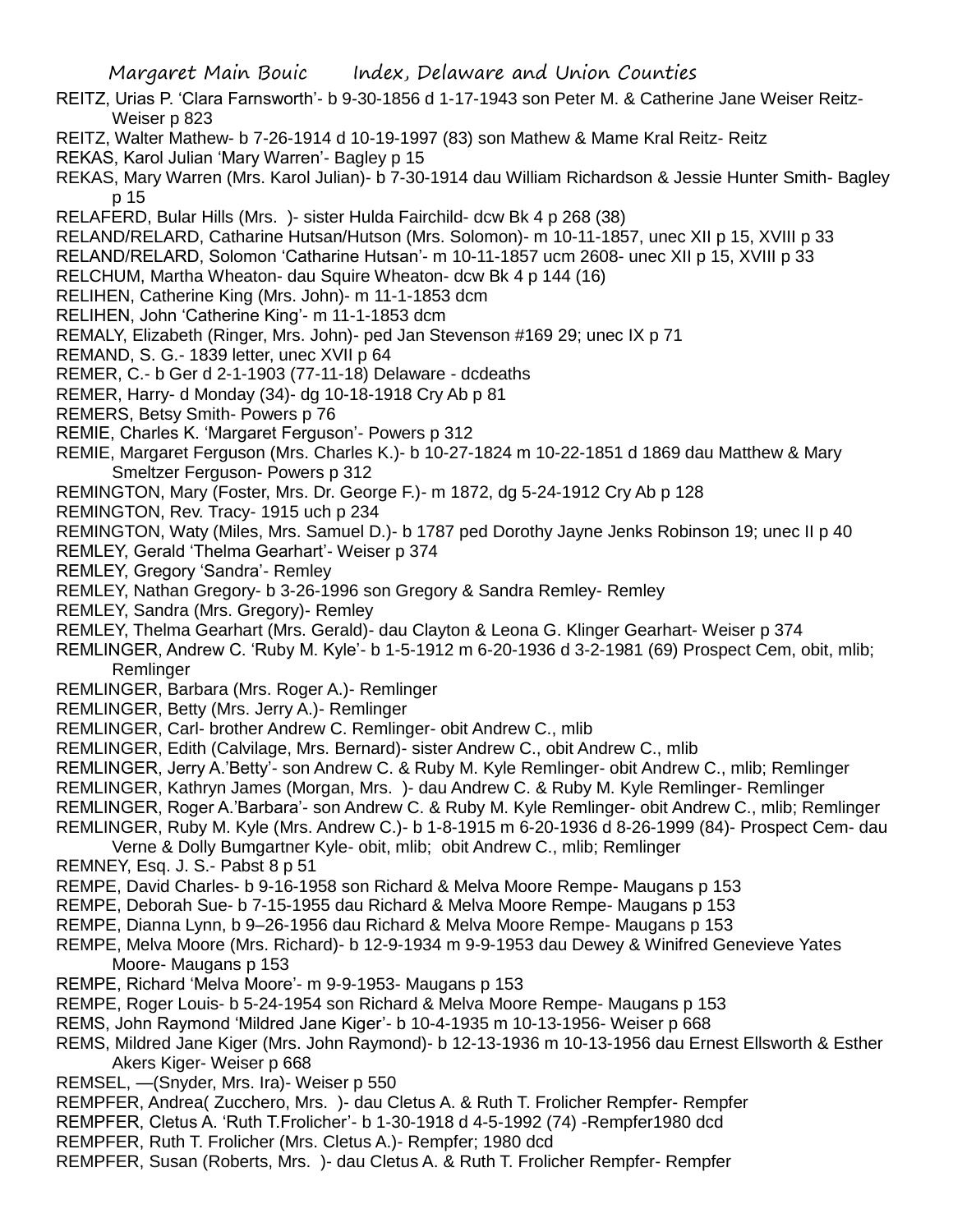REITZ, Urias P. 'Clara Farnsworth'- b 9-30-1856 d 1-17-1943 son Peter M. & Catherine Jane Weiser Reitz- Weiser p 823

REITZ, Walter Mathew- b 7-26-1914 d 10-19-1997 (83) son Mathew & Mame Kral Reitz- Reitz

REKAS, Karol Julian 'Mary Warren'- Bagley p 15

REKAS, Mary Warren (Mrs. Karol Julian)- b 7-30-1914 dau William Richardson & Jessie Hunter Smith- Bagley p 15

RELAFERD, Bular Hills (Mrs. )- sister Hulda Fairchild- dcw Bk 4 p 268 (38)

RELAND/RELARD, Catharine Hutsan/Hutson (Mrs. Solomon)- m 10-11-1857, unec XII p 15, XVIII p 33

RELAND/RELARD, Solomon 'Catharine Hutsan'- m 10-11-1857 ucm 2608- unec XII p 15, XVIII p 33

RELCHUM, Martha Wheaton- dau Squire Wheaton- dcw Bk 4 p 144 (16)

RELIHEN, Catherine King (Mrs. John)- m 11-1-1853 dcm

RELIHEN, John 'Catherine King'- m 11-1-1853 dcm

REMALY, Elizabeth (Ringer, Mrs. John)- ped Jan Stevenson #169 29; unec IX p 71

REMAND, S. G.- 1839 letter, unec XVII p 64

REMER, C.- b Ger d 2-1-1903 (77-11-18) Delaware - dcdeaths

REMER, Harry- d Monday (34)- dg 10-18-1918 Cry Ab p 81

REMERS, Betsy Smith- Powers p 76

REMIE, Charles K. 'Margaret Ferguson'- Powers p 312

REMIE, Margaret Ferguson (Mrs. Charles K.)- b 10-27-1824 m 10-22-1851 d 1869 dau Matthew & Mary Smeltzer Ferguson- Powers p 312

REMINGTON, Mary (Foster, Mrs. Dr. George F.)- m 1872, dg 5-24-1912 Cry Ab p 128

REMINGTON, Rev. Tracy- 1915 uch p 234

REMINGTON, Waty (Miles, Mrs. Samuel D.)- b 1787 ped Dorothy Jayne Jenks Robinson 19; unec II p 40

REMLEY, Gerald 'Thelma Gearhart'- Weiser p 374

REMLEY, Gregory 'Sandra'- Remley

REMLEY, Nathan Gregory- b 3-26-1996 son Gregory & Sandra Remley- Remley

REMLEY, Sandra (Mrs. Gregory)- Remley

REMLEY, Thelma Gearhart (Mrs. Gerald)- dau Clayton & Leona G. Klinger Gearhart- Weiser p 374

REMLINGER, Andrew C. 'Ruby M. Kyle'- b 1-5-1912 m 6-20-1936 d 3-2-1981 (69) Prospect Cem, obit, mlib; Remlinger

REMLINGER, Barbara (Mrs. Roger A.)- Remlinger

REMLINGER, Betty (Mrs. Jerry A.)- Remlinger

REMLINGER, Carl- brother Andrew C. Remlinger- obit Andrew C., mlib

REMLINGER, Edith (Calvilage, Mrs. Bernard)- sister Andrew C., obit Andrew C., mlib

REMLINGER, Jerry A.'Betty'- son Andrew C. & Ruby M. Kyle Remlinger- obit Andrew C., mlib; Remlinger

REMLINGER, Kathryn James (Morgan, Mrs. )- dau Andrew C. & Ruby M. Kyle Remlinger- Remlinger

REMLINGER, Roger A.'Barbara'- son Andrew C. & Ruby M. Kyle Remlinger- obit Andrew C., mlib; Remlinger

REMLINGER, Ruby M. Kyle (Mrs. Andrew C.)- b 1-8-1915 m 6-20-1936 d 8-26-1999 (84)- Prospect Cem- dau Verne & Dolly Bumgartner Kyle- obit, mlib; obit Andrew C., mlib; Remlinger

REMNEY, Esq. J. S.- Pabst 8 p 51

REMPE, David Charles- b 9-16-1958 son Richard & Melva Moore Rempe- Maugans p 153

REMPE, Deborah Sue- b 7-15-1955 dau Richard & Melva Moore Rempe- Maugans p 153

REMPE, Dianna Lynn, b 9–26-1956 dau Richard & Melva Moore Rempe- Maugans p 153

REMPE, Melva Moore (Mrs. Richard)- b 12-9-1934 m 9-9-1953 dau Dewey & Winifred Genevieve Yates Moore- Maugans p 153

REMPE, Richard 'Melva Moore'- m 9-9-1953- Maugans p 153

REMPE, Roger Louis- b 5-24-1954 son Richard & Melva Moore Rempe- Maugans p 153

REMS, John Raymond 'Mildred Jane Kiger'- b 10-4-1935 m 10-13-1956- Weiser p 668

REMS, Mildred Jane Kiger (Mrs. John Raymond)- b 12-13-1936 m 10-13-1956 dau Ernest Ellsworth & Esther Akers Kiger- Weiser p 668

REMSEL, —(Snyder, Mrs. Ira)- Weiser p 550

REMPFER, Andrea( Zucchero, Mrs. )- dau Cletus A. & Ruth T. Frolicher Rempfer- Rempfer

REMPFER, Cletus A. 'Ruth T.Frolicher'- b 1-30-1918 d 4-5-1992 (74) -Rempfer1980 dcd

REMPFER, Ruth T. Frolicher (Mrs. Cletus A.)- Rempfer; 1980 dcd

REMPFER, Susan (Roberts, Mrs. )- dau Cletus A. & Ruth T. Frolicher Rempfer- Rempfer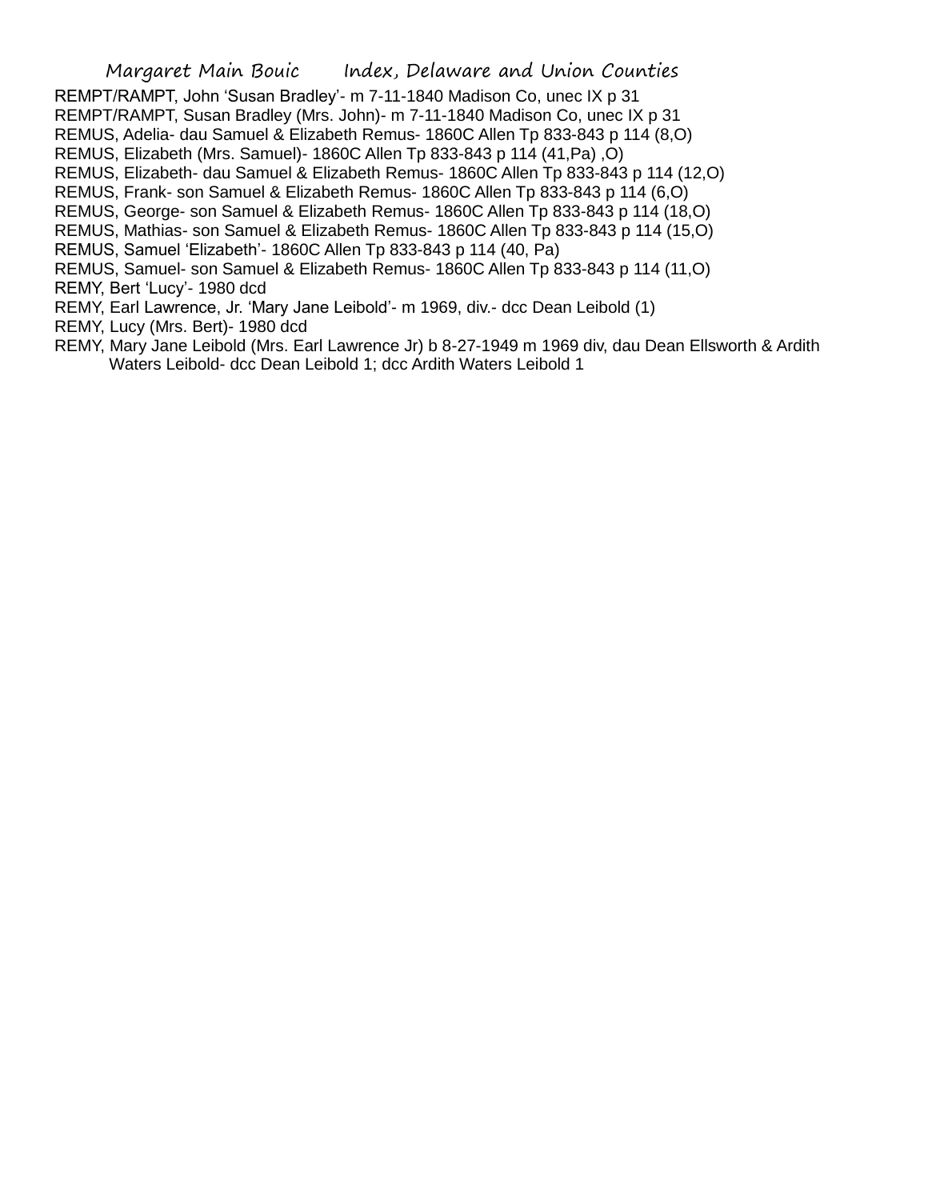REMPT/RAMPT, John 'Susan Bradley'- m 7-11-1840 Madison Co, unec IX p 31
REMPT/RAMPT, Susan Bradley (Mrs. John)- m 7-11-1840 Madison Co, unec IX p 31
REMUS, Adelia- dau Samuel & Elizabeth Remus- 1860C Allen Tp 833-843 p 114 (8,O)
REMUS, Elizabeth (Mrs. Samuel)- 1860C Allen Tp 833-843 p 114 (41,Pa) ,O)
REMUS, Elizabeth- dau Samuel & Elizabeth Remus- 1860C Allen Tp 833-843 p 114 (12,O)
REMUS, Frank- son Samuel & Elizabeth Remus- 1860C Allen Tp 833-843 p 114 (6,O)
REMUS, George- son Samuel & Elizabeth Remus- 1860C Allen Tp 833-843 p 114 (18,O)
REMUS, Mathias- son Samuel & Elizabeth Remus- 1860C Allen Tp 833-843 p 114 (15,O)
REMUS, Samuel 'Elizabeth'- 1860C Allen Tp 833-843 p 114 (40, Pa)
REMUS, Samuel- son Samuel & Elizabeth Remus- 1860C Allen Tp 833-843 p 114 (11,O)
REMY, Bert 'Lucy'- 1980 dcd
REMY, Earl Lawrence, Jr. 'Mary Jane Leibold'- m 1969, div.- dcc Dean Leibold (1)
REMY, Lucy (Mrs. Bert)- 1980 dcd
REMY, Mary Jane Leibold (Mrs. Earl Lawrence Jr) b 8-27-1949 m 1969 div, dau Dean Ellsworth & Ardith Waters Leibold- dcc Dean Leibold 1; dcc Ardith Waters Leibold 1